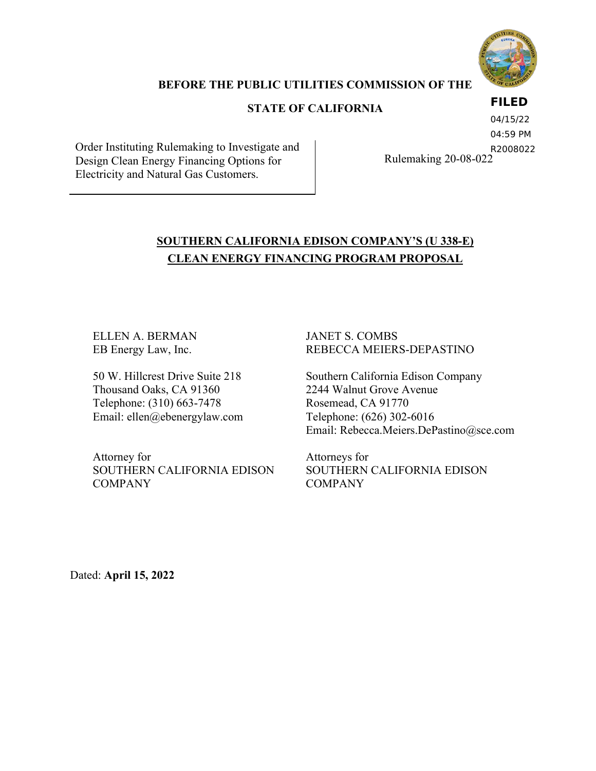FILED
04/15/22
04:59 PM
R2008022

**BEFORE THE PUBLIC UTILITIES COMMISSION OF THE**

**STATE OF CALIFORNIA**

| | |
|---|---|
| Order Instituting Rulemaking to Investigate and Design Clean Energy Financing Options for Electricity and Natural Gas Customers. | Rulemaking 20-08-022 |

## SOUTHERN CALIFORNIA EDISON COMPANY'S (U 338-E) CLEAN ENERGY FINANCING PROGRAM PROPOSAL

ELLEN A. BERMAN
EB Energy Law, Inc.

50 W. Hillcrest Drive Suite 218
Thousand Oaks, CA 91360
Telephone: (310) 663-7478
Email: ellen@ebenergylaw.com

Attorney for
SOUTHERN CALIFORNIA EDISON COMPANY

JANET S. COMBS
REBECCA MEIERS-DEPASTINO

Southern California Edison Company
2244 Walnut Grove Avenue
Rosemead, CA 91770
Telephone: (626) 302-6016
Email: Rebecca.Meiers.DePastino@sce.com

Attorneys for
SOUTHERN CALIFORNIA EDISON COMPANY

Dated: **April 15, 2022**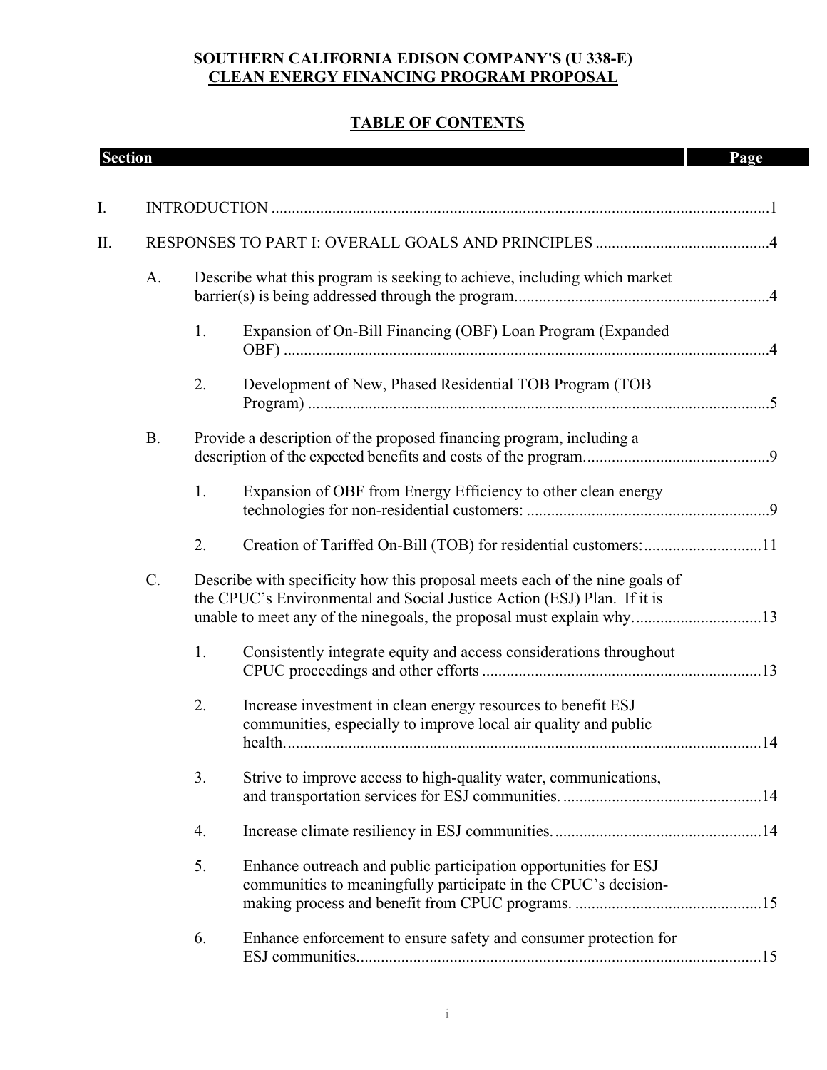**SOUTHERN CALIFORNIA EDISON COMPANY'S (U 338-E)**
**CLEAN ENERGY FINANCING PROGRAM PROPOSAL**

**TABLE OF CONTENTS**

| Section | | | | Page |
|---|---|---|---|---|
| I. | INTRODUCTION | | | 1 |
| II. | RESPONSES TO PART I: OVERALL GOALS AND PRINCIPLES | | | 4 |
| | A. | Describe what this program is seeking to achieve, including which market barrier(s) is being addressed through the program. | | 4 |
| | | 1. | Expansion of On-Bill Financing (OBF) Loan Program (Expanded OBF) | 4 |
| | | 2. | Development of New, Phased Residential TOB Program (TOB Program) | 5 |
| | B. | Provide a description of the proposed financing program, including a description of the expected benefits and costs of the program. | | 9 |
| | | 1. | Expansion of OBF from Energy Efficiency to other clean energy technologies for non-residential customers: | 9 |
| | | 2. | Creation of Tariffed On-Bill (TOB) for residential customers: | 11 |
| | C. | Describe with specificity how this proposal meets each of the nine goals of the CPUC's Environmental and Social Justice Action (ESJ) Plan. If it is unable to meet any of the ninegoals, the proposal must explain why. | | 13 |
| | | 1. | Consistently integrate equity and access considerations throughout CPUC proceedings and other efforts | 13 |
| | | 2. | Increase investment in clean energy resources to benefit ESJ communities, especially to improve local air quality and public health. | 14 |
| | | 3. | Strive to improve access to high-quality water, communications, and transportation services for ESJ communities. | 14 |
| | | 4. | Increase climate resiliency in ESJ communities. | 14 |
| | | 5. | Enhance outreach and public participation opportunities for ESJ communities to meaningfully participate in the CPUC's decision-making process and benefit from CPUC programs. | 15 |
| | | 6. | Enhance enforcement to ensure safety and consumer protection for ESJ communities. | 15 |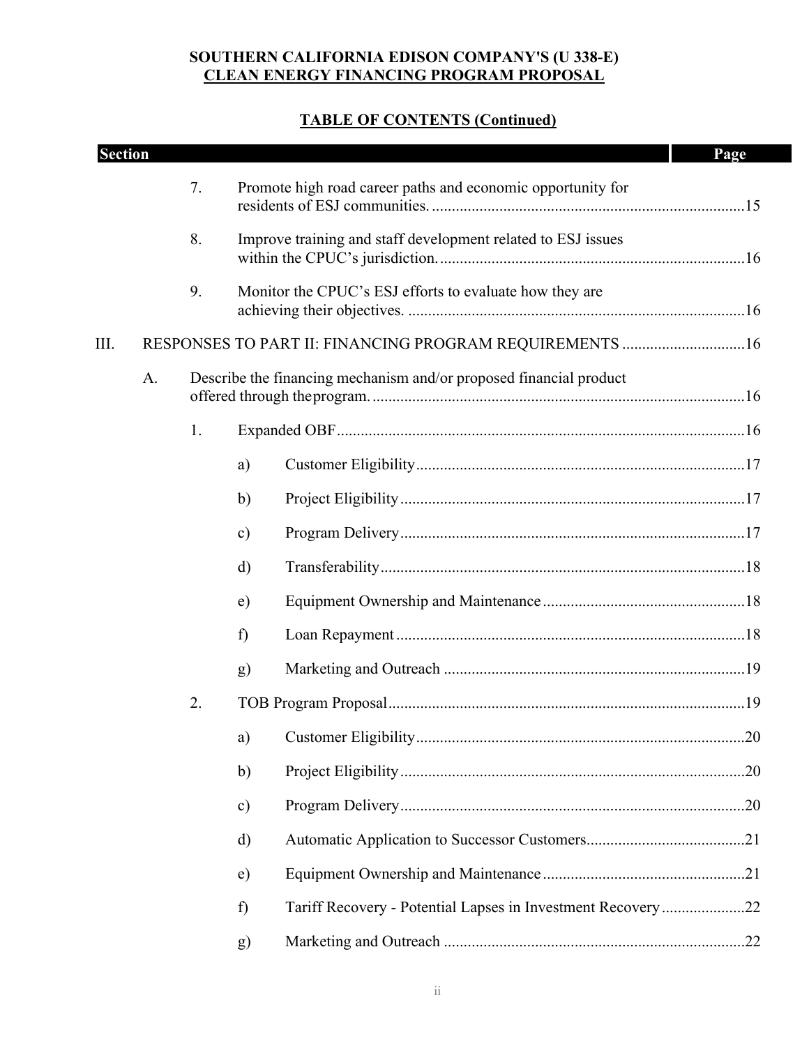**SOUTHERN CALIFORNIA EDISON COMPANY'S (U 338-E)**
**CLEAN ENERGY FINANCING PROGRAM PROPOSAL**

**TABLE OF CONTENTS (Continued)**

| Section | | | | Page |
|---|---|---|---|---|
| | | 7. | Promote high road career paths and economic opportunity for residents of ESJ communities. | 15 |
| | | 8. | Improve training and staff development related to ESJ issues within the CPUC's jurisdiction. | 16 |
| | | 9. | Monitor the CPUC's ESJ efforts to evaluate how they are achieving their objectives. | 16 |
| III. | RESPONSES TO PART II: FINANCING PROGRAM REQUIREMENTS | | | 16 |
| | A. | Describe the financing mechanism and/or proposed financial product offered through the program. | | 16 |
| | | 1. | Expanded OBF | 16 |
| | | | a) Customer Eligibility | 17 |
| | | | b) Project Eligibility | 17 |
| | | | c) Program Delivery | 17 |
| | | | d) Transferability | 18 |
| | | | e) Equipment Ownership and Maintenance | 18 |
| | | | f) Loan Repayment | 18 |
| | | | g) Marketing and Outreach | 19 |
| | | 2. | TOB Program Proposal | 19 |
| | | | a) Customer Eligibility | 20 |
| | | | b) Project Eligibility | 20 |
| | | | c) Program Delivery | 20 |
| | | | d) Automatic Application to Successor Customers | 21 |
| | | | e) Equipment Ownership and Maintenance | 21 |
| | | | f) Tariff Recovery - Potential Lapses in Investment Recovery | 22 |
| | | | g) Marketing and Outreach | 22 |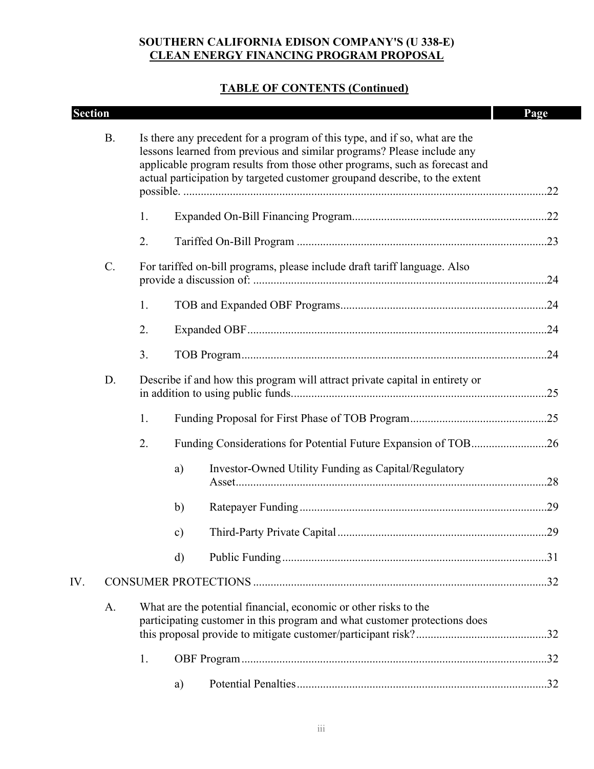**SOUTHERN CALIFORNIA EDISON COMPANY'S (U 338-E)**
**CLEAN ENERGY FINANCING PROGRAM PROPOSAL**

**TABLE OF CONTENTS (Continued)**

| Section | | | | Page |
|---|---|---|---|---|
| | B. | Is there any precedent for a program of this type, and if so, what are the lessons learned from previous and similar programs? Please include any applicable program results from those other programs, such as forecast and actual participation by targeted customer groupand describe, to the extent possible. | | 22 |
| | | 1. | Expanded On-Bill Financing Program | 22 |
| | | 2. | Tariffed On-Bill Program | 23 |
| | C. | For tariffed on-bill programs, please include draft tariff language. Also provide a discussion of: | | 24 |
| | | 1. | TOB and Expanded OBF Programs | 24 |
| | | 2. | Expanded OBF | 24 |
| | | 3. | TOB Program | 24 |
| | D. | Describe if and how this program will attract private capital in entirety or in addition to using public funds | | 25 |
| | | 1. | Funding Proposal for First Phase of TOB Program | 25 |
| | | 2. | Funding Considerations for Potential Future Expansion of TOB | 26 |
| | | | a) Investor-Owned Utility Funding as Capital/Regulatory Asset | 28 |
| | | | b) Ratepayer Funding | 29 |
| | | | c) Third-Party Private Capital | 29 |
| | | | d) Public Funding | 31 |
| IV. | CONSUMER PROTECTIONS | | | 32 |
| | A. | What are the potential financial, economic or other risks to the participating customer in this program and what customer protections does this proposal provide to mitigate customer/participant risk? | | 32 |
| | | 1. | OBF Program | 32 |
| | | | a) Potential Penalties | 32 |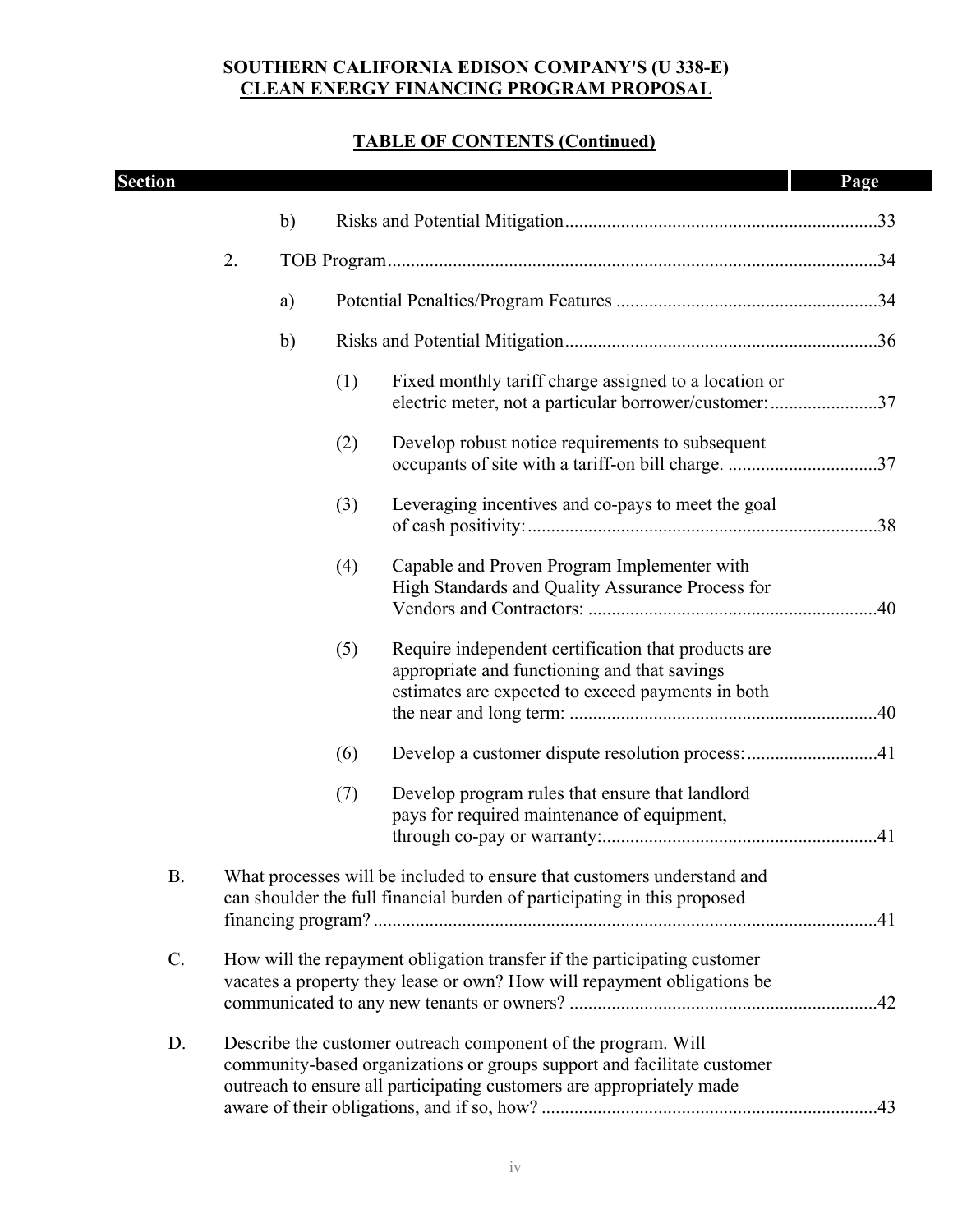**SOUTHERN CALIFORNIA EDISON COMPANY'S (U 338-E)**
**CLEAN ENERGY FINANCING PROGRAM PROPOSAL**

**TABLE OF CONTENTS (Continued)**

| Section | | | | Page |
|---|---|---|---|---|
| | | b) | Risks and Potential Mitigation | 33 |
| | 2. | | TOB Program | 34 |
| | | a) | Potential Penalties/Program Features | 34 |
| | | b) | Risks and Potential Mitigation | 36 |
| | | | (1) Fixed monthly tariff charge assigned to a location or electric meter, not a particular borrower/customer: | 37 |
| | | | (2) Develop robust notice requirements to subsequent occupants of site with a tariff-on bill charge. | 37 |
| | | | (3) Leveraging incentives and co-pays to meet the goal of cash positivity: | 38 |
| | | | (4) Capable and Proven Program Implementer with High Standards and Quality Assurance Process for Vendors and Contractors: | 40 |
| | | | (5) Require independent certification that products are appropriate and functioning and that savings estimates are expected to exceed payments in both the near and long term: | 40 |
| | | | (6) Develop a customer dispute resolution process: | 41 |
| | | | (7) Develop program rules that ensure that landlord pays for required maintenance of equipment, through co-pay or warranty: | 41 |
| B. | What processes will be included to ensure that customers understand and can shoulder the full financial burden of participating in this proposed financing program? | | | 41 |
| C. | How will the repayment obligation transfer if the participating customer vacates a property they lease or own? How will repayment obligations be communicated to any new tenants or owners? | | | 42 |
| D. | Describe the customer outreach component of the program. Will community-based organizations or groups support and facilitate customer outreach to ensure all participating customers are appropriately made aware of their obligations, and if so, how? | | | 43 |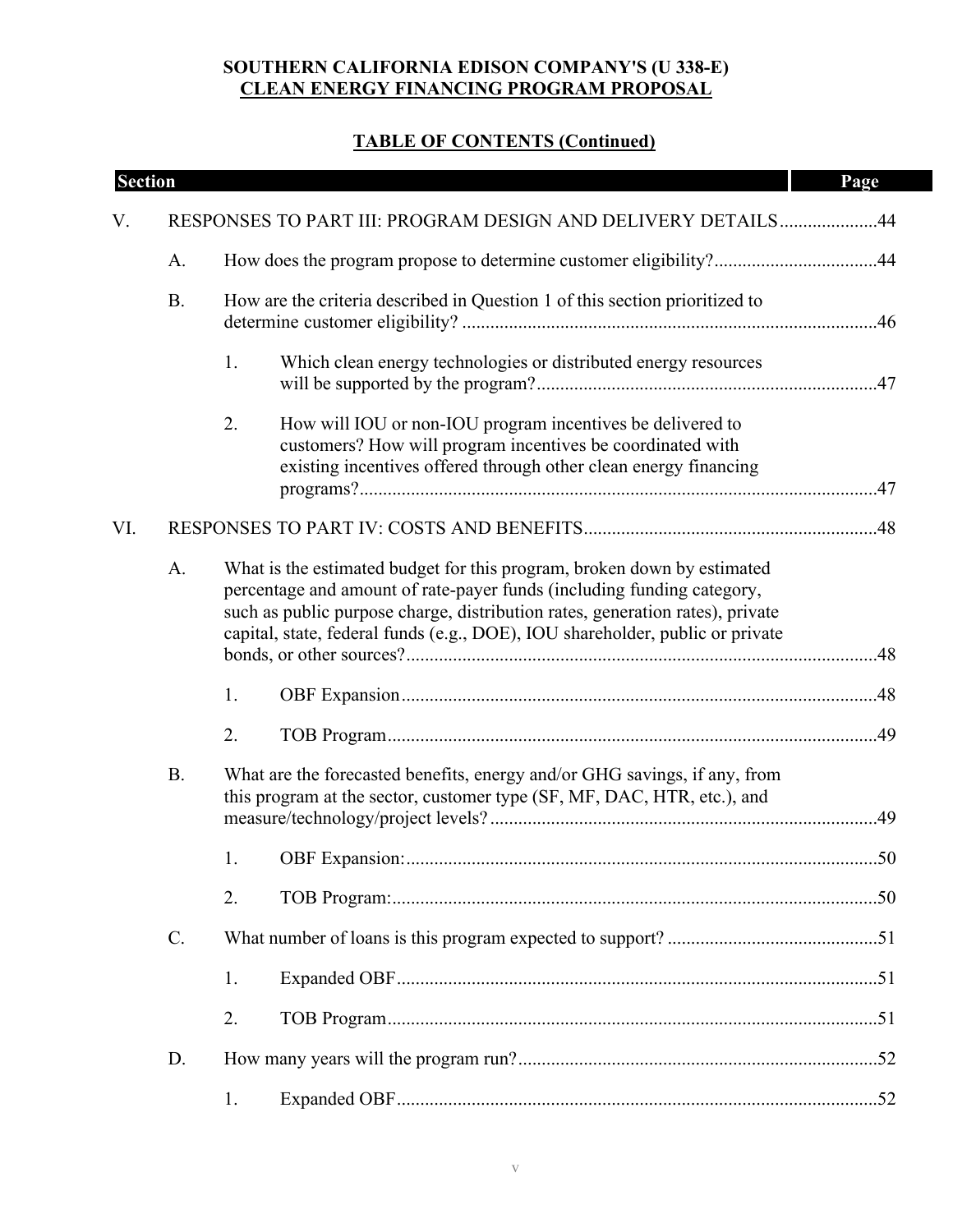**SOUTHERN CALIFORNIA EDISON COMPANY'S (U 338-E)**
**CLEAN ENERGY FINANCING PROGRAM PROPOSAL**

**TABLE OF CONTENTS (Continued)**

| Section | | | Page |
|---|---|---|---|
| V. | RESPONSES TO PART III: PROGRAM DESIGN AND DELIVERY DETAILS | | 44 |
| | A. | How does the program propose to determine customer eligibility? | 44 |
| | B. | How are the criteria described in Question 1 of this section prioritized to determine customer eligibility? | 46 |
| | | 1. Which clean energy technologies or distributed energy resources will be supported by the program? | 47 |
| | | 2. How will IOU or non-IOU program incentives be delivered to customers? How will program incentives be coordinated with existing incentives offered through other clean energy financing programs? | 47 |
| VI. | RESPONSES TO PART IV: COSTS AND BENEFITS | | 48 |
| | A. | What is the estimated budget for this program, broken down by estimated percentage and amount of rate-payer funds (including funding category, such as public purpose charge, distribution rates, generation rates), private capital, state, federal funds (e.g., DOE), IOU shareholder, public or private bonds, or other sources? | 48 |
| | | 1. OBF Expansion | 48 |
| | | 2. TOB Program | 49 |
| | B. | What are the forecasted benefits, energy and/or GHG savings, if any, from this program at the sector, customer type (SF, MF, DAC, HTR, etc.), and measure/technology/project levels? | 49 |
| | | 1. OBF Expansion: | 50 |
| | | 2. TOB Program: | 50 |
| | C. | What number of loans is this program expected to support? | 51 |
| | | 1. Expanded OBF | 51 |
| | | 2. TOB Program | 51 |
| | D. | How many years will the program run? | 52 |
| | | 1. Expanded OBF | 52 |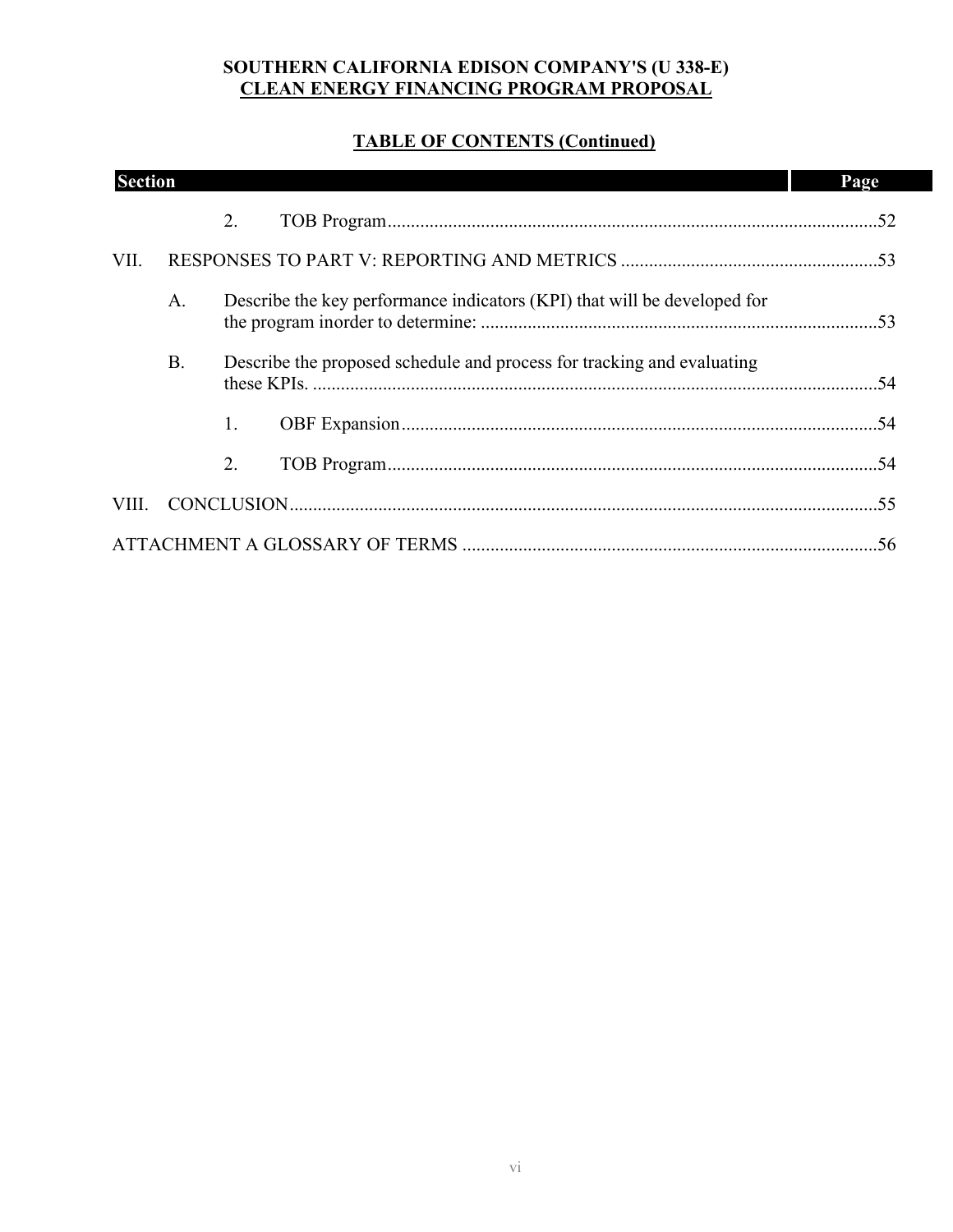**SOUTHERN CALIFORNIA EDISON COMPANY'S (U 338-E)**
**CLEAN ENERGY FINANCING PROGRAM PROPOSAL**

**TABLE OF CONTENTS (Continued)**

| Section | Page |
|---|---|
| 2. TOB Program | 52 |
| VII. RESPONSES TO PART V: REPORTING AND METRICS | 53 |
| A. Describe the key performance indicators (KPI) that will be developed for the program inorder to determine: | 53 |
| B. Describe the proposed schedule and process for tracking and evaluating these KPIs. | 54 |
| 1. OBF Expansion | 54 |
| 2. TOB Program | 54 |
| VIII. CONCLUSION | 55 |
| ATTACHMENT A GLOSSARY OF TERMS | 56 |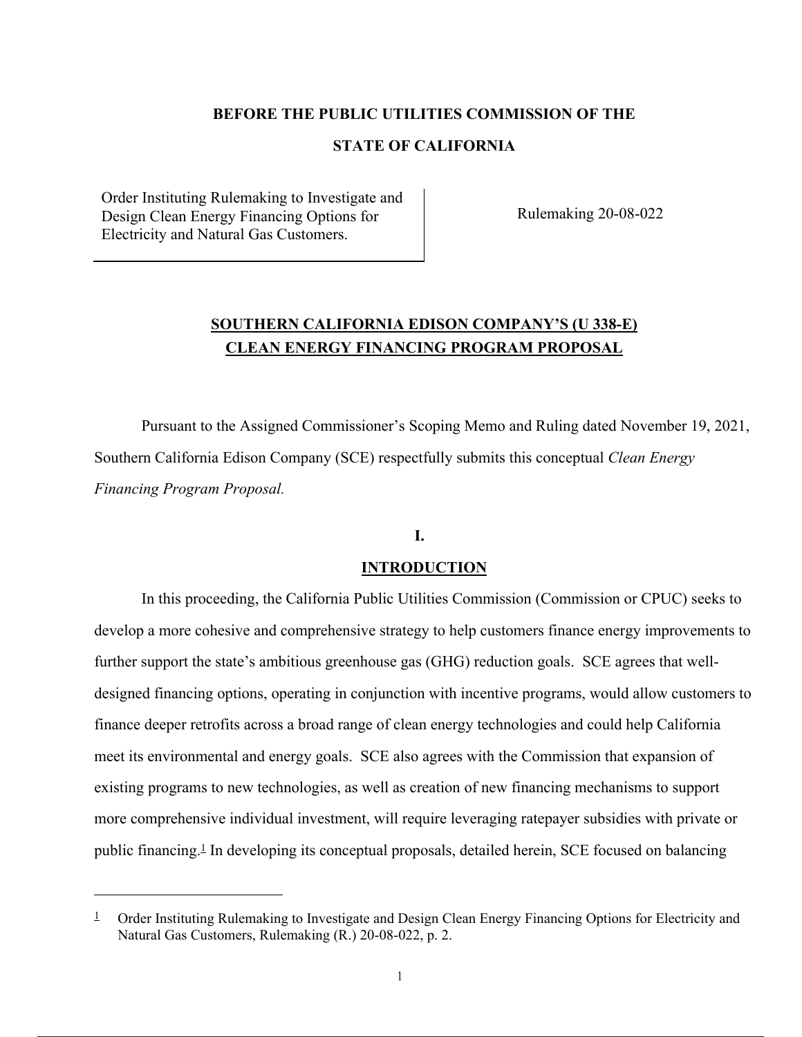**BEFORE THE PUBLIC UTILITIES COMMISSION OF THE**

**STATE OF CALIFORNIA**

| Order Instituting Rulemaking to Investigate and Design Clean Energy Financing Options for Electricity and Natural Gas Customers. | Rulemaking 20-08-022 |
|---|---|

## SOUTHERN CALIFORNIA EDISON COMPANY'S (U 338-E) CLEAN ENERGY FINANCING PROGRAM PROPOSAL

Pursuant to the Assigned Commissioner's Scoping Memo and Ruling dated November 19, 2021, Southern California Edison Company (SCE) respectfully submits this conceptual *Clean Energy Financing Program Proposal.*

## I.

## INTRODUCTION

In this proceeding, the California Public Utilities Commission (Commission or CPUC) seeks to develop a more cohesive and comprehensive strategy to help customers finance energy improvements to further support the state's ambitious greenhouse gas (GHG) reduction goals. SCE agrees that well-designed financing options, operating in conjunction with incentive programs, would allow customers to finance deeper retrofits across a broad range of clean energy technologies and could help California meet its environmental and energy goals. SCE also agrees with the Commission that expansion of existing programs to new technologies, as well as creation of new financing mechanisms to support more comprehensive individual investment, will require leveraging ratepayer subsidies with private or public financing.[1] In developing its conceptual proposals, detailed herein, SCE focused on balancing

[1] Order Instituting Rulemaking to Investigate and Design Clean Energy Financing Options for Electricity and Natural Gas Customers, Rulemaking (R.) 20-08-022, p. 2.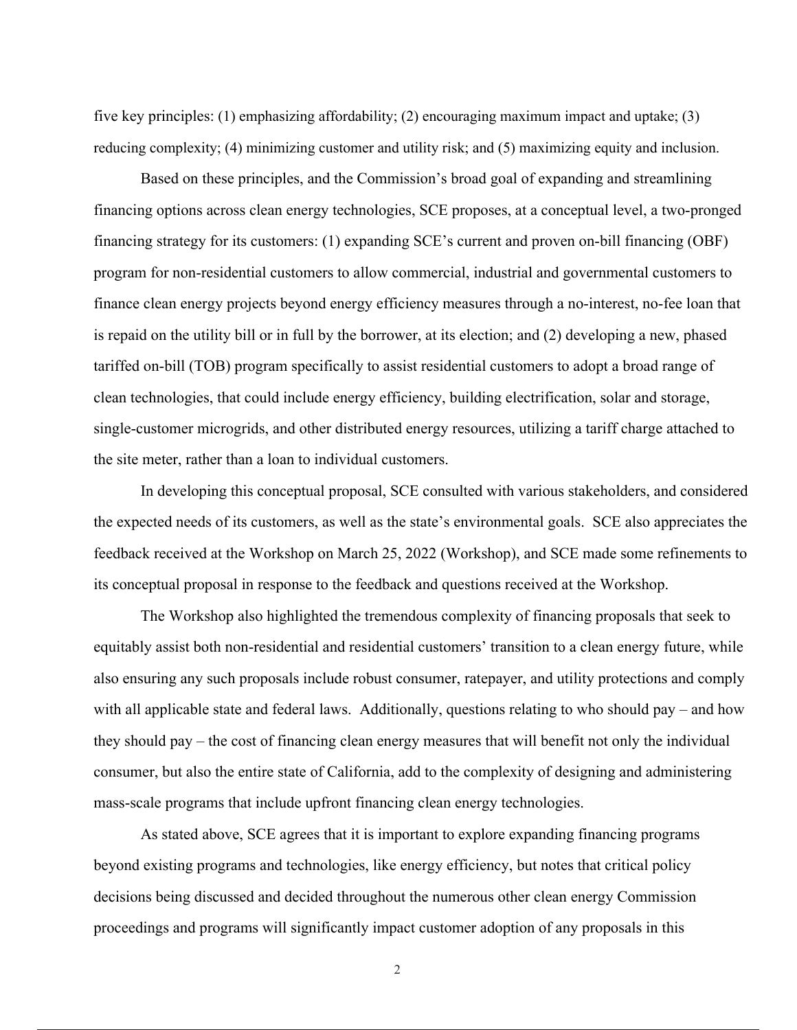five key principles: (1) emphasizing affordability; (2) encouraging maximum impact and uptake; (3) reducing complexity; (4) minimizing customer and utility risk; and (5) maximizing equity and inclusion.

Based on these principles, and the Commission's broad goal of expanding and streamlining financing options across clean energy technologies, SCE proposes, at a conceptual level, a two-pronged financing strategy for its customers: (1) expanding SCE's current and proven on-bill financing (OBF) program for non-residential customers to allow commercial, industrial and governmental customers to finance clean energy projects beyond energy efficiency measures through a no-interest, no-fee loan that is repaid on the utility bill or in full by the borrower, at its election; and (2) developing a new, phased tariffed on-bill (TOB) program specifically to assist residential customers to adopt a broad range of clean technologies, that could include energy efficiency, building electrification, solar and storage, single-customer microgrids, and other distributed energy resources, utilizing a tariff charge attached to the site meter, rather than a loan to individual customers.

In developing this conceptual proposal, SCE consulted with various stakeholders, and considered the expected needs of its customers, as well as the state's environmental goals. SCE also appreciates the feedback received at the Workshop on March 25, 2022 (Workshop), and SCE made some refinements to its conceptual proposal in response to the feedback and questions received at the Workshop.

The Workshop also highlighted the tremendous complexity of financing proposals that seek to equitably assist both non-residential and residential customers' transition to a clean energy future, while also ensuring any such proposals include robust consumer, ratepayer, and utility protections and comply with all applicable state and federal laws. Additionally, questions relating to who should pay – and how they should pay – the cost of financing clean energy measures that will benefit not only the individual consumer, but also the entire state of California, add to the complexity of designing and administering mass-scale programs that include upfront financing clean energy technologies.

As stated above, SCE agrees that it is important to explore expanding financing programs beyond existing programs and technologies, like energy efficiency, but notes that critical policy decisions being discussed and decided throughout the numerous other clean energy Commission proceedings and programs will significantly impact customer adoption of any proposals in this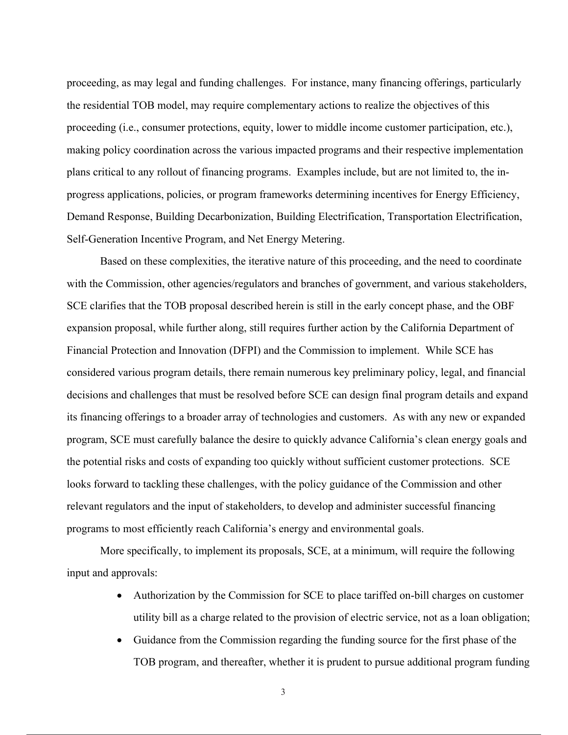proceeding, as may legal and funding challenges. For instance, many financing offerings, particularly the residential TOB model, may require complementary actions to realize the objectives of this proceeding (i.e., consumer protections, equity, lower to middle income customer participation, etc.), making policy coordination across the various impacted programs and their respective implementation plans critical to any rollout of financing programs. Examples include, but are not limited to, the in-progress applications, policies, or program frameworks determining incentives for Energy Efficiency, Demand Response, Building Decarbonization, Building Electrification, Transportation Electrification, Self-Generation Incentive Program, and Net Energy Metering.

Based on these complexities, the iterative nature of this proceeding, and the need to coordinate with the Commission, other agencies/regulators and branches of government, and various stakeholders, SCE clarifies that the TOB proposal described herein is still in the early concept phase, and the OBF expansion proposal, while further along, still requires further action by the California Department of Financial Protection and Innovation (DFPI) and the Commission to implement. While SCE has considered various program details, there remain numerous key preliminary policy, legal, and financial decisions and challenges that must be resolved before SCE can design final program details and expand its financing offerings to a broader array of technologies and customers. As with any new or expanded program, SCE must carefully balance the desire to quickly advance California's clean energy goals and the potential risks and costs of expanding too quickly without sufficient customer protections. SCE looks forward to tackling these challenges, with the policy guidance of the Commission and other relevant regulators and the input of stakeholders, to develop and administer successful financing programs to most efficiently reach California's energy and environmental goals.

More specifically, to implement its proposals, SCE, at a minimum, will require the following input and approvals:

- Authorization by the Commission for SCE to place tariffed on-bill charges on customer utility bill as a charge related to the provision of electric service, not as a loan obligation;
- Guidance from the Commission regarding the funding source for the first phase of the TOB program, and thereafter, whether it is prudent to pursue additional program funding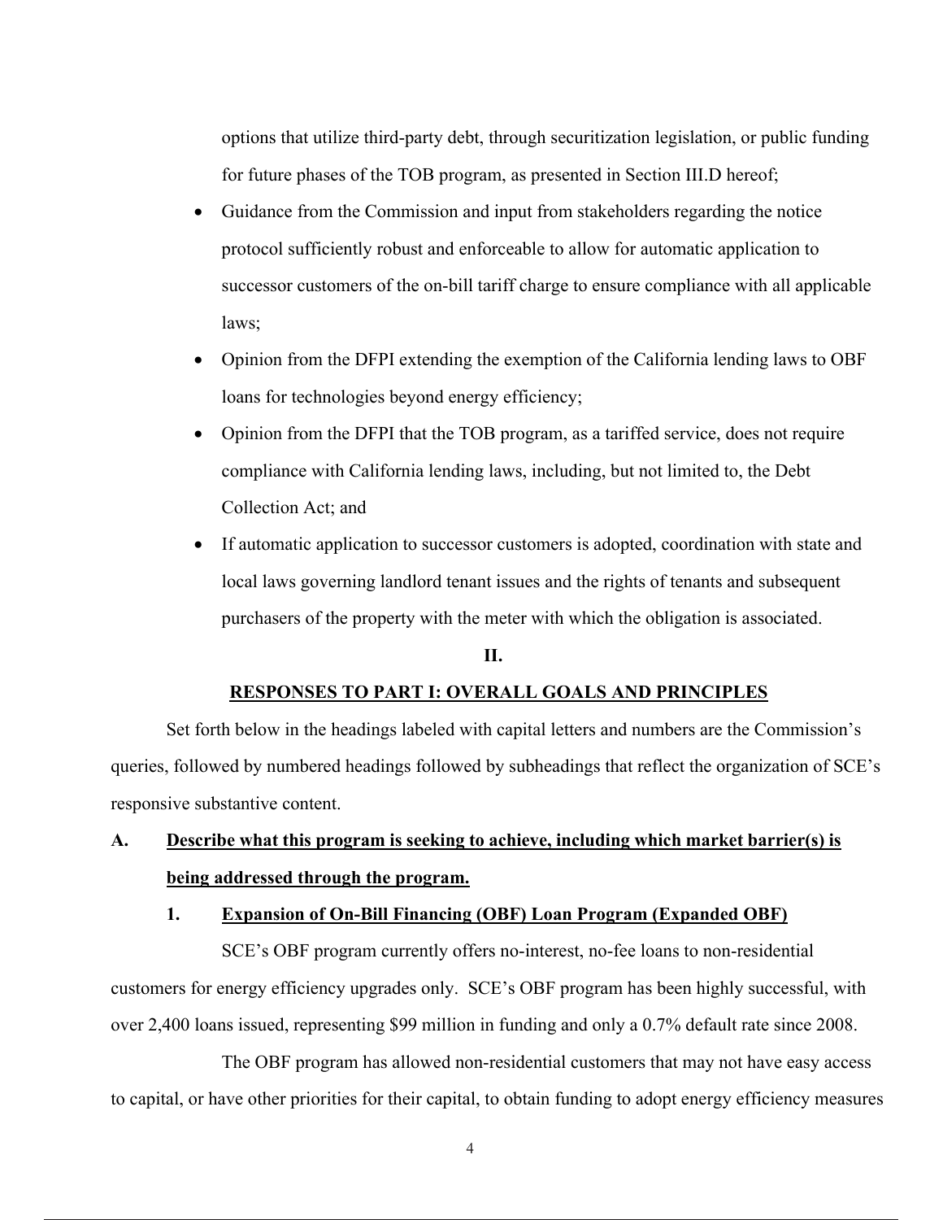options that utilize third-party debt, through securitization legislation, or public funding for future phases of the TOB program, as presented in Section III.D hereof;

- Guidance from the Commission and input from stakeholders regarding the notice protocol sufficiently robust and enforceable to allow for automatic application to successor customers of the on-bill tariff charge to ensure compliance with all applicable laws;
- Opinion from the DFPI extending the exemption of the California lending laws to OBF loans for technologies beyond energy efficiency;
- Opinion from the DFPI that the TOB program, as a tariffed service, does not require compliance with California lending laws, including, but not limited to, the Debt Collection Act; and
- If automatic application to successor customers is adopted, coordination with state and local laws governing landlord tenant issues and the rights of tenants and subsequent purchasers of the property with the meter with which the obligation is associated.

## II.

## RESPONSES TO PART I: OVERALL GOALS AND PRINCIPLES

Set forth below in the headings labeled with capital letters and numbers are the Commission's queries, followed by numbered headings followed by subheadings that reflect the organization of SCE's responsive substantive content.

### A. Describe what this program is seeking to achieve, including which market barrier(s) is being addressed through the program.

#### 1. Expansion of On-Bill Financing (OBF) Loan Program (Expanded OBF)

SCE's OBF program currently offers no-interest, no-fee loans to non-residential customers for energy efficiency upgrades only. SCE's OBF program has been highly successful, with over 2,400 loans issued, representing $99 million in funding and only a 0.7% default rate since 2008.

The OBF program has allowed non-residential customers that may not have easy access to capital, or have other priorities for their capital, to obtain funding to adopt energy efficiency measures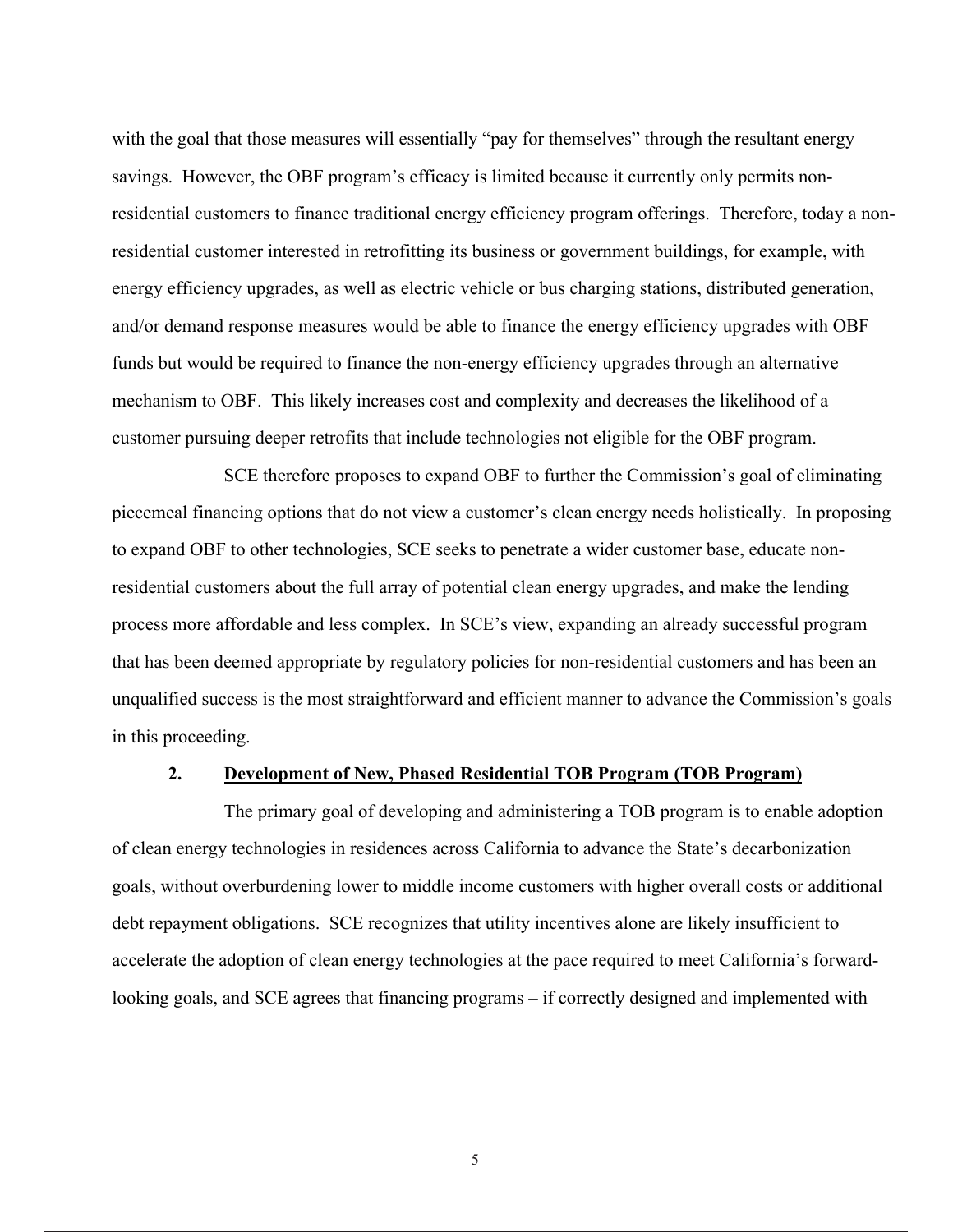with the goal that those measures will essentially "pay for themselves" through the resultant energy savings. However, the OBF program's efficacy is limited because it currently only permits non-residential customers to finance traditional energy efficiency program offerings. Therefore, today a non-residential customer interested in retrofitting its business or government buildings, for example, with energy efficiency upgrades, as well as electric vehicle or bus charging stations, distributed generation, and/or demand response measures would be able to finance the energy efficiency upgrades with OBF funds but would be required to finance the non-energy efficiency upgrades through an alternative mechanism to OBF. This likely increases cost and complexity and decreases the likelihood of a customer pursuing deeper retrofits that include technologies not eligible for the OBF program.

SCE therefore proposes to expand OBF to further the Commission's goal of eliminating piecemeal financing options that do not view a customer's clean energy needs holistically. In proposing to expand OBF to other technologies, SCE seeks to penetrate a wider customer base, educate non-residential customers about the full array of potential clean energy upgrades, and make the lending process more affordable and less complex. In SCE's view, expanding an already successful program that has been deemed appropriate by regulatory policies for non-residential customers and has been an unqualified success is the most straightforward and efficient manner to advance the Commission's goals in this proceeding.

### 2. <u>Development of New, Phased Residential TOB Program (TOB Program)</u>

The primary goal of developing and administering a TOB program is to enable adoption of clean energy technologies in residences across California to advance the State's decarbonization goals, without overburdening lower to middle income customers with higher overall costs or additional debt repayment obligations. SCE recognizes that utility incentives alone are likely insufficient to accelerate the adoption of clean energy technologies at the pace required to meet California's forward-looking goals, and SCE agrees that financing programs – if correctly designed and implemented with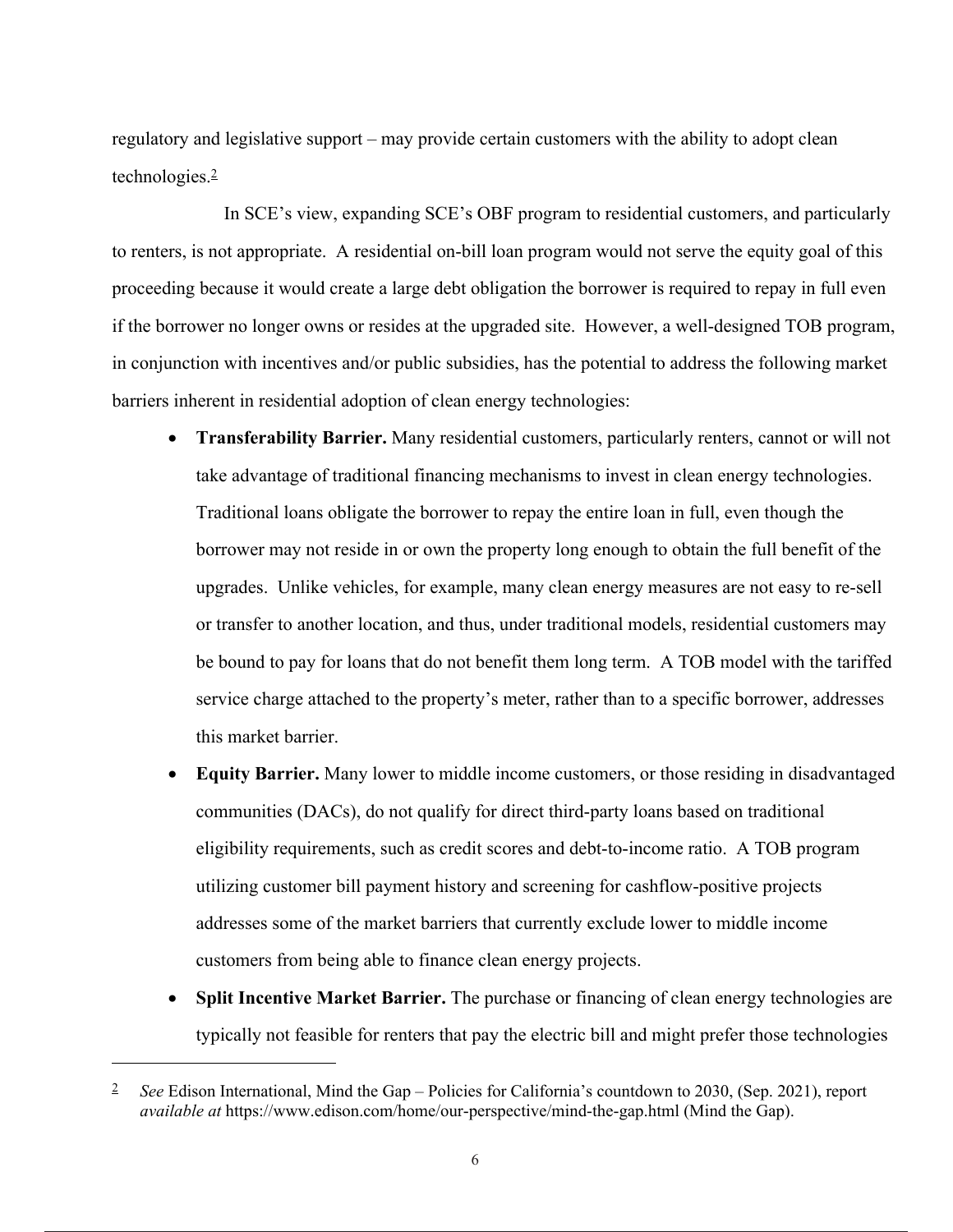regulatory and legislative support – may provide certain customers with the ability to adopt clean technologies.[2]

In SCE's view, expanding SCE's OBF program to residential customers, and particularly to renters, is not appropriate. A residential on-bill loan program would not serve the equity goal of this proceeding because it would create a large debt obligation the borrower is required to repay in full even if the borrower no longer owns or resides at the upgraded site. However, a well-designed TOB program, in conjunction with incentives and/or public subsidies, has the potential to address the following market barriers inherent in residential adoption of clean energy technologies:

- **Transferability Barrier.** Many residential customers, particularly renters, cannot or will not take advantage of traditional financing mechanisms to invest in clean energy technologies. Traditional loans obligate the borrower to repay the entire loan in full, even though the borrower may not reside in or own the property long enough to obtain the full benefit of the upgrades. Unlike vehicles, for example, many clean energy measures are not easy to re-sell or transfer to another location, and thus, under traditional models, residential customers may be bound to pay for loans that do not benefit them long term. A TOB model with the tariffed service charge attached to the property's meter, rather than to a specific borrower, addresses this market barrier.
- **Equity Barrier.** Many lower to middle income customers, or those residing in disadvantaged communities (DACs), do not qualify for direct third-party loans based on traditional eligibility requirements, such as credit scores and debt-to-income ratio. A TOB program utilizing customer bill payment history and screening for cashflow-positive projects addresses some of the market barriers that currently exclude lower to middle income customers from being able to finance clean energy projects.
- **Split Incentive Market Barrier.** The purchase or financing of clean energy technologies are typically not feasible for renters that pay the electric bill and might prefer those technologies

---

[2] *See* Edison International, Mind the Gap – Policies for California's countdown to 2030, (Sep. 2021), report *available at* https://www.edison.com/home/our-perspective/mind-the-gap.html (Mind the Gap).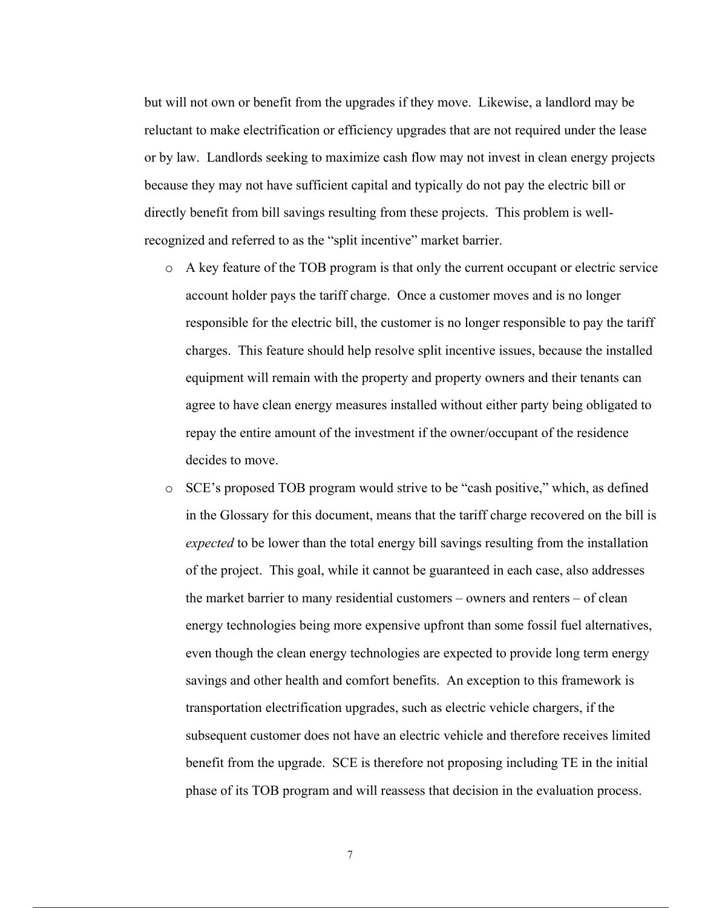but will not own or benefit from the upgrades if they move. Likewise, a landlord may be reluctant to make electrification or efficiency upgrades that are not required under the lease or by law. Landlords seeking to maximize cash flow may not invest in clean energy projects because they may not have sufficient capital and typically do not pay the electric bill or directly benefit from bill savings resulting from these projects. This problem is well-recognized and referred to as the "split incentive" market barrier.

- A key feature of the TOB program is that only the current occupant or electric service account holder pays the tariff charge. Once a customer moves and is no longer responsible for the electric bill, the customer is no longer responsible to pay the tariff charges. This feature should help resolve split incentive issues, because the installed equipment will remain with the property and property owners and their tenants can agree to have clean energy measures installed without either party being obligated to repay the entire amount of the investment if the owner/occupant of the residence decides to move.
- SCE's proposed TOB program would strive to be "cash positive," which, as defined in the Glossary for this document, means that the tariff charge recovered on the bill is *expected* to be lower than the total energy bill savings resulting from the installation of the project. This goal, while it cannot be guaranteed in each case, also addresses the market barrier to many residential customers – owners and renters – of clean energy technologies being more expensive upfront than some fossil fuel alternatives, even though the clean energy technologies are expected to provide long term energy savings and other health and comfort benefits. An exception to this framework is transportation electrification upgrades, such as electric vehicle chargers, if the subsequent customer does not have an electric vehicle and therefore receives limited benefit from the upgrade. SCE is therefore not proposing including TE in the initial phase of its TOB program and will reassess that decision in the evaluation process.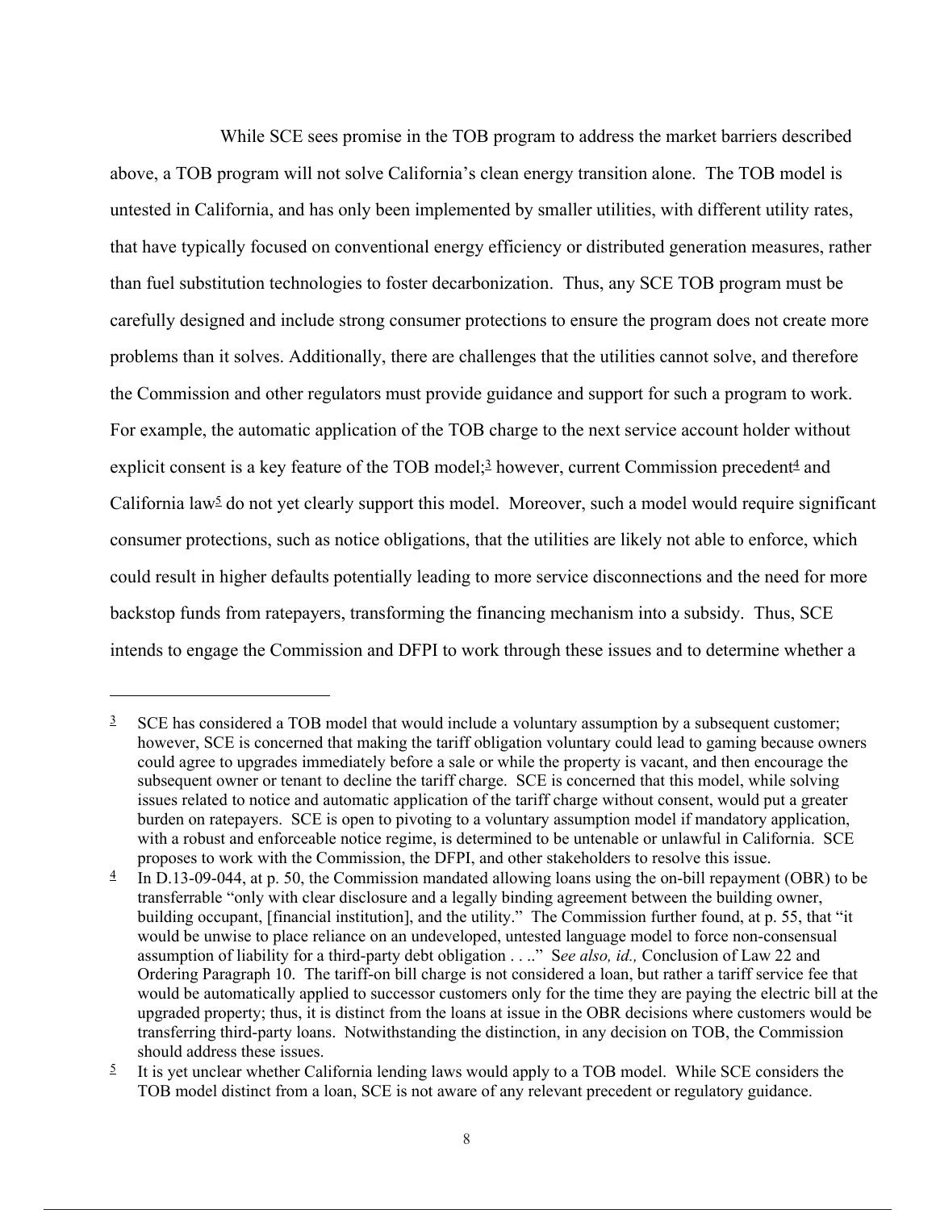While SCE sees promise in the TOB program to address the market barriers described above, a TOB program will not solve California's clean energy transition alone. The TOB model is untested in California, and has only been implemented by smaller utilities, with different utility rates, that have typically focused on conventional energy efficiency or distributed generation measures, rather than fuel substitution technologies to foster decarbonization. Thus, any SCE TOB program must be carefully designed and include strong consumer protections to ensure the program does not create more problems than it solves. Additionally, there are challenges that the utilities cannot solve, and therefore the Commission and other regulators must provide guidance and support for such a program to work. For example, the automatic application of the TOB charge to the next service account holder without explicit consent is a key feature of the TOB model;[3] however, current Commission precedent[4] and California law[5] do not yet clearly support this model. Moreover, such a model would require significant consumer protections, such as notice obligations, that the utilities are likely not able to enforce, which could result in higher defaults potentially leading to more service disconnections and the need for more backstop funds from ratepayers, transforming the financing mechanism into a subsidy. Thus, SCE intends to engage the Commission and DFPI to work through these issues and to determine whether a

---

[3] SCE has considered a TOB model that would include a voluntary assumption by a subsequent customer; however, SCE is concerned that making the tariff obligation voluntary could lead to gaming because owners could agree to upgrades immediately before a sale or while the property is vacant, and then encourage the subsequent owner or tenant to decline the tariff charge. SCE is concerned that this model, while solving issues related to notice and automatic application of the tariff charge without consent, would put a greater burden on ratepayers. SCE is open to pivoting to a voluntary assumption model if mandatory application, with a robust and enforceable notice regime, is determined to be untenable or unlawful in California. SCE proposes to work with the Commission, the DFPI, and other stakeholders to resolve this issue.

[4] In D.13-09-044, at p. 50, the Commission mandated allowing loans using the on-bill repayment (OBR) to be transferrable "only with clear disclosure and a legally binding agreement between the building owner, building occupant, [financial institution], and the utility." The Commission further found, at p. 55, that "it would be unwise to place reliance on an undeveloped, untested language model to force non-consensual assumption of liability for a third-party debt obligation . . .." S*ee also, id.,* Conclusion of Law 22 and Ordering Paragraph 10. The tariff-on bill charge is not considered a loan, but rather a tariff service fee that would be automatically applied to successor customers only for the time they are paying the electric bill at the upgraded property; thus, it is distinct from the loans at issue in the OBR decisions where customers would be transferring third-party loans. Notwithstanding the distinction, in any decision on TOB, the Commission should address these issues.

[5] It is yet unclear whether California lending laws would apply to a TOB model. While SCE considers the TOB model distinct from a loan, SCE is not aware of any relevant precedent or regulatory guidance.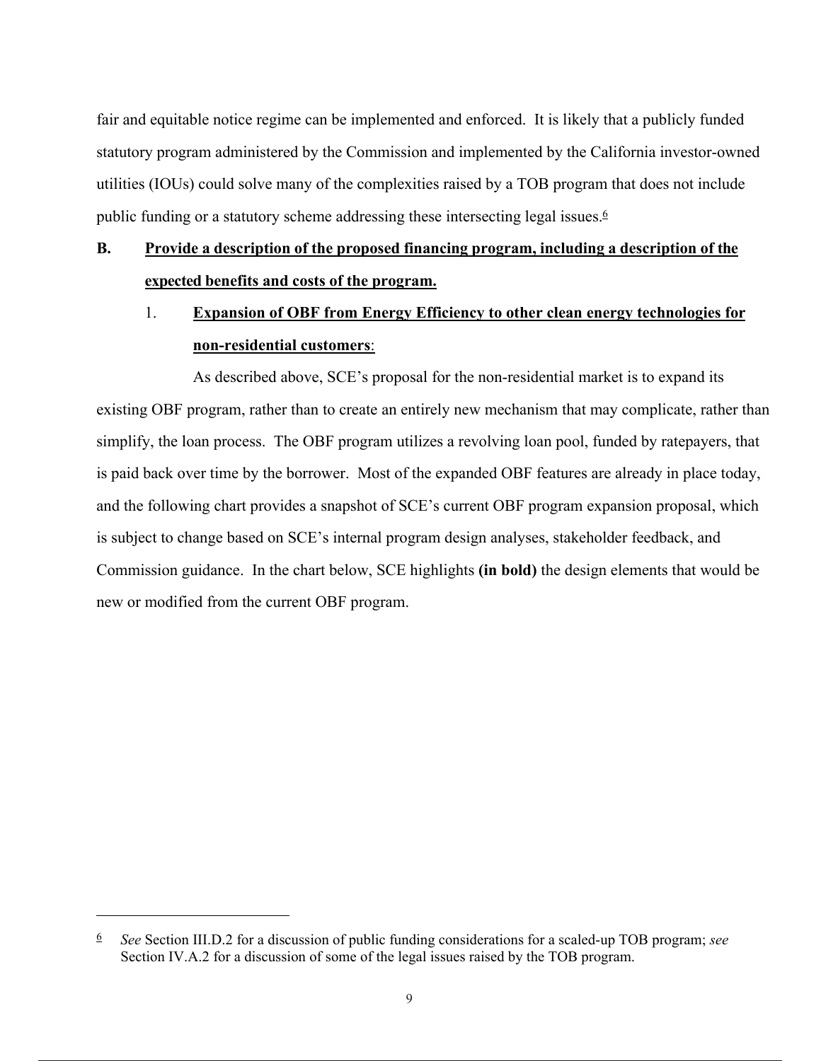fair and equitable notice regime can be implemented and enforced. It is likely that a publicly funded statutory program administered by the Commission and implemented by the California investor-owned utilities (IOUs) could solve many of the complexities raised by a TOB program that does not include public funding or a statutory scheme addressing these intersecting legal issues.[6]

## B. Provide a description of the proposed financing program, including a description of the expected benefits and costs of the program.

### 1. Expansion of OBF from Energy Efficiency to other clean energy technologies for non-residential customers:

As described above, SCE's proposal for the non-residential market is to expand its existing OBF program, rather than to create an entirely new mechanism that may complicate, rather than simplify, the loan process. The OBF program utilizes a revolving loan pool, funded by ratepayers, that is paid back over time by the borrower. Most of the expanded OBF features are already in place today, and the following chart provides a snapshot of SCE's current OBF program expansion proposal, which is subject to change based on SCE's internal program design analyses, stakeholder feedback, and Commission guidance. In the chart below, SCE highlights **(in bold)** the design elements that would be new or modified from the current OBF program.

---

[6] *See* Section III.D.2 for a discussion of public funding considerations for a scaled-up TOB program; *see* Section IV.A.2 for a discussion of some of the legal issues raised by the TOB program.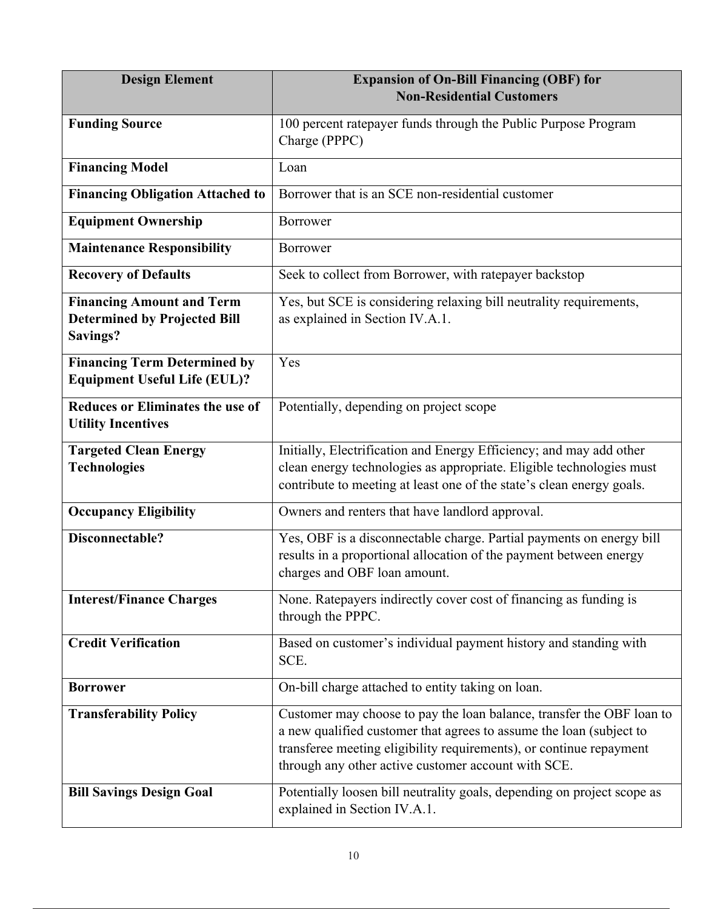| **Design Element** | **Expansion of On-Bill Financing (OBF) for Non-Residential Customers** |
|---|---|
| **Funding Source** | 100 percent ratepayer funds through the Public Purpose Program Charge (PPPC) |
| **Financing Model** | Loan |
| **Financing Obligation Attached to** | Borrower that is an SCE non-residential customer |
| **Equipment Ownership** | Borrower |
| **Maintenance Responsibility** | Borrower |
| **Recovery of Defaults** | Seek to collect from Borrower, with ratepayer backstop |
| **Financing Amount and Term Determined by Projected Bill Savings?** | Yes, but SCE is considering relaxing bill neutrality requirements, as explained in Section IV.A.1. |
| **Financing Term Determined by Equipment Useful Life (EUL)?** | Yes |
| **Reduces or Eliminates the use of Utility Incentives** | Potentially, depending on project scope |
| **Targeted Clean Energy Technologies** | Initially, Electrification and Energy Efficiency; and may add other clean energy technologies as appropriate. Eligible technologies must contribute to meeting at least one of the state's clean energy goals. |
| **Occupancy Eligibility** | Owners and renters that have landlord approval. |
| **Disconnectable?** | Yes, OBF is a disconnectable charge. Partial payments on energy bill results in a proportional allocation of the payment between energy charges and OBF loan amount. |
| **Interest/Finance Charges** | None. Ratepayers indirectly cover cost of financing as funding is through the PPPC. |
| **Credit Verification** | Based on customer's individual payment history and standing with SCE. |
| **Borrower** | On-bill charge attached to entity taking on loan. |
| **Transferability Policy** | Customer may choose to pay the loan balance, transfer the OBF loan to a new qualified customer that agrees to assume the loan (subject to transferee meeting eligibility requirements), or continue repayment through any other active customer account with SCE. |
| **Bill Savings Design Goal** | Potentially loosen bill neutrality goals, depending on project scope as explained in Section IV.A.1. |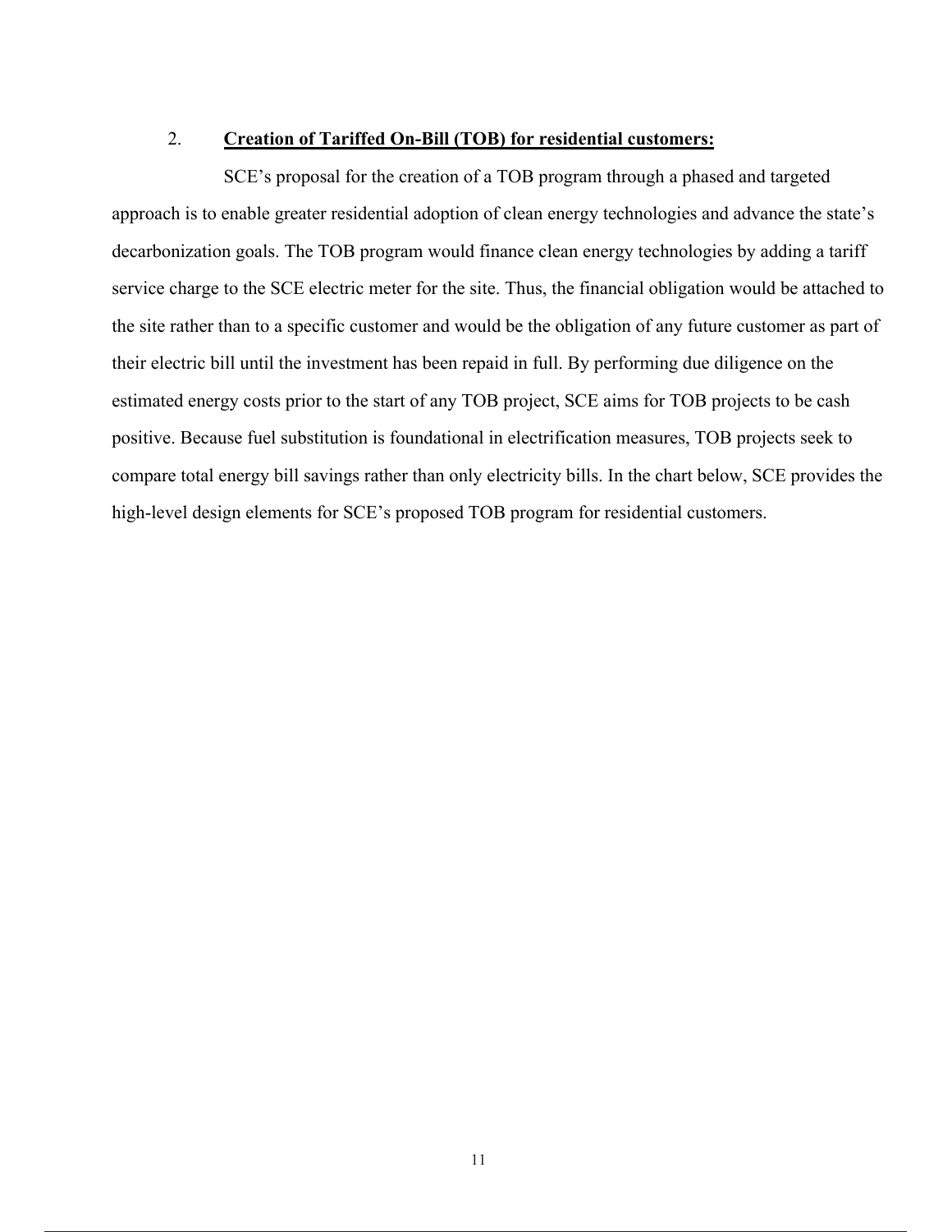2. **Creation of Tariffed On-Bill (TOB) for residential customers:**

SCE's proposal for the creation of a TOB program through a phased and targeted approach is to enable greater residential adoption of clean energy technologies and advance the state's decarbonization goals. The TOB program would finance clean energy technologies by adding a tariff service charge to the SCE electric meter for the site. Thus, the financial obligation would be attached to the site rather than to a specific customer and would be the obligation of any future customer as part of their electric bill until the investment has been repaid in full. By performing due diligence on the estimated energy costs prior to the start of any TOB project, SCE aims for TOB projects to be cash positive. Because fuel substitution is foundational in electrification measures, TOB projects seek to compare total energy bill savings rather than only electricity bills. In the chart below, SCE provides the high-level design elements for SCE's proposed TOB program for residential customers.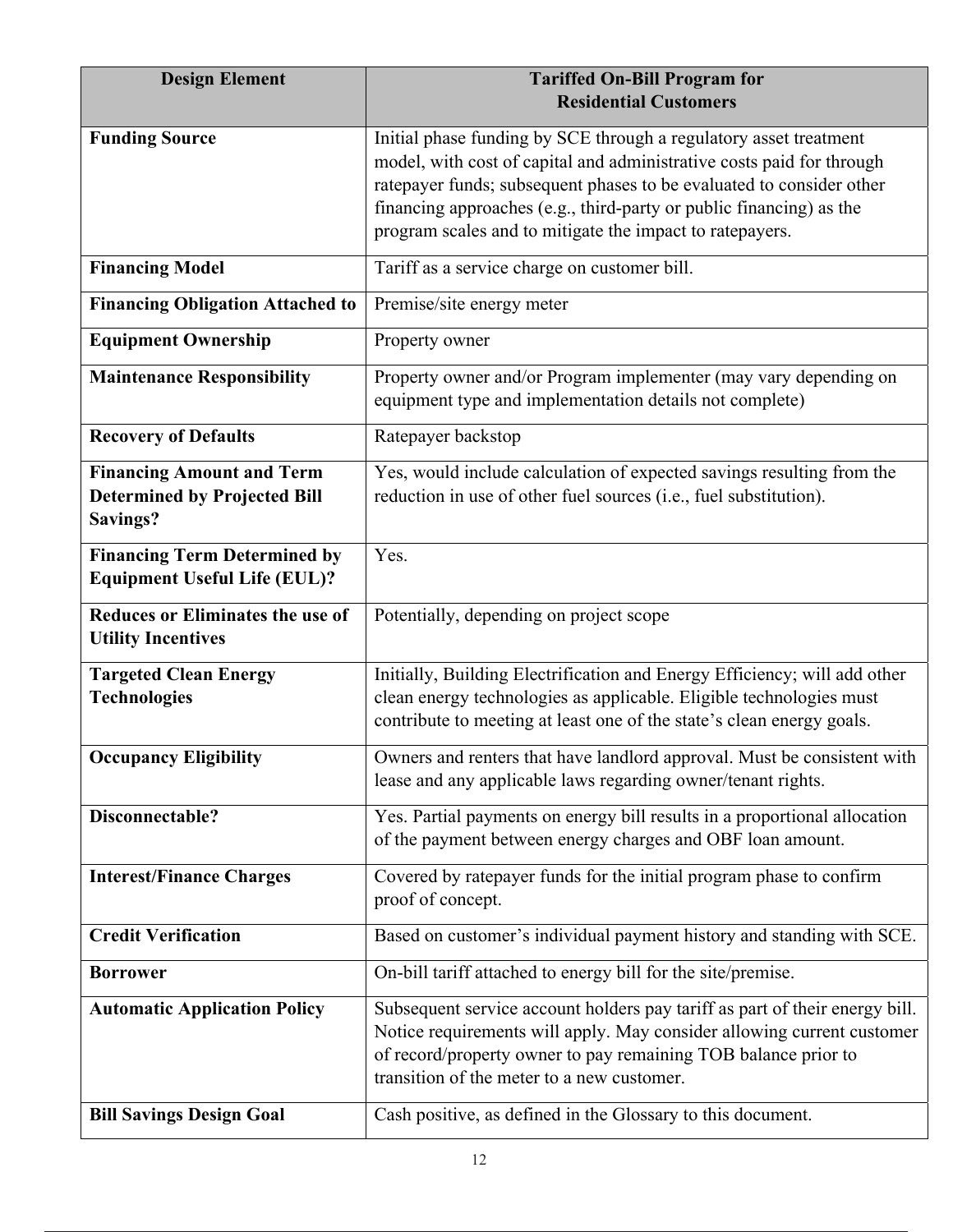| Design Element | Tariffed On-Bill Program for Residential Customers |
|---|---|
| **Funding Source** | Initial phase funding by SCE through a regulatory asset treatment model, with cost of capital and administrative costs paid for through ratepayer funds; subsequent phases to be evaluated to consider other financing approaches (e.g., third-party or public financing) as the program scales and to mitigate the impact to ratepayers. |
| **Financing Model** | Tariff as a service charge on customer bill. |
| **Financing Obligation Attached to** | Premise/site energy meter |
| **Equipment Ownership** | Property owner |
| **Maintenance Responsibility** | Property owner and/or Program implementer (may vary depending on equipment type and implementation details not complete) |
| **Recovery of Defaults** | Ratepayer backstop |
| **Financing Amount and Term Determined by Projected Bill Savings?** | Yes, would include calculation of expected savings resulting from the reduction in use of other fuel sources (i.e., fuel substitution). |
| **Financing Term Determined by Equipment Useful Life (EUL)?** | Yes. |
| **Reduces or Eliminates the use of Utility Incentives** | Potentially, depending on project scope |
| **Targeted Clean Energy Technologies** | Initially, Building Electrification and Energy Efficiency; will add other clean energy technologies as applicable. Eligible technologies must contribute to meeting at least one of the state's clean energy goals. |
| **Occupancy Eligibility** | Owners and renters that have landlord approval. Must be consistent with lease and any applicable laws regarding owner/tenant rights. |
| **Disconnectable?** | Yes. Partial payments on energy bill results in a proportional allocation of the payment between energy charges and OBF loan amount. |
| **Interest/Finance Charges** | Covered by ratepayer funds for the initial program phase to confirm proof of concept. |
| **Credit Verification** | Based on customer's individual payment history and standing with SCE. |
| **Borrower** | On-bill tariff attached to energy bill for the site/premise. |
| **Automatic Application Policy** | Subsequent service account holders pay tariff as part of their energy bill. Notice requirements will apply. May consider allowing current customer of record/property owner to pay remaining TOB balance prior to transition of the meter to a new customer. |
| **Bill Savings Design Goal** | Cash positive, as defined in the Glossary to this document. |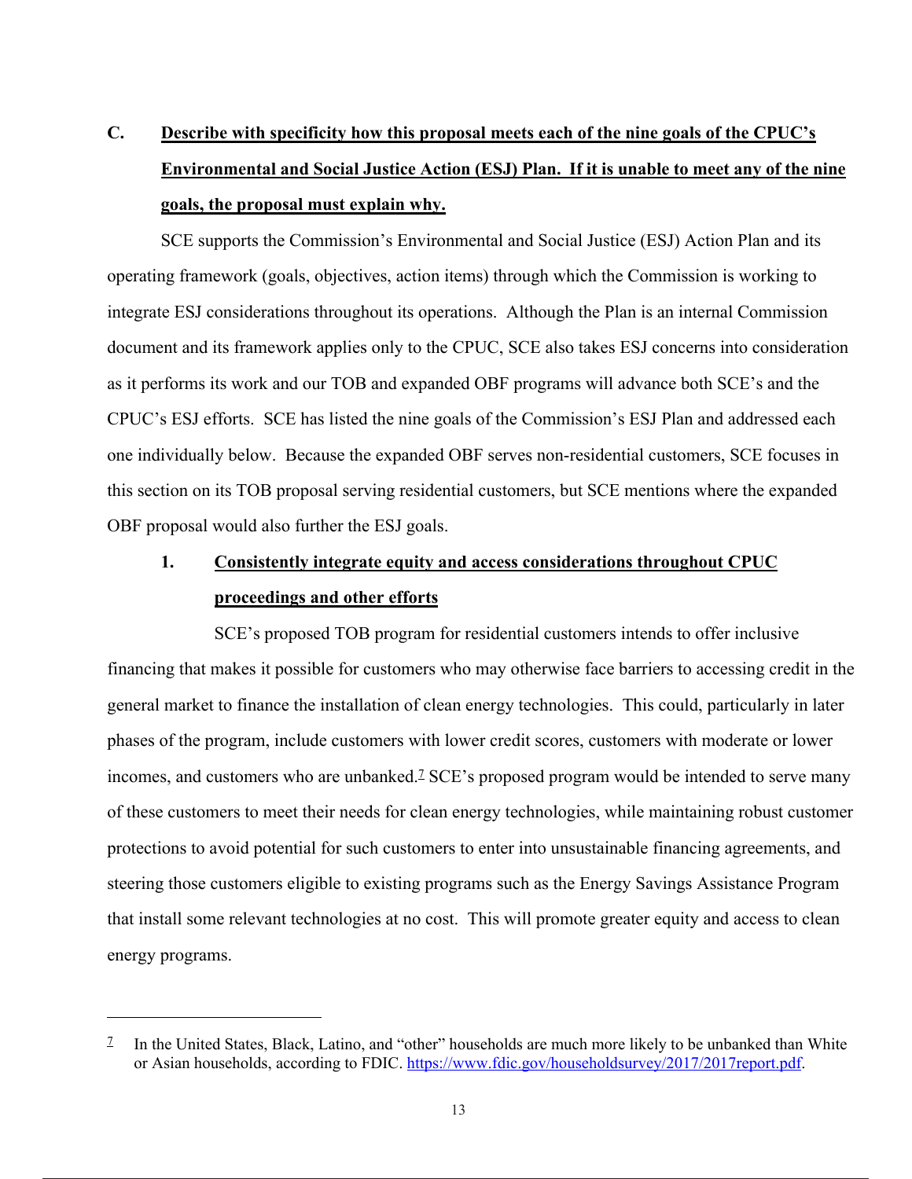## C. Describe with specificity how this proposal meets each of the nine goals of the CPUC's Environmental and Social Justice Action (ESJ) Plan. If it is unable to meet any of the nine goals, the proposal must explain why.

SCE supports the Commission's Environmental and Social Justice (ESJ) Action Plan and its operating framework (goals, objectives, action items) through which the Commission is working to integrate ESJ considerations throughout its operations. Although the Plan is an internal Commission document and its framework applies only to the CPUC, SCE also takes ESJ concerns into consideration as it performs its work and our TOB and expanded OBF programs will advance both SCE's and the CPUC's ESJ efforts. SCE has listed the nine goals of the Commission's ESJ Plan and addressed each one individually below. Because the expanded OBF serves non-residential customers, SCE focuses in this section on its TOB proposal serving residential customers, but SCE mentions where the expanded OBF proposal would also further the ESJ goals.

### 1. Consistently integrate equity and access considerations throughout CPUC proceedings and other efforts

SCE's proposed TOB program for residential customers intends to offer inclusive financing that makes it possible for customers who may otherwise face barriers to accessing credit in the general market to finance the installation of clean energy technologies. This could, particularly in later phases of the program, include customers with lower credit scores, customers with moderate or lower incomes, and customers who are unbanked.[7] SCE's proposed program would be intended to serve many of these customers to meet their needs for clean energy technologies, while maintaining robust customer protections to avoid potential for such customers to enter into unsustainable financing agreements, and steering those customers eligible to existing programs such as the Energy Savings Assistance Program that install some relevant technologies at no cost. This will promote greater equity and access to clean energy programs.

---

[7] In the United States, Black, Latino, and "other" households are much more likely to be unbanked than White or Asian households, according to FDIC. https://www.fdic.gov/householdsurvey/2017/2017report.pdf.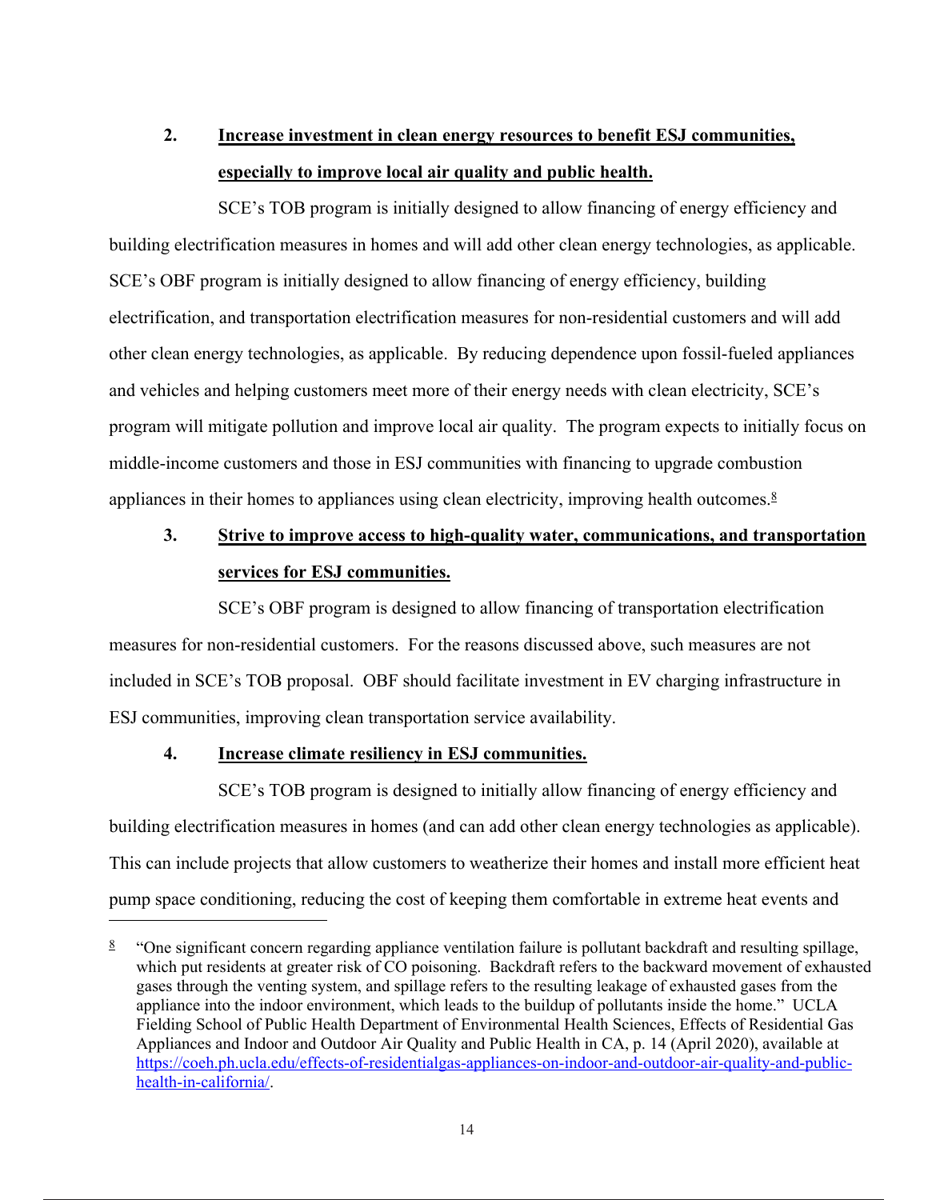2. **Increase investment in clean energy resources to benefit ESJ communities, especially to improve local air quality and public health.**

SCE's TOB program is initially designed to allow financing of energy efficiency and building electrification measures in homes and will add other clean energy technologies, as applicable. SCE's OBF program is initially designed to allow financing of energy efficiency, building electrification, and transportation electrification measures for non-residential customers and will add other clean energy technologies, as applicable. By reducing dependence upon fossil-fueled appliances and vehicles and helping customers meet more of their energy needs with clean electricity, SCE's program will mitigate pollution and improve local air quality. The program expects to initially focus on middle-income customers and those in ESJ communities with financing to upgrade combustion appliances in their homes to appliances using clean electricity, improving health outcomes.[8]

3. **Strive to improve access to high-quality water, communications, and transportation services for ESJ communities.**

SCE's OBF program is designed to allow financing of transportation electrification measures for non-residential customers. For the reasons discussed above, such measures are not included in SCE's TOB proposal. OBF should facilitate investment in EV charging infrastructure in ESJ communities, improving clean transportation service availability.

4. **Increase climate resiliency in ESJ communities.**

SCE's TOB program is designed to initially allow financing of energy efficiency and building electrification measures in homes (and can add other clean energy technologies as applicable). This can include projects that allow customers to weatherize their homes and install more efficient heat pump space conditioning, reducing the cost of keeping them comfortable in extreme heat events and

---

[8] "One significant concern regarding appliance ventilation failure is pollutant backdraft and resulting spillage, which put residents at greater risk of CO poisoning. Backdraft refers to the backward movement of exhausted gases through the venting system, and spillage refers to the resulting leakage of exhausted gases from the appliance into the indoor environment, which leads to the buildup of pollutants inside the home." UCLA Fielding School of Public Health Department of Environmental Health Sciences, Effects of Residential Gas Appliances and Indoor and Outdoor Air Quality and Public Health in CA, p. 14 (April 2020), available at https://coeh.ph.ucla.edu/effects-of-residentialgas-appliances-on-indoor-and-outdoor-air-quality-and-public-health-in-california/.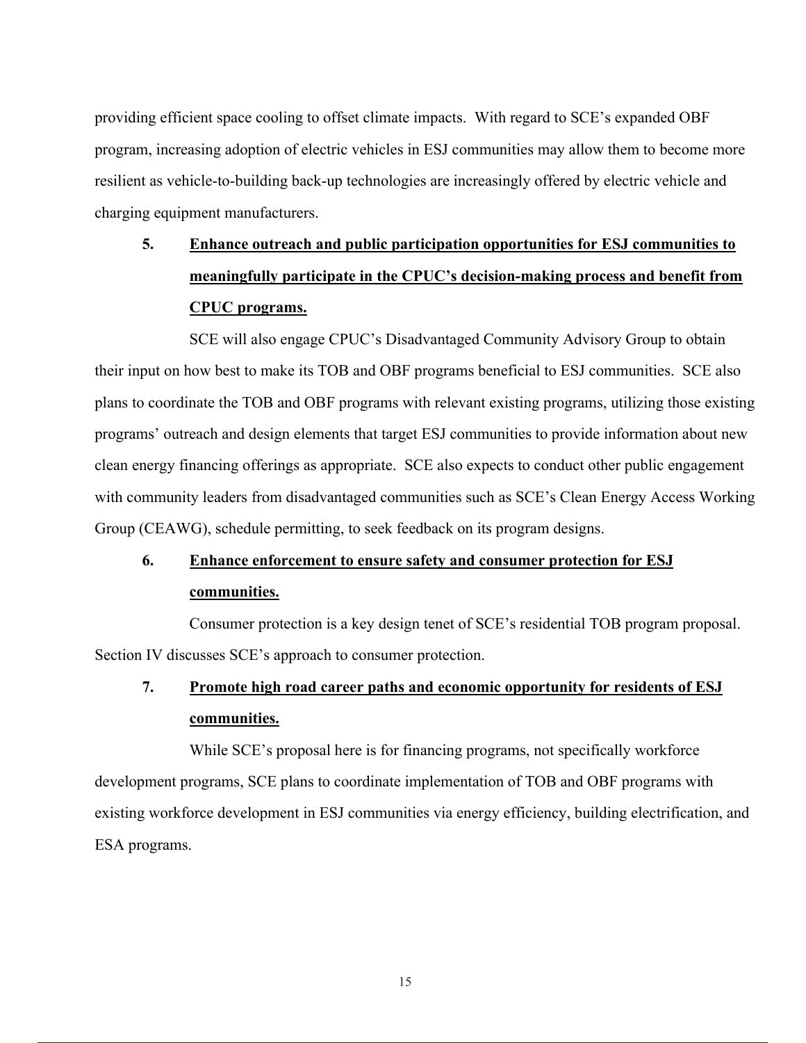providing efficient space cooling to offset climate impacts. With regard to SCE's expanded OBF program, increasing adoption of electric vehicles in ESJ communities may allow them to become more resilient as vehicle-to-building back-up technologies are increasingly offered by electric vehicle and charging equipment manufacturers.

**5. <u>Enhance outreach and public participation opportunities for ESJ communities to meaningfully participate in the CPUC's decision-making process and benefit from CPUC programs.</u>**

SCE will also engage CPUC's Disadvantaged Community Advisory Group to obtain their input on how best to make its TOB and OBF programs beneficial to ESJ communities. SCE also plans to coordinate the TOB and OBF programs with relevant existing programs, utilizing those existing programs' outreach and design elements that target ESJ communities to provide information about new clean energy financing offerings as appropriate. SCE also expects to conduct other public engagement with community leaders from disadvantaged communities such as SCE's Clean Energy Access Working Group (CEAWG), schedule permitting, to seek feedback on its program designs.

**6. <u>Enhance enforcement to ensure safety and consumer protection for ESJ communities.</u>**

Consumer protection is a key design tenet of SCE's residential TOB program proposal. Section IV discusses SCE's approach to consumer protection.

**7. <u>Promote high road career paths and economic opportunity for residents of ESJ communities.</u>**

While SCE's proposal here is for financing programs, not specifically workforce development programs, SCE plans to coordinate implementation of TOB and OBF programs with existing workforce development in ESJ communities via energy efficiency, building electrification, and ESA programs.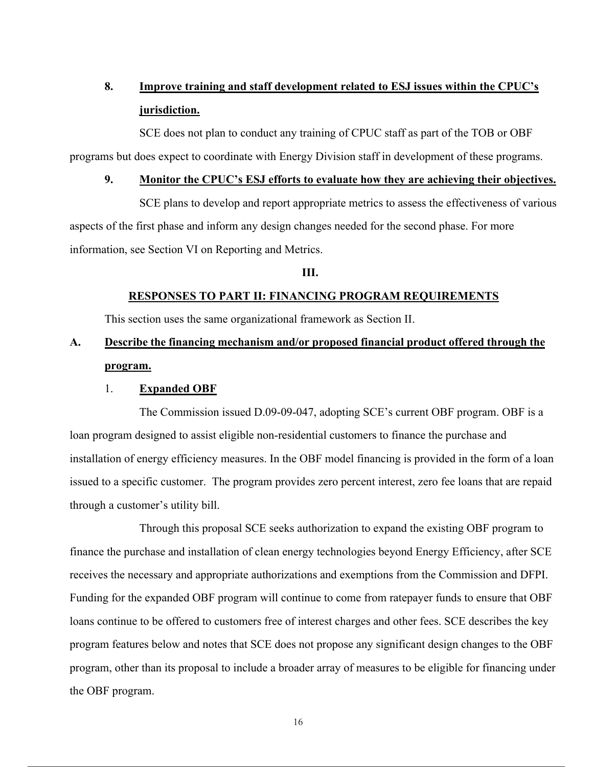**8. Improve training and staff development related to ESJ issues within the CPUC's jurisdiction.**

SCE does not plan to conduct any training of CPUC staff as part of the TOB or OBF programs but does expect to coordinate with Energy Division staff in development of these programs.

**9. Monitor the CPUC's ESJ efforts to evaluate how they are achieving their objectives.**

SCE plans to develop and report appropriate metrics to assess the effectiveness of various aspects of the first phase and inform any design changes needed for the second phase. For more information, see Section VI on Reporting and Metrics.

## III.

## RESPONSES TO PART II: FINANCING PROGRAM REQUIREMENTS

This section uses the same organizational framework as Section II.

### A. Describe the financing mechanism and/or proposed financial product offered through the program.

#### 1. Expanded OBF

The Commission issued D.09-09-047, adopting SCE's current OBF program. OBF is a loan program designed to assist eligible non-residential customers to finance the purchase and installation of energy efficiency measures. In the OBF model financing is provided in the form of a loan issued to a specific customer. The program provides zero percent interest, zero fee loans that are repaid through a customer's utility bill.

Through this proposal SCE seeks authorization to expand the existing OBF program to finance the purchase and installation of clean energy technologies beyond Energy Efficiency, after SCE receives the necessary and appropriate authorizations and exemptions from the Commission and DFPI. Funding for the expanded OBF program will continue to come from ratepayer funds to ensure that OBF loans continue to be offered to customers free of interest charges and other fees. SCE describes the key program features below and notes that SCE does not propose any significant design changes to the OBF program, other than its proposal to include a broader array of measures to be eligible for financing under the OBF program.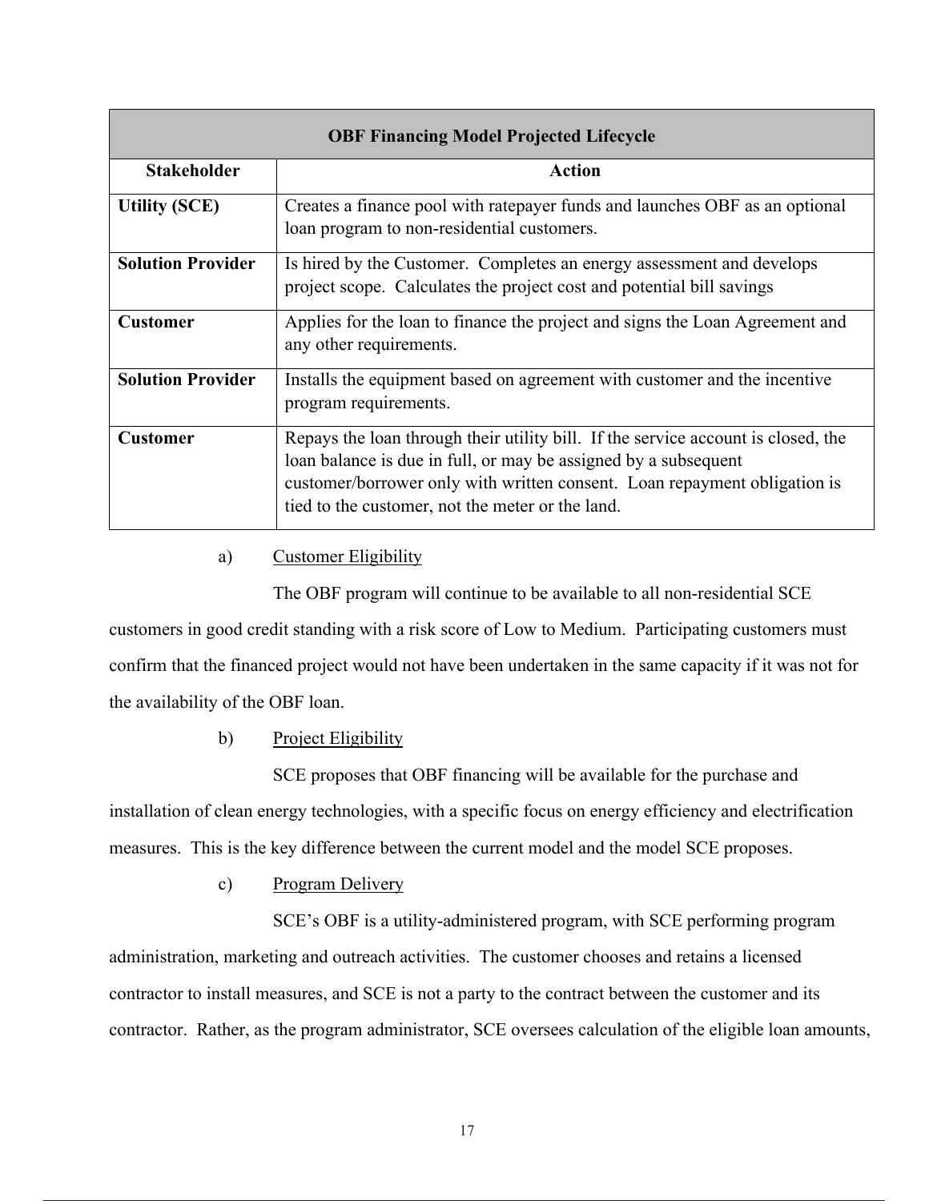| OBF Financing Model Projected Lifecycle | |
|---|---|
| **Stakeholder** | **Action** |
| **Utility (SCE)** | Creates a finance pool with ratepayer funds and launches OBF as an optional loan program to non-residential customers. |
| **Solution Provider** | Is hired by the Customer. Completes an energy assessment and develops project scope. Calculates the project cost and potential bill savings |
| **Customer** | Applies for the loan to finance the project and signs the Loan Agreement and any other requirements. |
| **Solution Provider** | Installs the equipment based on agreement with customer and the incentive program requirements. |
| **Customer** | Repays the loan through their utility bill. If the service account is closed, the loan balance is due in full, or may be assigned by a subsequent customer/borrower only with written consent. Loan repayment obligation is tied to the customer, not the meter or the land. |

a) Customer Eligibility

The OBF program will continue to be available to all non-residential SCE customers in good credit standing with a risk score of Low to Medium. Participating customers must confirm that the financed project would not have been undertaken in the same capacity if it was not for the availability of the OBF loan.

b) Project Eligibility

SCE proposes that OBF financing will be available for the purchase and installation of clean energy technologies, with a specific focus on energy efficiency and electrification measures. This is the key difference between the current model and the model SCE proposes.

c) Program Delivery

SCE's OBF is a utility-administered program, with SCE performing program administration, marketing and outreach activities. The customer chooses and retains a licensed contractor to install measures, and SCE is not a party to the contract between the customer and its contractor. Rather, as the program administrator, SCE oversees calculation of the eligible loan amounts,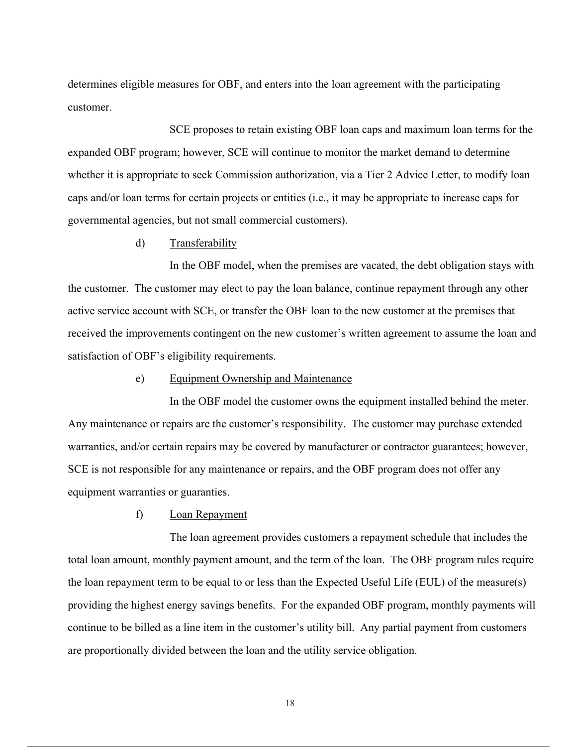determines eligible measures for OBF, and enters into the loan agreement with the participating customer.

SCE proposes to retain existing OBF loan caps and maximum loan terms for the expanded OBF program; however, SCE will continue to monitor the market demand to determine whether it is appropriate to seek Commission authorization, via a Tier 2 Advice Letter, to modify loan caps and/or loan terms for certain projects or entities (i.e., it may be appropriate to increase caps for governmental agencies, but not small commercial customers).

d) Transferability

In the OBF model, when the premises are vacated, the debt obligation stays with the customer. The customer may elect to pay the loan balance, continue repayment through any other active service account with SCE, or transfer the OBF loan to the new customer at the premises that received the improvements contingent on the new customer's written agreement to assume the loan and satisfaction of OBF's eligibility requirements.

e) Equipment Ownership and Maintenance

In the OBF model the customer owns the equipment installed behind the meter. Any maintenance or repairs are the customer's responsibility. The customer may purchase extended warranties, and/or certain repairs may be covered by manufacturer or contractor guarantees; however, SCE is not responsible for any maintenance or repairs, and the OBF program does not offer any equipment warranties or guaranties.

f) Loan Repayment

The loan agreement provides customers a repayment schedule that includes the total loan amount, monthly payment amount, and the term of the loan. The OBF program rules require the loan repayment term to be equal to or less than the Expected Useful Life (EUL) of the measure(s) providing the highest energy savings benefits. For the expanded OBF program, monthly payments will continue to be billed as a line item in the customer's utility bill. Any partial payment from customers are proportionally divided between the loan and the utility service obligation.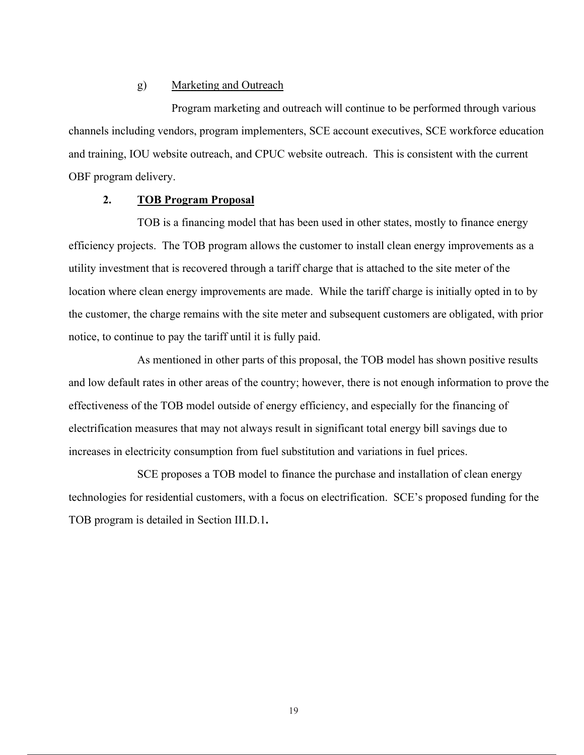#### g) Marketing and Outreach

Program marketing and outreach will continue to be performed through various channels including vendors, program implementers, SCE account executives, SCE workforce education and training, IOU website outreach, and CPUC website outreach. This is consistent with the current OBF program delivery.

### 2. TOB Program Proposal

TOB is a financing model that has been used in other states, mostly to finance energy efficiency projects. The TOB program allows the customer to install clean energy improvements as a utility investment that is recovered through a tariff charge that is attached to the site meter of the location where clean energy improvements are made. While the tariff charge is initially opted in to by the customer, the charge remains with the site meter and subsequent customers are obligated, with prior notice, to continue to pay the tariff until it is fully paid.

As mentioned in other parts of this proposal, the TOB model has shown positive results and low default rates in other areas of the country; however, there is not enough information to prove the effectiveness of the TOB model outside of energy efficiency, and especially for the financing of electrification measures that may not always result in significant total energy bill savings due to increases in electricity consumption from fuel substitution and variations in fuel prices.

SCE proposes a TOB model to finance the purchase and installation of clean energy technologies for residential customers, with a focus on electrification. SCE's proposed funding for the TOB program is detailed in Section III.D.1**.**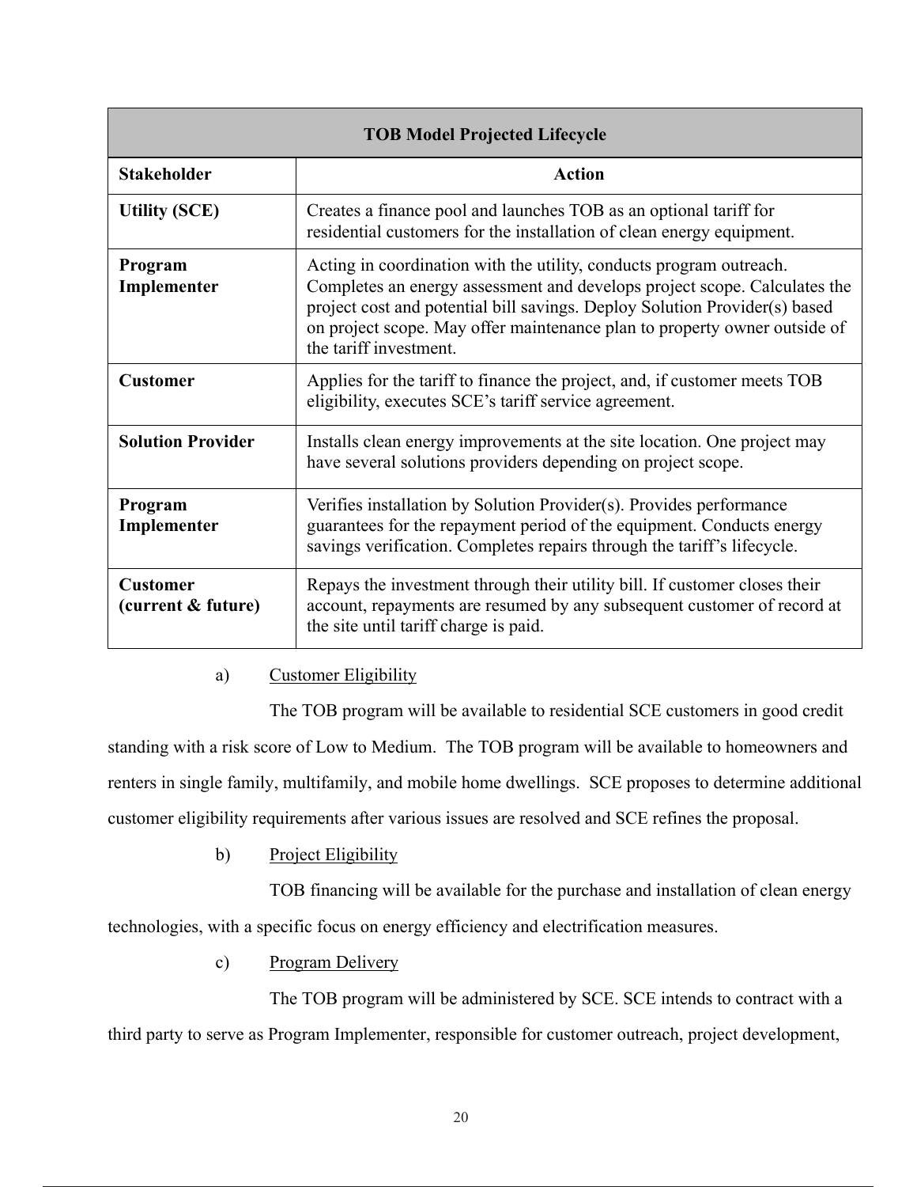| TOB Model Projected Lifecycle | |
|---|---|
| **Stakeholder** | **Action** |
| **Utility (SCE)** | Creates a finance pool and launches TOB as an optional tariff for residential customers for the installation of clean energy equipment. |
| **Program Implementer** | Acting in coordination with the utility, conducts program outreach. Completes an energy assessment and develops project scope. Calculates the project cost and potential bill savings. Deploy Solution Provider(s) based on project scope. May offer maintenance plan to property owner outside of the tariff investment. |
| **Customer** | Applies for the tariff to finance the project, and, if customer meets TOB eligibility, executes SCE's tariff service agreement. |
| **Solution Provider** | Installs clean energy improvements at the site location. One project may have several solutions providers depending on project scope. |
| **Program Implementer** | Verifies installation by Solution Provider(s). Provides performance guarantees for the repayment period of the equipment. Conducts energy savings verification. Completes repairs through the tariff's lifecycle. |
| **Customer (current & future)** | Repays the investment through their utility bill. If customer closes their account, repayments are resumed by any subsequent customer of record at the site until tariff charge is paid. |

a) Customer Eligibility

The TOB program will be available to residential SCE customers in good credit standing with a risk score of Low to Medium. The TOB program will be available to homeowners and renters in single family, multifamily, and mobile home dwellings. SCE proposes to determine additional customer eligibility requirements after various issues are resolved and SCE refines the proposal.

b) Project Eligibility

TOB financing will be available for the purchase and installation of clean energy technologies, with a specific focus on energy efficiency and electrification measures.

c) Program Delivery

The TOB program will be administered by SCE. SCE intends to contract with a third party to serve as Program Implementer, responsible for customer outreach, project development,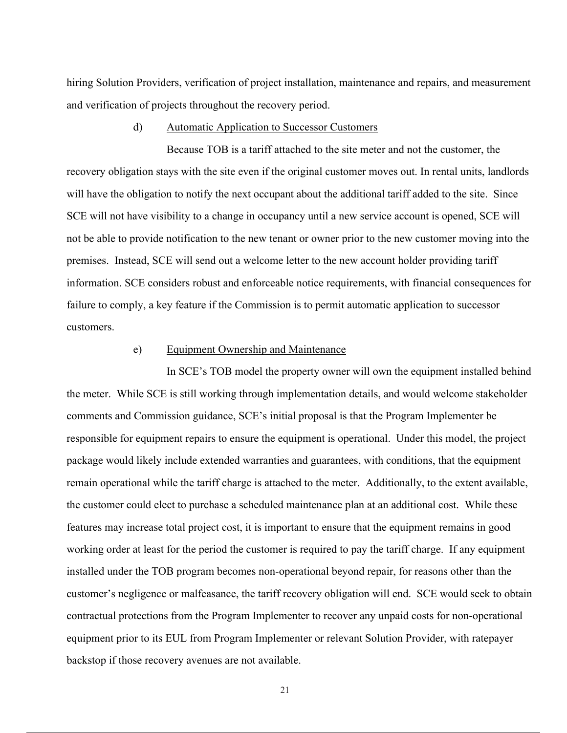hiring Solution Providers, verification of project installation, maintenance and repairs, and measurement and verification of projects throughout the recovery period.

d) Automatic Application to Successor Customers

Because TOB is a tariff attached to the site meter and not the customer, the recovery obligation stays with the site even if the original customer moves out. In rental units, landlords will have the obligation to notify the next occupant about the additional tariff added to the site. Since SCE will not have visibility to a change in occupancy until a new service account is opened, SCE will not be able to provide notification to the new tenant or owner prior to the new customer moving into the premises. Instead, SCE will send out a welcome letter to the new account holder providing tariff information. SCE considers robust and enforceable notice requirements, with financial consequences for failure to comply, a key feature if the Commission is to permit automatic application to successor customers.

e) Equipment Ownership and Maintenance

In SCE's TOB model the property owner will own the equipment installed behind the meter. While SCE is still working through implementation details, and would welcome stakeholder comments and Commission guidance, SCE's initial proposal is that the Program Implementer be responsible for equipment repairs to ensure the equipment is operational. Under this model, the project package would likely include extended warranties and guarantees, with conditions, that the equipment remain operational while the tariff charge is attached to the meter. Additionally, to the extent available, the customer could elect to purchase a scheduled maintenance plan at an additional cost. While these features may increase total project cost, it is important to ensure that the equipment remains in good working order at least for the period the customer is required to pay the tariff charge. If any equipment installed under the TOB program becomes non-operational beyond repair, for reasons other than the customer's negligence or malfeasance, the tariff recovery obligation will end. SCE would seek to obtain contractual protections from the Program Implementer to recover any unpaid costs for non-operational equipment prior to its EUL from Program Implementer or relevant Solution Provider, with ratepayer backstop if those recovery avenues are not available.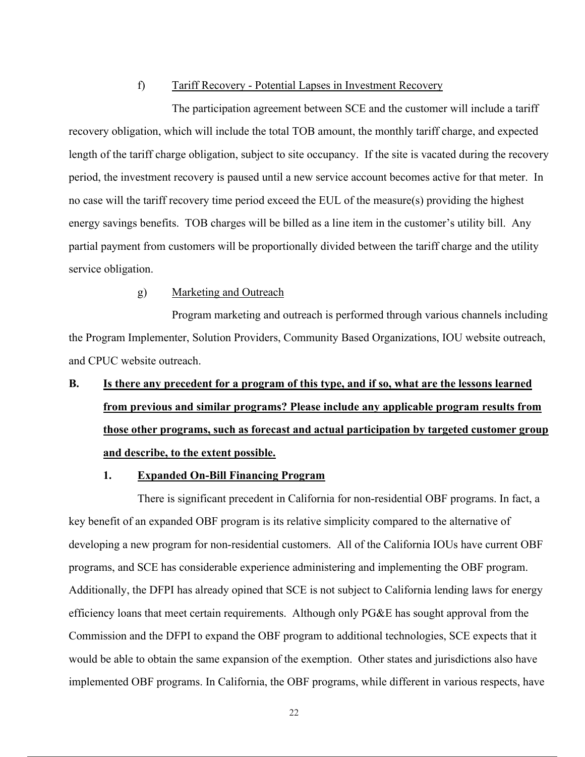f) Tariff Recovery - Potential Lapses in Investment Recovery

The participation agreement between SCE and the customer will include a tariff recovery obligation, which will include the total TOB amount, the monthly tariff charge, and expected length of the tariff charge obligation, subject to site occupancy. If the site is vacated during the recovery period, the investment recovery is paused until a new service account becomes active for that meter. In no case will the tariff recovery time period exceed the EUL of the measure(s) providing the highest energy savings benefits. TOB charges will be billed as a line item in the customer's utility bill. Any partial payment from customers will be proportionally divided between the tariff charge and the utility service obligation.

g) Marketing and Outreach

Program marketing and outreach is performed through various channels including the Program Implementer, Solution Providers, Community Based Organizations, IOU website outreach, and CPUC website outreach.

## B. Is there any precedent for a program of this type, and if so, what are the lessons learned from previous and similar programs? Please include any applicable program results from those other programs, such as forecast and actual participation by targeted customer group and describe, to the extent possible.

### 1. Expanded On-Bill Financing Program

There is significant precedent in California for non-residential OBF programs. In fact, a key benefit of an expanded OBF program is its relative simplicity compared to the alternative of developing a new program for non-residential customers. All of the California IOUs have current OBF programs, and SCE has considerable experience administering and implementing the OBF program. Additionally, the DFPI has already opined that SCE is not subject to California lending laws for energy efficiency loans that meet certain requirements. Although only PG&E has sought approval from the Commission and the DFPI to expand the OBF program to additional technologies, SCE expects that it would be able to obtain the same expansion of the exemption. Other states and jurisdictions also have implemented OBF programs. In California, the OBF programs, while different in various respects, have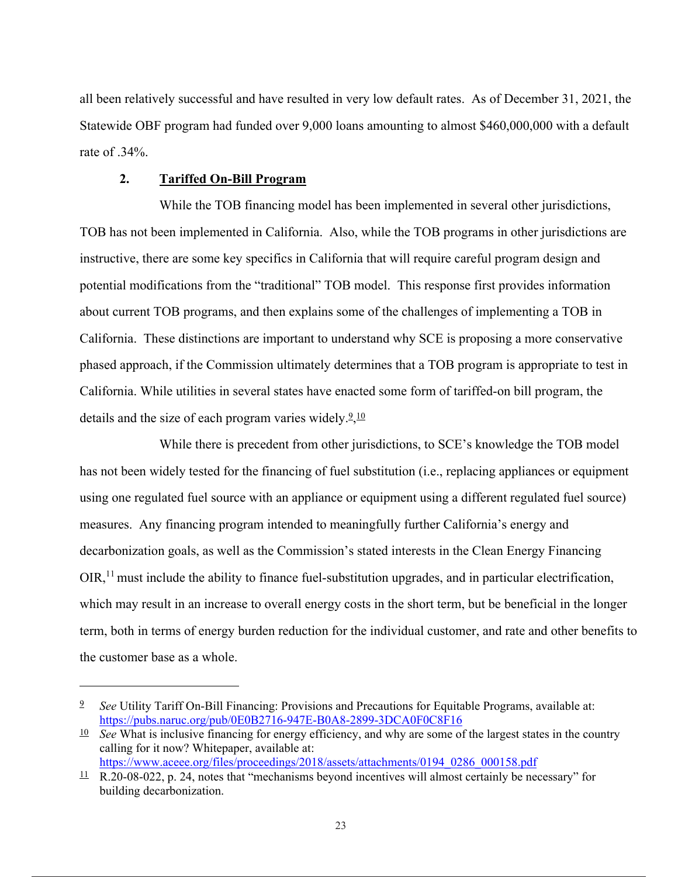all been relatively successful and have resulted in very low default rates. As of December 31, 2021, the Statewide OBF program had funded over 9,000 loans amounting to almost $460,000,000 with a default rate of .34%.

### 2. **Tariffed On-Bill Program**

While the TOB financing model has been implemented in several other jurisdictions, TOB has not been implemented in California. Also, while the TOB programs in other jurisdictions are instructive, there are some key specifics in California that will require careful program design and potential modifications from the "traditional" TOB model. This response first provides information about current TOB programs, and then explains some of the challenges of implementing a TOB in California. These distinctions are important to understand why SCE is proposing a more conservative phased approach, if the Commission ultimately determines that a TOB program is appropriate to test in California. While utilities in several states have enacted some form of tariffed-on bill program, the details and the size of each program varies widely.[9],[10]

While there is precedent from other jurisdictions, to SCE's knowledge the TOB model has not been widely tested for the financing of fuel substitution (i.e., replacing appliances or equipment using one regulated fuel source with an appliance or equipment using a different regulated fuel source) measures. Any financing program intended to meaningfully further California's energy and decarbonization goals, as well as the Commission's stated interests in the Clean Energy Financing OIR,[11] must include the ability to finance fuel-substitution upgrades, and in particular electrification, which may result in an increase to overall energy costs in the short term, but be beneficial in the longer term, both in terms of energy burden reduction for the individual customer, and rate and other benefits to the customer base as a whole.

---

[9] *See* Utility Tariff On-Bill Financing: Provisions and Precautions for Equitable Programs, available at: https://pubs.naruc.org/pub/0E0B2716-947E-B0A8-2899-3DCA0F0C8F16

[10] *See* What is inclusive financing for energy efficiency, and why are some of the largest states in the country calling for it now? Whitepaper, available at: https://www.aceee.org/files/proceedings/2018/assets/attachments/0194_0286_000158.pdf

[11] R.20-08-022, p. 24, notes that "mechanisms beyond incentives will almost certainly be necessary" for building decarbonization.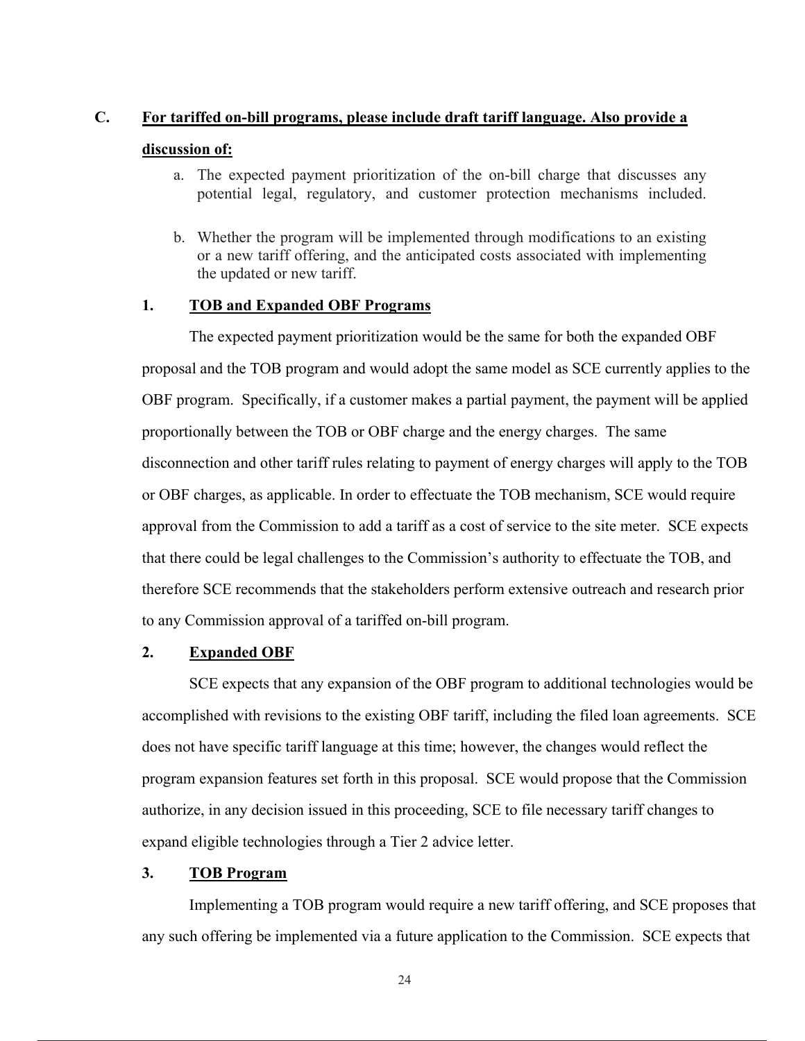## C. For tariffed on-bill programs, please include draft tariff language. Also provide a discussion of:

a. The expected payment prioritization of the on-bill charge that discusses any potential legal, regulatory, and customer protection mechanisms included.

b. Whether the program will be implemented through modifications to an existing or a new tariff offering, and the anticipated costs associated with implementing the updated or new tariff.

### 1. TOB and Expanded OBF Programs

The expected payment prioritization would be the same for both the expanded OBF proposal and the TOB program and would adopt the same model as SCE currently applies to the OBF program. Specifically, if a customer makes a partial payment, the payment will be applied proportionally between the TOB or OBF charge and the energy charges. The same disconnection and other tariff rules relating to payment of energy charges will apply to the TOB or OBF charges, as applicable. In order to effectuate the TOB mechanism, SCE would require approval from the Commission to add a tariff as a cost of service to the site meter. SCE expects that there could be legal challenges to the Commission's authority to effectuate the TOB, and therefore SCE recommends that the stakeholders perform extensive outreach and research prior to any Commission approval of a tariffed on-bill program.

### 2. Expanded OBF

SCE expects that any expansion of the OBF program to additional technologies would be accomplished with revisions to the existing OBF tariff, including the filed loan agreements. SCE does not have specific tariff language at this time; however, the changes would reflect the program expansion features set forth in this proposal. SCE would propose that the Commission authorize, in any decision issued in this proceeding, SCE to file necessary tariff changes to expand eligible technologies through a Tier 2 advice letter.

### 3. TOB Program

Implementing a TOB program would require a new tariff offering, and SCE proposes that any such offering be implemented via a future application to the Commission. SCE expects that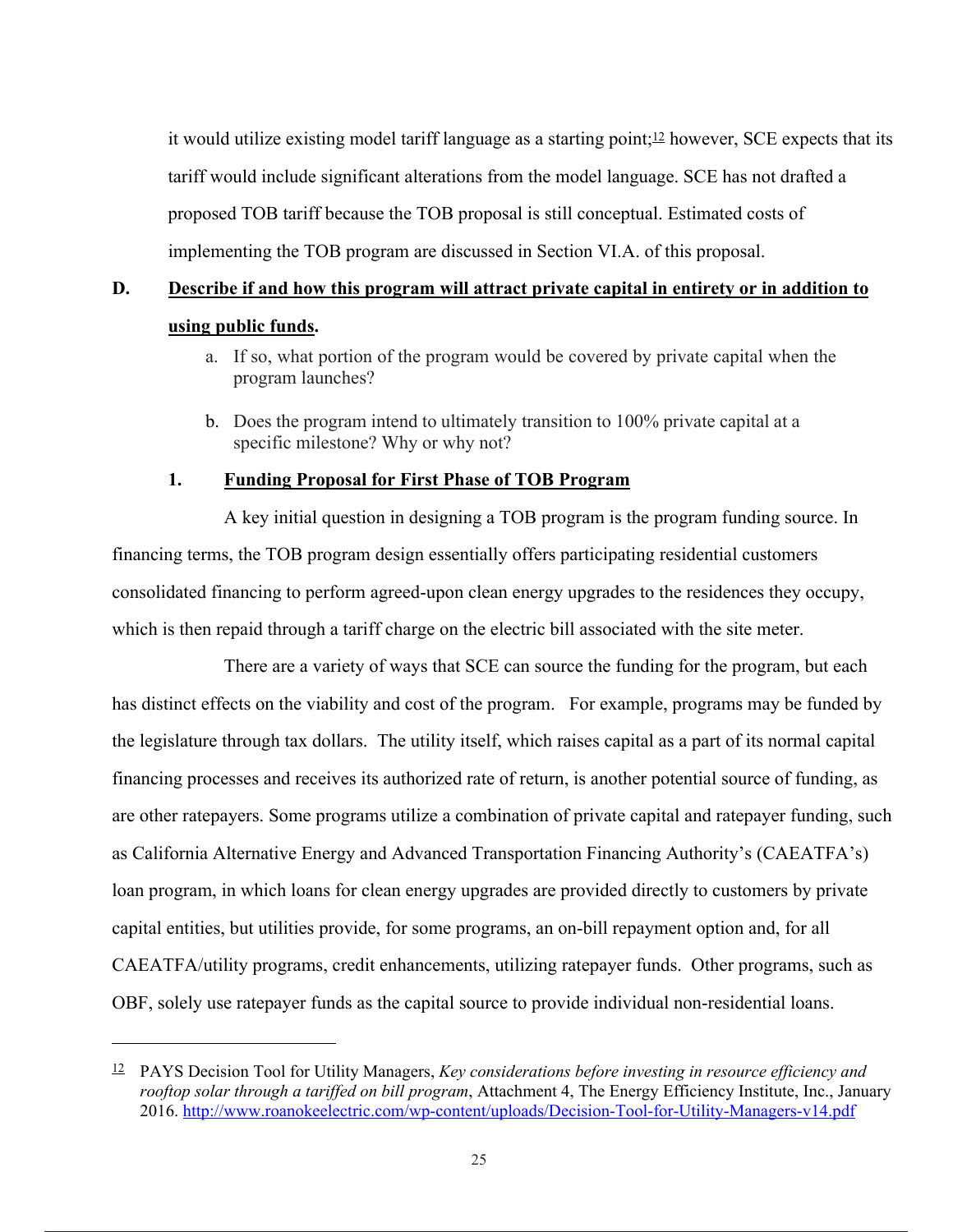it would utilize existing model tariff language as a starting point;[12] however, SCE expects that its tariff would include significant alterations from the model language. SCE has not drafted a proposed TOB tariff because the TOB proposal is still conceptual. Estimated costs of implementing the TOB program are discussed in Section VI.A. of this proposal.

### D. Describe if and how this program will attract private capital in entirety or in addition to using public funds.

a. If so, what portion of the program would be covered by private capital when the program launches?

b. Does the program intend to ultimately transition to 100% private capital at a specific milestone? Why or why not?

#### 1. Funding Proposal for First Phase of TOB Program

A key initial question in designing a TOB program is the program funding source. In financing terms, the TOB program design essentially offers participating residential customers consolidated financing to perform agreed-upon clean energy upgrades to the residences they occupy, which is then repaid through a tariff charge on the electric bill associated with the site meter.

There are a variety of ways that SCE can source the funding for the program, but each has distinct effects on the viability and cost of the program. For example, programs may be funded by the legislature through tax dollars. The utility itself, which raises capital as a part of its normal capital financing processes and receives its authorized rate of return, is another potential source of funding, as are other ratepayers. Some programs utilize a combination of private capital and ratepayer funding, such as California Alternative Energy and Advanced Transportation Financing Authority's (CAEATFA's) loan program, in which loans for clean energy upgrades are provided directly to customers by private capital entities, but utilities provide, for some programs, an on-bill repayment option and, for all CAEATFA/utility programs, credit enhancements, utilizing ratepayer funds. Other programs, such as OBF, solely use ratepayer funds as the capital source to provide individual non-residential loans.

---

[12] PAYS Decision Tool for Utility Managers, *Key considerations before investing in resource efficiency and rooftop solar through a tariffed on bill program*, Attachment 4, The Energy Efficiency Institute, Inc., January 2016. http://www.roanokeelectric.com/wp-content/uploads/Decision-Tool-for-Utility-Managers-v14.pdf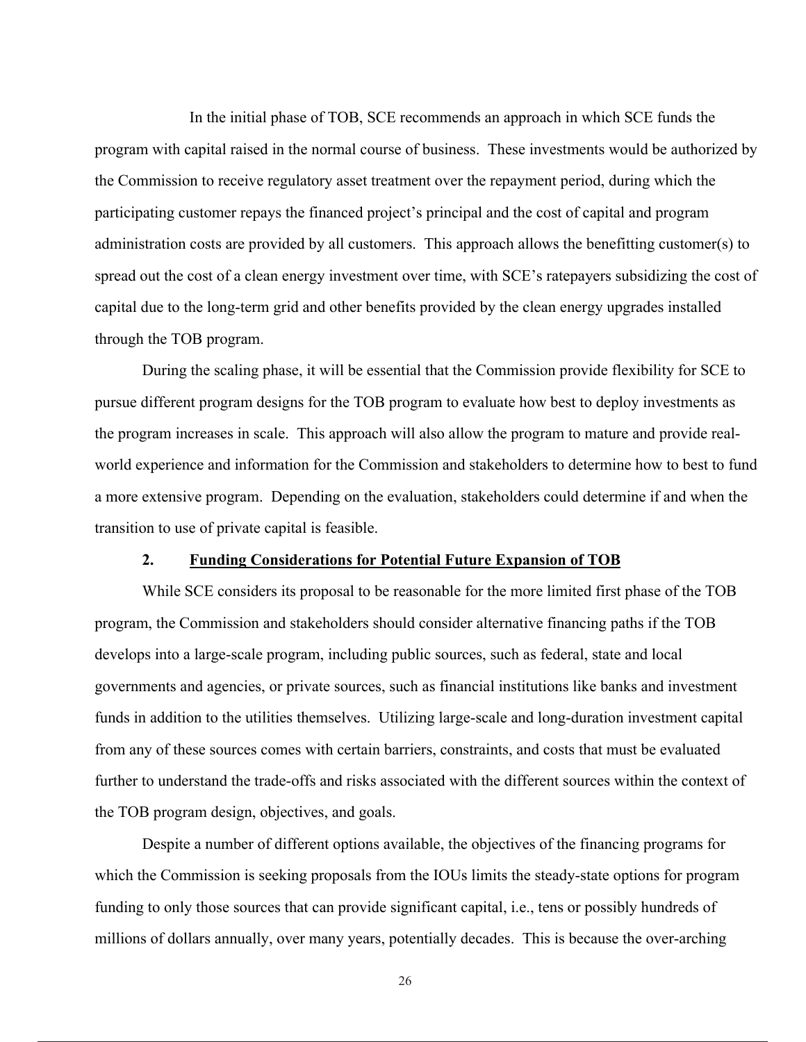In the initial phase of TOB, SCE recommends an approach in which SCE funds the program with capital raised in the normal course of business. These investments would be authorized by the Commission to receive regulatory asset treatment over the repayment period, during which the participating customer repays the financed project's principal and the cost of capital and program administration costs are provided by all customers. This approach allows the benefitting customer(s) to spread out the cost of a clean energy investment over time, with SCE's ratepayers subsidizing the cost of capital due to the long-term grid and other benefits provided by the clean energy upgrades installed through the TOB program.

During the scaling phase, it will be essential that the Commission provide flexibility for SCE to pursue different program designs for the TOB program to evaluate how best to deploy investments as the program increases in scale. This approach will also allow the program to mature and provide real-world experience and information for the Commission and stakeholders to determine how to best to fund a more extensive program. Depending on the evaluation, stakeholders could determine if and when the transition to use of private capital is feasible.

### 2. <u>Funding Considerations for Potential Future Expansion of TOB</u>

While SCE considers its proposal to be reasonable for the more limited first phase of the TOB program, the Commission and stakeholders should consider alternative financing paths if the TOB develops into a large-scale program, including public sources, such as federal, state and local governments and agencies, or private sources, such as financial institutions like banks and investment funds in addition to the utilities themselves. Utilizing large-scale and long-duration investment capital from any of these sources comes with certain barriers, constraints, and costs that must be evaluated further to understand the trade-offs and risks associated with the different sources within the context of the TOB program design, objectives, and goals.

Despite a number of different options available, the objectives of the financing programs for which the Commission is seeking proposals from the IOUs limits the steady-state options for program funding to only those sources that can provide significant capital, i.e., tens or possibly hundreds of millions of dollars annually, over many years, potentially decades. This is because the over-arching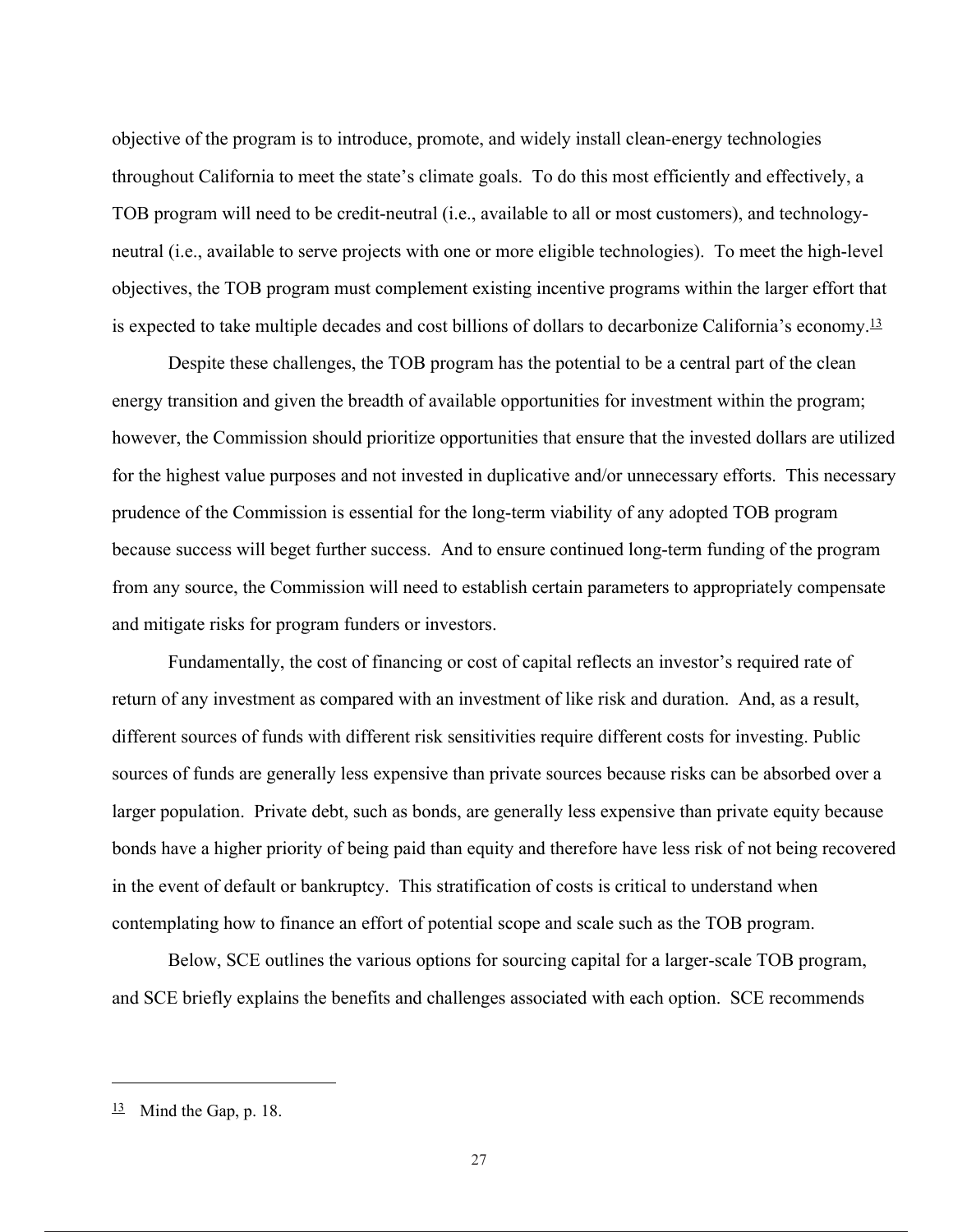objective of the program is to introduce, promote, and widely install clean-energy technologies throughout California to meet the state's climate goals. To do this most efficiently and effectively, a TOB program will need to be credit-neutral (i.e., available to all or most customers), and technology-neutral (i.e., available to serve projects with one or more eligible technologies). To meet the high-level objectives, the TOB program must complement existing incentive programs within the larger effort that is expected to take multiple decades and cost billions of dollars to decarbonize California's economy.[13]

Despite these challenges, the TOB program has the potential to be a central part of the clean energy transition and given the breadth of available opportunities for investment within the program; however, the Commission should prioritize opportunities that ensure that the invested dollars are utilized for the highest value purposes and not invested in duplicative and/or unnecessary efforts. This necessary prudence of the Commission is essential for the long-term viability of any adopted TOB program because success will beget further success. And to ensure continued long-term funding of the program from any source, the Commission will need to establish certain parameters to appropriately compensate and mitigate risks for program funders or investors.

Fundamentally, the cost of financing or cost of capital reflects an investor's required rate of return of any investment as compared with an investment of like risk and duration. And, as a result, different sources of funds with different risk sensitivities require different costs for investing. Public sources of funds are generally less expensive than private sources because risks can be absorbed over a larger population. Private debt, such as bonds, are generally less expensive than private equity because bonds have a higher priority of being paid than equity and therefore have less risk of not being recovered in the event of default or bankruptcy. This stratification of costs is critical to understand when contemplating how to finance an effort of potential scope and scale such as the TOB program.

Below, SCE outlines the various options for sourcing capital for a larger-scale TOB program, and SCE briefly explains the benefits and challenges associated with each option. SCE recommends

---

[13] Mind the Gap, p. 18.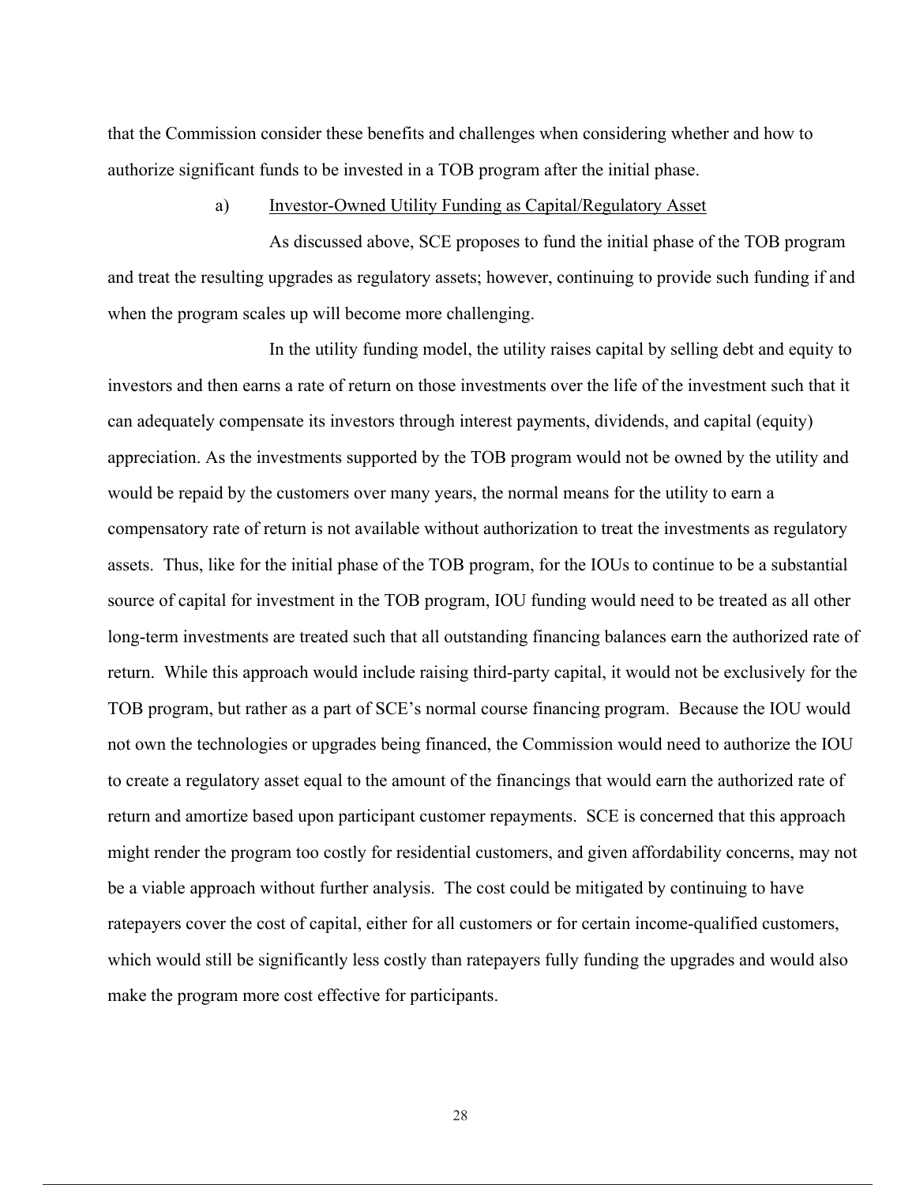that the Commission consider these benefits and challenges when considering whether and how to authorize significant funds to be invested in a TOB program after the initial phase.

a) Investor-Owned Utility Funding as Capital/Regulatory Asset

As discussed above, SCE proposes to fund the initial phase of the TOB program and treat the resulting upgrades as regulatory assets; however, continuing to provide such funding if and when the program scales up will become more challenging.

In the utility funding model, the utility raises capital by selling debt and equity to investors and then earns a rate of return on those investments over the life of the investment such that it can adequately compensate its investors through interest payments, dividends, and capital (equity) appreciation. As the investments supported by the TOB program would not be owned by the utility and would be repaid by the customers over many years, the normal means for the utility to earn a compensatory rate of return is not available without authorization to treat the investments as regulatory assets. Thus, like for the initial phase of the TOB program, for the IOUs to continue to be a substantial source of capital for investment in the TOB program, IOU funding would need to be treated as all other long-term investments are treated such that all outstanding financing balances earn the authorized rate of return. While this approach would include raising third-party capital, it would not be exclusively for the TOB program, but rather as a part of SCE's normal course financing program. Because the IOU would not own the technologies or upgrades being financed, the Commission would need to authorize the IOU to create a regulatory asset equal to the amount of the financings that would earn the authorized rate of return and amortize based upon participant customer repayments. SCE is concerned that this approach might render the program too costly for residential customers, and given affordability concerns, may not be a viable approach without further analysis. The cost could be mitigated by continuing to have ratepayers cover the cost of capital, either for all customers or for certain income-qualified customers, which would still be significantly less costly than ratepayers fully funding the upgrades and would also make the program more cost effective for participants.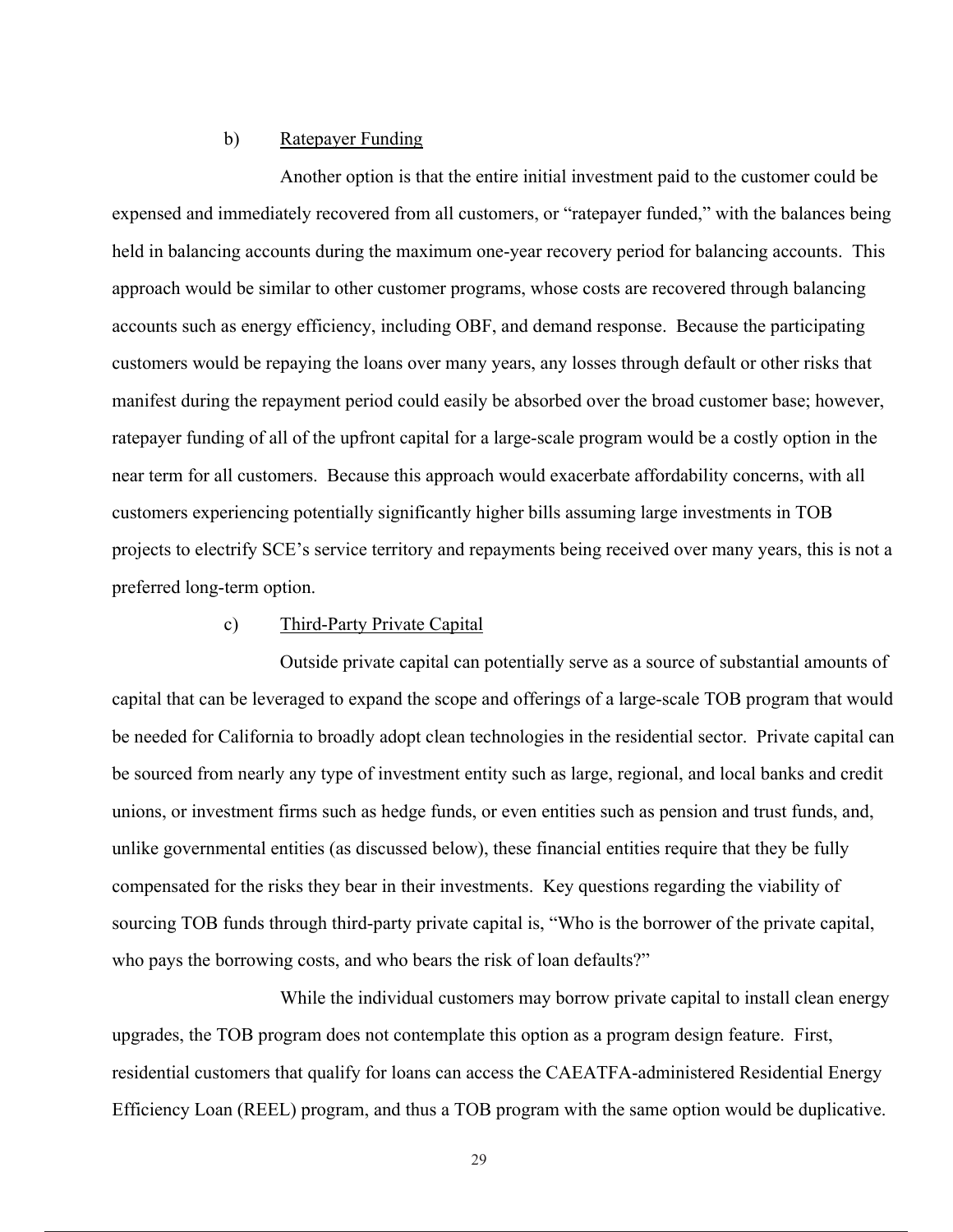b) Ratepayer Funding

Another option is that the entire initial investment paid to the customer could be expensed and immediately recovered from all customers, or "ratepayer funded," with the balances being held in balancing accounts during the maximum one-year recovery period for balancing accounts. This approach would be similar to other customer programs, whose costs are recovered through balancing accounts such as energy efficiency, including OBF, and demand response. Because the participating customers would be repaying the loans over many years, any losses through default or other risks that manifest during the repayment period could easily be absorbed over the broad customer base; however, ratepayer funding of all of the upfront capital for a large-scale program would be a costly option in the near term for all customers. Because this approach would exacerbate affordability concerns, with all customers experiencing potentially significantly higher bills assuming large investments in TOB projects to electrify SCE's service territory and repayments being received over many years, this is not a preferred long-term option.

c) Third-Party Private Capital

Outside private capital can potentially serve as a source of substantial amounts of capital that can be leveraged to expand the scope and offerings of a large-scale TOB program that would be needed for California to broadly adopt clean technologies in the residential sector. Private capital can be sourced from nearly any type of investment entity such as large, regional, and local banks and credit unions, or investment firms such as hedge funds, or even entities such as pension and trust funds, and, unlike governmental entities (as discussed below), these financial entities require that they be fully compensated for the risks they bear in their investments. Key questions regarding the viability of sourcing TOB funds through third-party private capital is, "Who is the borrower of the private capital, who pays the borrowing costs, and who bears the risk of loan defaults?"

While the individual customers may borrow private capital to install clean energy upgrades, the TOB program does not contemplate this option as a program design feature. First, residential customers that qualify for loans can access the CAEATFA-administered Residential Energy Efficiency Loan (REEL) program, and thus a TOB program with the same option would be duplicative.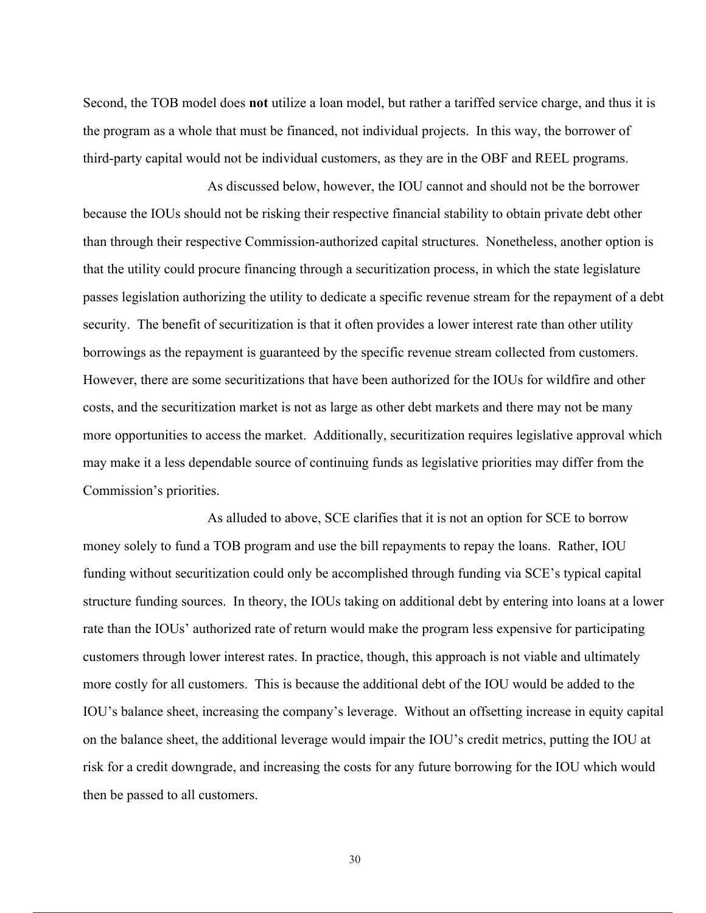Second, the TOB model does **not** utilize a loan model, but rather a tariffed service charge, and thus it is the program as a whole that must be financed, not individual projects. In this way, the borrower of third-party capital would not be individual customers, as they are in the OBF and REEL programs.

As discussed below, however, the IOU cannot and should not be the borrower because the IOUs should not be risking their respective financial stability to obtain private debt other than through their respective Commission-authorized capital structures. Nonetheless, another option is that the utility could procure financing through a securitization process, in which the state legislature passes legislation authorizing the utility to dedicate a specific revenue stream for the repayment of a debt security. The benefit of securitization is that it often provides a lower interest rate than other utility borrowings as the repayment is guaranteed by the specific revenue stream collected from customers. However, there are some securitizations that have been authorized for the IOUs for wildfire and other costs, and the securitization market is not as large as other debt markets and there may not be many more opportunities to access the market. Additionally, securitization requires legislative approval which may make it a less dependable source of continuing funds as legislative priorities may differ from the Commission's priorities.

As alluded to above, SCE clarifies that it is not an option for SCE to borrow money solely to fund a TOB program and use the bill repayments to repay the loans. Rather, IOU funding without securitization could only be accomplished through funding via SCE's typical capital structure funding sources. In theory, the IOUs taking on additional debt by entering into loans at a lower rate than the IOUs' authorized rate of return would make the program less expensive for participating customers through lower interest rates. In practice, though, this approach is not viable and ultimately more costly for all customers. This is because the additional debt of the IOU would be added to the IOU's balance sheet, increasing the company's leverage. Without an offsetting increase in equity capital on the balance sheet, the additional leverage would impair the IOU's credit metrics, putting the IOU at risk for a credit downgrade, and increasing the costs for any future borrowing for the IOU which would then be passed to all customers.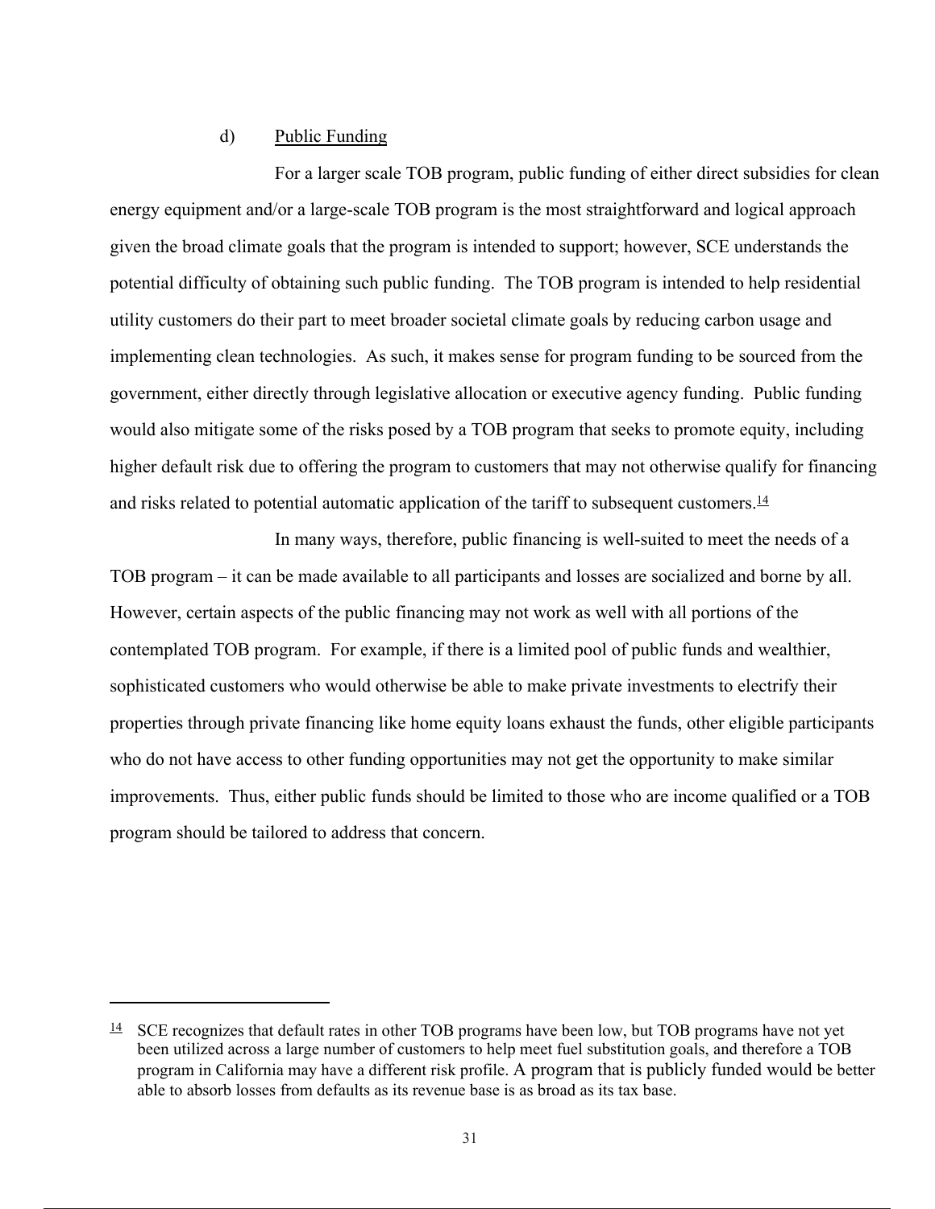d) Public Funding

For a larger scale TOB program, public funding of either direct subsidies for clean energy equipment and/or a large-scale TOB program is the most straightforward and logical approach given the broad climate goals that the program is intended to support; however, SCE understands the potential difficulty of obtaining such public funding. The TOB program is intended to help residential utility customers do their part to meet broader societal climate goals by reducing carbon usage and implementing clean technologies. As such, it makes sense for program funding to be sourced from the government, either directly through legislative allocation or executive agency funding. Public funding would also mitigate some of the risks posed by a TOB program that seeks to promote equity, including higher default risk due to offering the program to customers that may not otherwise qualify for financing and risks related to potential automatic application of the tariff to subsequent customers.[14]

In many ways, therefore, public financing is well-suited to meet the needs of a TOB program – it can be made available to all participants and losses are socialized and borne by all. However, certain aspects of the public financing may not work as well with all portions of the contemplated TOB program. For example, if there is a limited pool of public funds and wealthier, sophisticated customers who would otherwise be able to make private investments to electrify their properties through private financing like home equity loans exhaust the funds, other eligible participants who do not have access to other funding opportunities may not get the opportunity to make similar improvements. Thus, either public funds should be limited to those who are income qualified or a TOB program should be tailored to address that concern.

---

[14] SCE recognizes that default rates in other TOB programs have been low, but TOB programs have not yet been utilized across a large number of customers to help meet fuel substitution goals, and therefore a TOB program in California may have a different risk profile. A program that is publicly funded would be better able to absorb losses from defaults as its revenue base is as broad as its tax base.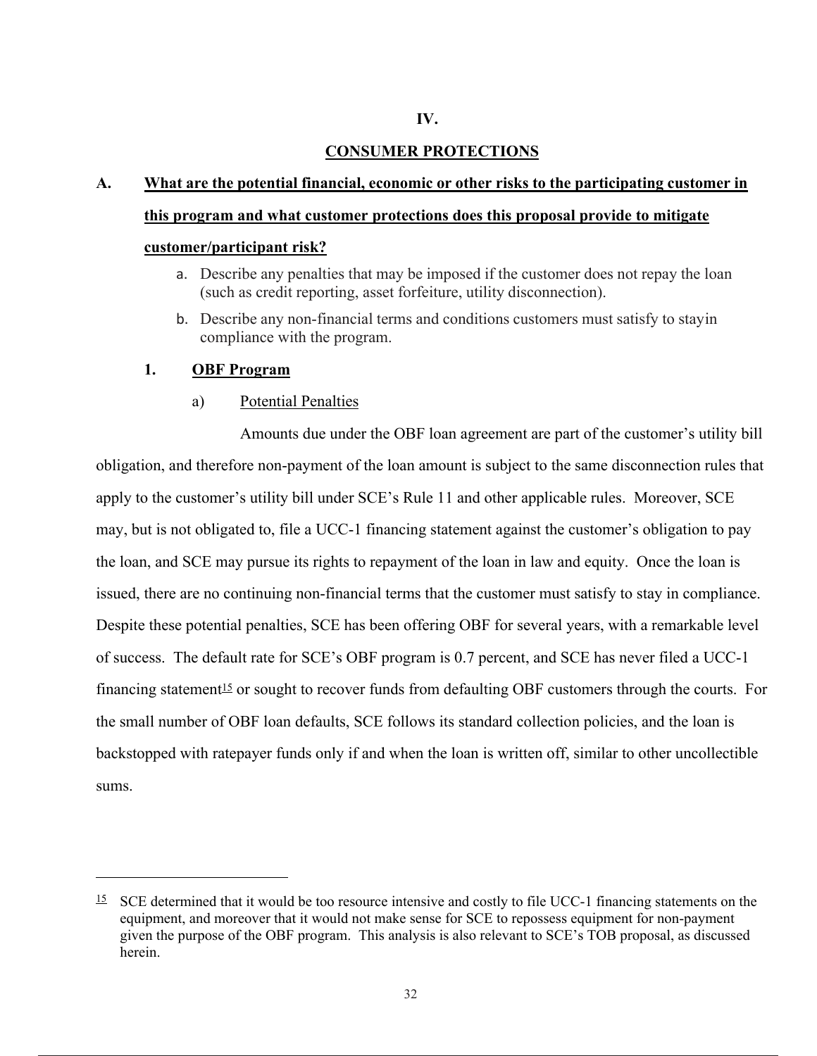# IV.

# CONSUMER PROTECTIONS

## A. What are the potential financial, economic or other risks to the participating customer in this program and what customer protections does this proposal provide to mitigate customer/participant risk?

a. Describe any penalties that may be imposed if the customer does not repay the loan (such as credit reporting, asset forfeiture, utility disconnection).

b. Describe any non-financial terms and conditions customers must satisfy to stayin compliance with the program.

### 1. OBF Program

#### a) Potential Penalties

Amounts due under the OBF loan agreement are part of the customer's utility bill obligation, and therefore non-payment of the loan amount is subject to the same disconnection rules that apply to the customer's utility bill under SCE's Rule 11 and other applicable rules. Moreover, SCE may, but is not obligated to, file a UCC-1 financing statement against the customer's obligation to pay the loan, and SCE may pursue its rights to repayment of the loan in law and equity. Once the loan is issued, there are no continuing non-financial terms that the customer must satisfy to stay in compliance. Despite these potential penalties, SCE has been offering OBF for several years, with a remarkable level of success. The default rate for SCE's OBF program is 0.7 percent, and SCE has never filed a UCC-1 financing statement[15] or sought to recover funds from defaulting OBF customers through the courts. For the small number of OBF loan defaults, SCE follows its standard collection policies, and the loan is backstopped with ratepayer funds only if and when the loan is written off, similar to other uncollectible sums.

---

[15] SCE determined that it would be too resource intensive and costly to file UCC-1 financing statements on the equipment, and moreover that it would not make sense for SCE to repossess equipment for non-payment given the purpose of the OBF program. This analysis is also relevant to SCE's TOB proposal, as discussed herein.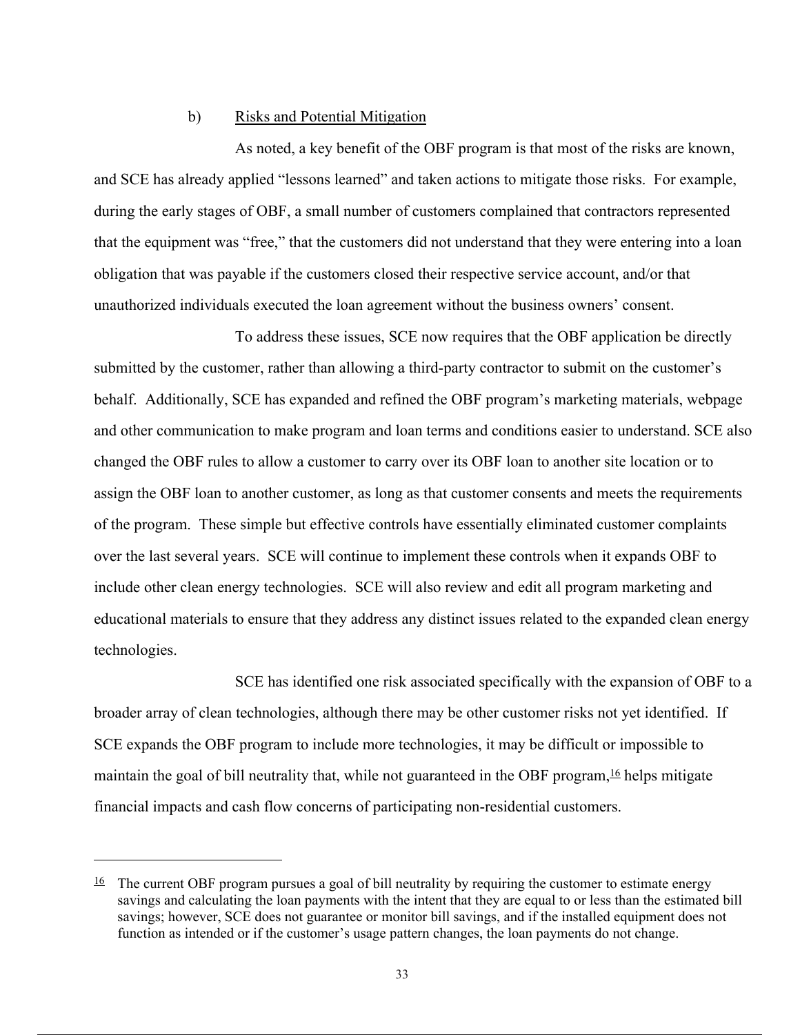### b) Risks and Potential Mitigation

As noted, a key benefit of the OBF program is that most of the risks are known, and SCE has already applied "lessons learned" and taken actions to mitigate those risks. For example, during the early stages of OBF, a small number of customers complained that contractors represented that the equipment was "free," that the customers did not understand that they were entering into a loan obligation that was payable if the customers closed their respective service account, and/or that unauthorized individuals executed the loan agreement without the business owners' consent.

To address these issues, SCE now requires that the OBF application be directly submitted by the customer, rather than allowing a third-party contractor to submit on the customer's behalf. Additionally, SCE has expanded and refined the OBF program's marketing materials, webpage and other communication to make program and loan terms and conditions easier to understand. SCE also changed the OBF rules to allow a customer to carry over its OBF loan to another site location or to assign the OBF loan to another customer, as long as that customer consents and meets the requirements of the program. These simple but effective controls have essentially eliminated customer complaints over the last several years. SCE will continue to implement these controls when it expands OBF to include other clean energy technologies. SCE will also review and edit all program marketing and educational materials to ensure that they address any distinct issues related to the expanded clean energy technologies.

SCE has identified one risk associated specifically with the expansion of OBF to a broader array of clean technologies, although there may be other customer risks not yet identified. If SCE expands the OBF program to include more technologies, it may be difficult or impossible to maintain the goal of bill neutrality that, while not guaranteed in the OBF program,[16] helps mitigate financial impacts and cash flow concerns of participating non-residential customers.

---

[16] The current OBF program pursues a goal of bill neutrality by requiring the customer to estimate energy savings and calculating the loan payments with the intent that they are equal to or less than the estimated bill savings; however, SCE does not guarantee or monitor bill savings, and if the installed equipment does not function as intended or if the customer's usage pattern changes, the loan payments do not change.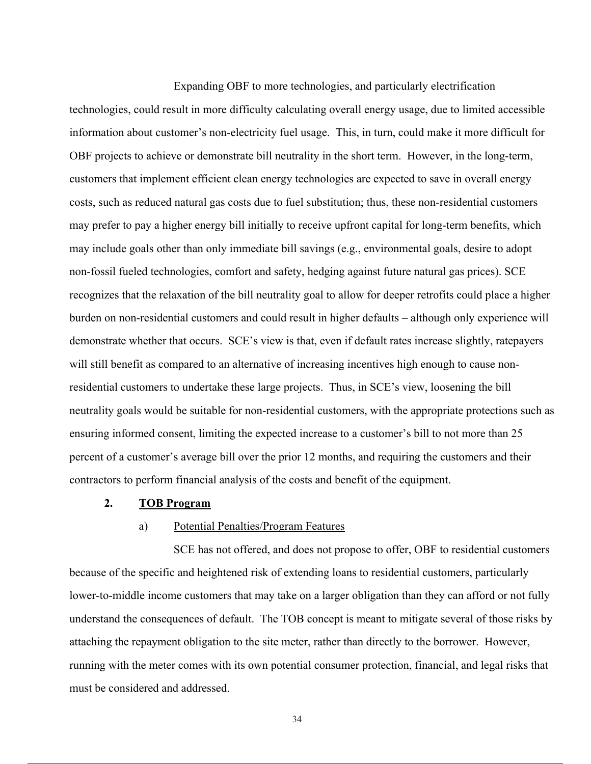Expanding OBF to more technologies, and particularly electrification technologies, could result in more difficulty calculating overall energy usage, due to limited accessible information about customer's non-electricity fuel usage. This, in turn, could make it more difficult for OBF projects to achieve or demonstrate bill neutrality in the short term. However, in the long-term, customers that implement efficient clean energy technologies are expected to save in overall energy costs, such as reduced natural gas costs due to fuel substitution; thus, these non-residential customers may prefer to pay a higher energy bill initially to receive upfront capital for long-term benefits, which may include goals other than only immediate bill savings (e.g., environmental goals, desire to adopt non-fossil fueled technologies, comfort and safety, hedging against future natural gas prices). SCE recognizes that the relaxation of the bill neutrality goal to allow for deeper retrofits could place a higher burden on non-residential customers and could result in higher defaults – although only experience will demonstrate whether that occurs. SCE's view is that, even if default rates increase slightly, ratepayers will still benefit as compared to an alternative of increasing incentives high enough to cause non-residential customers to undertake these large projects. Thus, in SCE's view, loosening the bill neutrality goals would be suitable for non-residential customers, with the appropriate protections such as ensuring informed consent, limiting the expected increase to a customer's bill to not more than 25 percent of a customer's average bill over the prior 12 months, and requiring the customers and their contractors to perform financial analysis of the costs and benefit of the equipment.

### 2. TOB Program

#### a) Potential Penalties/Program Features

SCE has not offered, and does not propose to offer, OBF to residential customers because of the specific and heightened risk of extending loans to residential customers, particularly lower-to-middle income customers that may take on a larger obligation than they can afford or not fully understand the consequences of default. The TOB concept is meant to mitigate several of those risks by attaching the repayment obligation to the site meter, rather than directly to the borrower. However, running with the meter comes with its own potential consumer protection, financial, and legal risks that must be considered and addressed.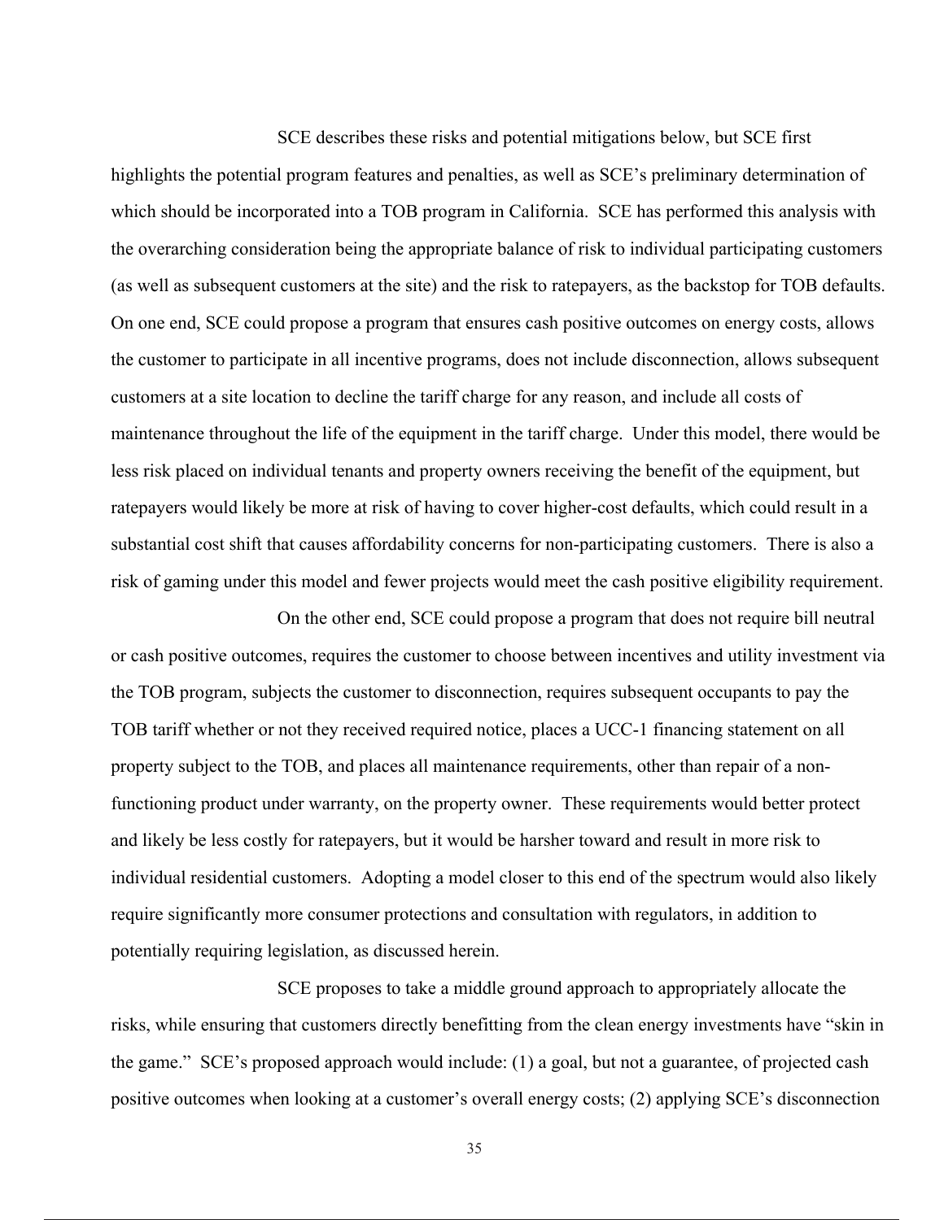SCE describes these risks and potential mitigations below, but SCE first highlights the potential program features and penalties, as well as SCE's preliminary determination of which should be incorporated into a TOB program in California. SCE has performed this analysis with the overarching consideration being the appropriate balance of risk to individual participating customers (as well as subsequent customers at the site) and the risk to ratepayers, as the backstop for TOB defaults. On one end, SCE could propose a program that ensures cash positive outcomes on energy costs, allows the customer to participate in all incentive programs, does not include disconnection, allows subsequent customers at a site location to decline the tariff charge for any reason, and include all costs of maintenance throughout the life of the equipment in the tariff charge. Under this model, there would be less risk placed on individual tenants and property owners receiving the benefit of the equipment, but ratepayers would likely be more at risk of having to cover higher-cost defaults, which could result in a substantial cost shift that causes affordability concerns for non-participating customers. There is also a risk of gaming under this model and fewer projects would meet the cash positive eligibility requirement.

On the other end, SCE could propose a program that does not require bill neutral or cash positive outcomes, requires the customer to choose between incentives and utility investment via the TOB program, subjects the customer to disconnection, requires subsequent occupants to pay the TOB tariff whether or not they received required notice, places a UCC-1 financing statement on all property subject to the TOB, and places all maintenance requirements, other than repair of a non-functioning product under warranty, on the property owner. These requirements would better protect and likely be less costly for ratepayers, but it would be harsher toward and result in more risk to individual residential customers. Adopting a model closer to this end of the spectrum would also likely require significantly more consumer protections and consultation with regulators, in addition to potentially requiring legislation, as discussed herein.

SCE proposes to take a middle ground approach to appropriately allocate the risks, while ensuring that customers directly benefitting from the clean energy investments have "skin in the game." SCE's proposed approach would include: (1) a goal, but not a guarantee, of projected cash positive outcomes when looking at a customer's overall energy costs; (2) applying SCE's disconnection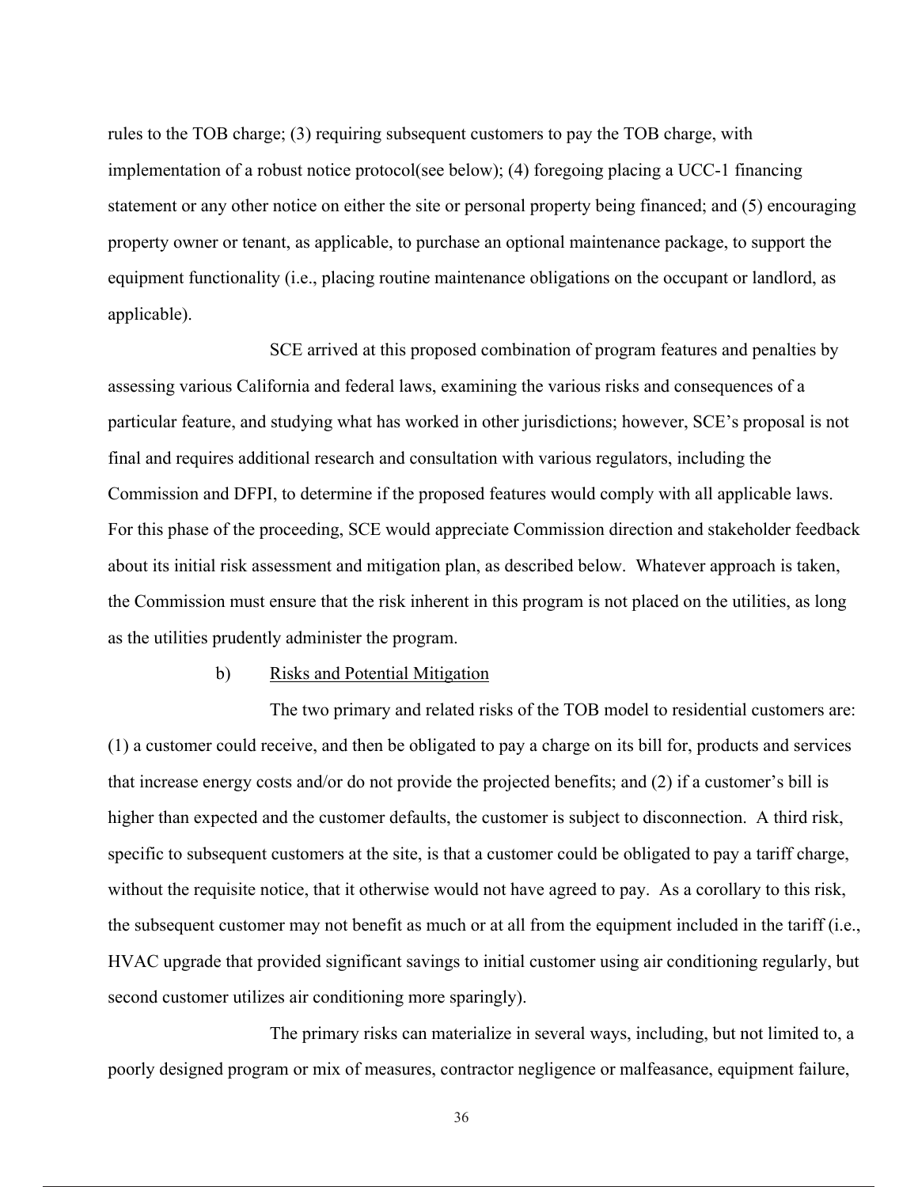rules to the TOB charge; (3) requiring subsequent customers to pay the TOB charge, with implementation of a robust notice protocol(see below); (4) foregoing placing a UCC-1 financing statement or any other notice on either the site or personal property being financed; and (5) encouraging property owner or tenant, as applicable, to purchase an optional maintenance package, to support the equipment functionality (i.e., placing routine maintenance obligations on the occupant or landlord, as applicable).

SCE arrived at this proposed combination of program features and penalties by assessing various California and federal laws, examining the various risks and consequences of a particular feature, and studying what has worked in other jurisdictions; however, SCE's proposal is not final and requires additional research and consultation with various regulators, including the Commission and DFPI, to determine if the proposed features would comply with all applicable laws. For this phase of the proceeding, SCE would appreciate Commission direction and stakeholder feedback about its initial risk assessment and mitigation plan, as described below. Whatever approach is taken, the Commission must ensure that the risk inherent in this program is not placed on the utilities, as long as the utilities prudently administer the program.

b) <u>Risks and Potential Mitigation</u>

The two primary and related risks of the TOB model to residential customers are: (1) a customer could receive, and then be obligated to pay a charge on its bill for, products and services that increase energy costs and/or do not provide the projected benefits; and (2) if a customer's bill is higher than expected and the customer defaults, the customer is subject to disconnection. A third risk, specific to subsequent customers at the site, is that a customer could be obligated to pay a tariff charge, without the requisite notice, that it otherwise would not have agreed to pay. As a corollary to this risk, the subsequent customer may not benefit as much or at all from the equipment included in the tariff (i.e., HVAC upgrade that provided significant savings to initial customer using air conditioning regularly, but second customer utilizes air conditioning more sparingly).

The primary risks can materialize in several ways, including, but not limited to, a poorly designed program or mix of measures, contractor negligence or malfeasance, equipment failure,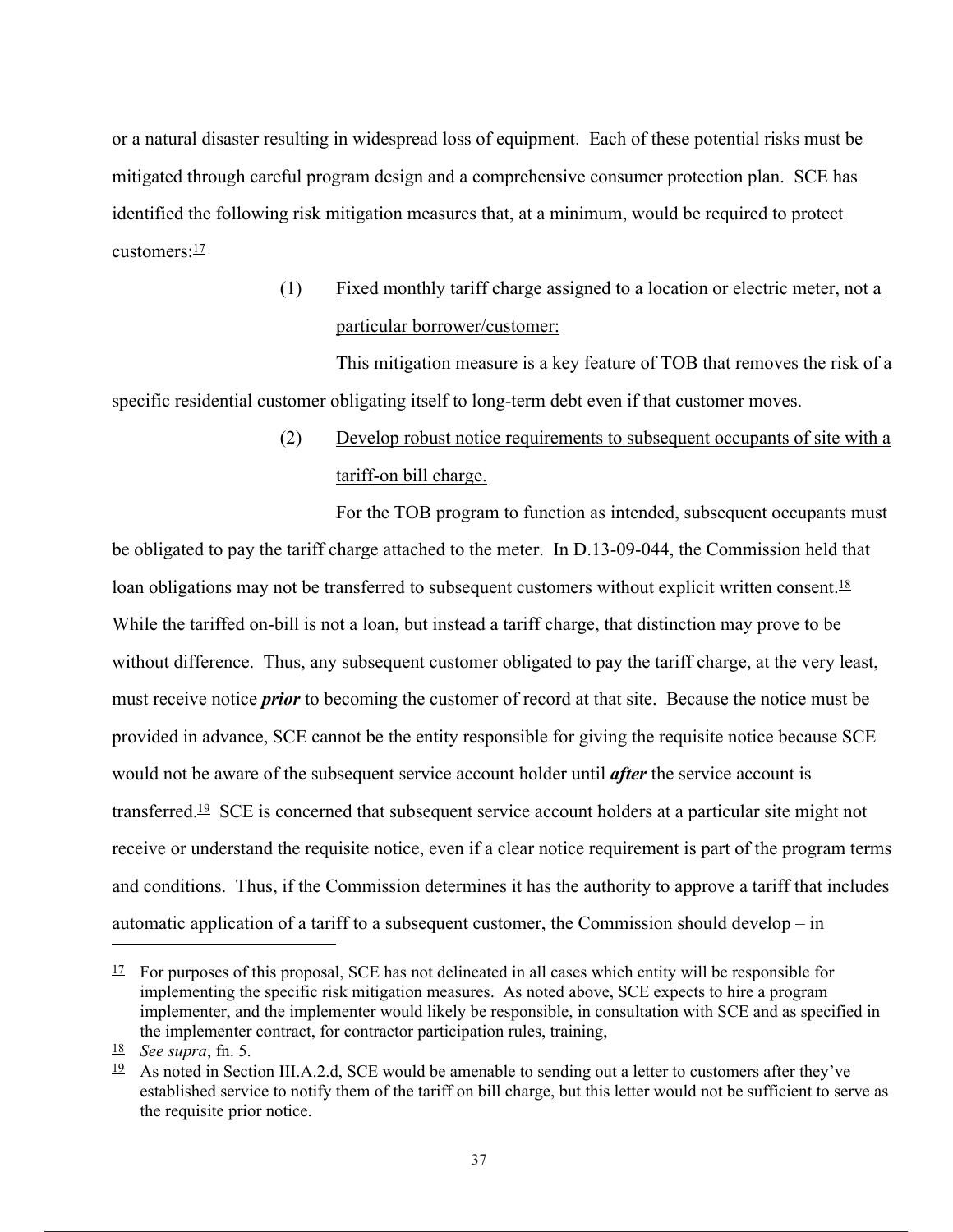or a natural disaster resulting in widespread loss of equipment. Each of these potential risks must be mitigated through careful program design and a comprehensive consumer protection plan. SCE has identified the following risk mitigation measures that, at a minimum, would be required to protect customers:[17]

(1) <u>Fixed monthly tariff charge assigned to a location or electric meter, not a particular borrower/customer:</u>

This mitigation measure is a key feature of TOB that removes the risk of a specific residential customer obligating itself to long-term debt even if that customer moves.

(2) <u>Develop robust notice requirements to subsequent occupants of site with a tariff-on bill charge.</u>

For the TOB program to function as intended, subsequent occupants must be obligated to pay the tariff charge attached to the meter. In D.13-09-044, the Commission held that loan obligations may not be transferred to subsequent customers without explicit written consent.[18] While the tariffed on-bill is not a loan, but instead a tariff charge, that distinction may prove to be without difference. Thus, any subsequent customer obligated to pay the tariff charge, at the very least, must receive notice ***prior*** to becoming the customer of record at that site. Because the notice must be provided in advance, SCE cannot be the entity responsible for giving the requisite notice because SCE would not be aware of the subsequent service account holder until ***after*** the service account is transferred.[19] SCE is concerned that subsequent service account holders at a particular site might not receive or understand the requisite notice, even if a clear notice requirement is part of the program terms and conditions. Thus, if the Commission determines it has the authority to approve a tariff that includes automatic application of a tariff to a subsequent customer, the Commission should develop – in

---

[17] For purposes of this proposal, SCE has not delineated in all cases which entity will be responsible for implementing the specific risk mitigation measures. As noted above, SCE expects to hire a program implementer, and the implementer would likely be responsible, in consultation with SCE and as specified in the implementer contract, for contractor participation rules, training,

[18] *See supra*, fn. 5.

[19] As noted in Section III.A.2.d, SCE would be amenable to sending out a letter to customers after they've established service to notify them of the tariff on bill charge, but this letter would not be sufficient to serve as the requisite prior notice.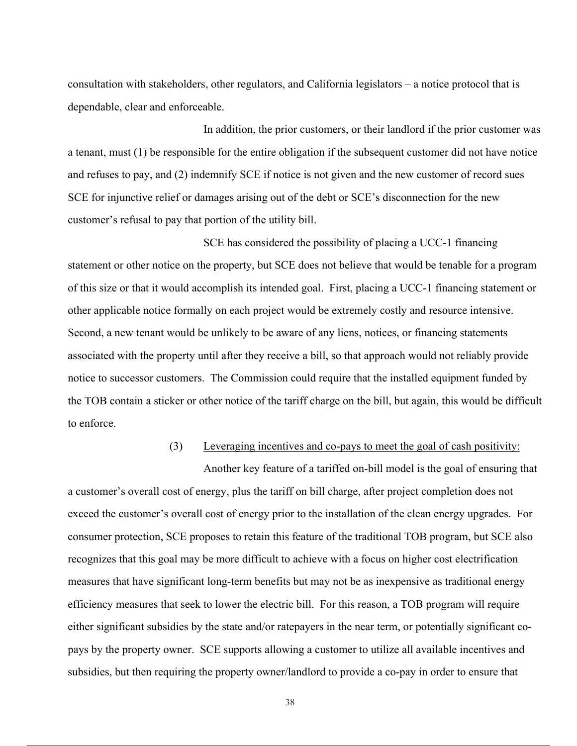consultation with stakeholders, other regulators, and California legislators – a notice protocol that is dependable, clear and enforceable.

In addition, the prior customers, or their landlord if the prior customer was a tenant, must (1) be responsible for the entire obligation if the subsequent customer did not have notice and refuses to pay, and (2) indemnify SCE if notice is not given and the new customer of record sues SCE for injunctive relief or damages arising out of the debt or SCE's disconnection for the new customer's refusal to pay that portion of the utility bill.

SCE has considered the possibility of placing a UCC-1 financing statement or other notice on the property, but SCE does not believe that would be tenable for a program of this size or that it would accomplish its intended goal. First, placing a UCC-1 financing statement or other applicable notice formally on each project would be extremely costly and resource intensive. Second, a new tenant would be unlikely to be aware of any liens, notices, or financing statements associated with the property until after they receive a bill, so that approach would not reliably provide notice to successor customers. The Commission could require that the installed equipment funded by the TOB contain a sticker or other notice of the tariff charge on the bill, but again, this would be difficult to enforce.

(3) Leveraging incentives and co-pays to meet the goal of cash positivity:

Another key feature of a tariffed on-bill model is the goal of ensuring that a customer's overall cost of energy, plus the tariff on bill charge, after project completion does not exceed the customer's overall cost of energy prior to the installation of the clean energy upgrades. For consumer protection, SCE proposes to retain this feature of the traditional TOB program, but SCE also recognizes that this goal may be more difficult to achieve with a focus on higher cost electrification measures that have significant long-term benefits but may not be as inexpensive as traditional energy efficiency measures that seek to lower the electric bill. For this reason, a TOB program will require either significant subsidies by the state and/or ratepayers in the near term, or potentially significant co-pays by the property owner. SCE supports allowing a customer to utilize all available incentives and subsidies, but then requiring the property owner/landlord to provide a co-pay in order to ensure that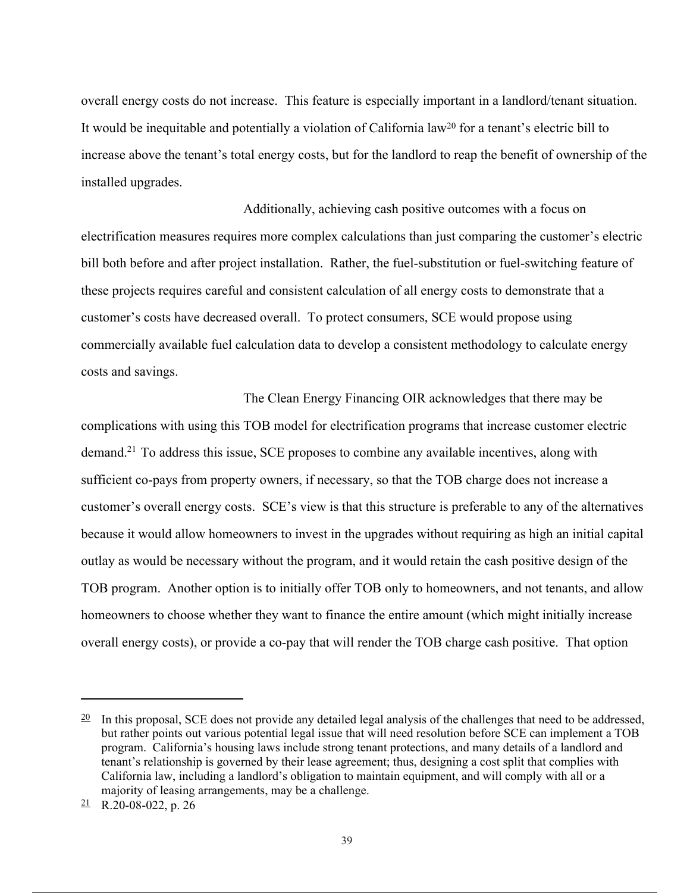overall energy costs do not increase. This feature is especially important in a landlord/tenant situation. It would be inequitable and potentially a violation of California law[20] for a tenant's electric bill to increase above the tenant's total energy costs, but for the landlord to reap the benefit of ownership of the installed upgrades.

Additionally, achieving cash positive outcomes with a focus on electrification measures requires more complex calculations than just comparing the customer's electric bill both before and after project installation. Rather, the fuel-substitution or fuel-switching feature of these projects requires careful and consistent calculation of all energy costs to demonstrate that a customer's costs have decreased overall. To protect consumers, SCE would propose using commercially available fuel calculation data to develop a consistent methodology to calculate energy costs and savings.

The Clean Energy Financing OIR acknowledges that there may be complications with using this TOB model for electrification programs that increase customer electric demand.[21] To address this issue, SCE proposes to combine any available incentives, along with sufficient co-pays from property owners, if necessary, so that the TOB charge does not increase a customer's overall energy costs. SCE's view is that this structure is preferable to any of the alternatives because it would allow homeowners to invest in the upgrades without requiring as high an initial capital outlay as would be necessary without the program, and it would retain the cash positive design of the TOB program. Another option is to initially offer TOB only to homeowners, and not tenants, and allow homeowners to choose whether they want to finance the entire amount (which might initially increase overall energy costs), or provide a co-pay that will render the TOB charge cash positive. That option

---

[20] In this proposal, SCE does not provide any detailed legal analysis of the challenges that need to be addressed, but rather points out various potential legal issue that will need resolution before SCE can implement a TOB program. California's housing laws include strong tenant protections, and many details of a landlord and tenant's relationship is governed by their lease agreement; thus, designing a cost split that complies with California law, including a landlord's obligation to maintain equipment, and will comply with all or a majority of leasing arrangements, may be a challenge.

[21] R.20-08-022, p. 26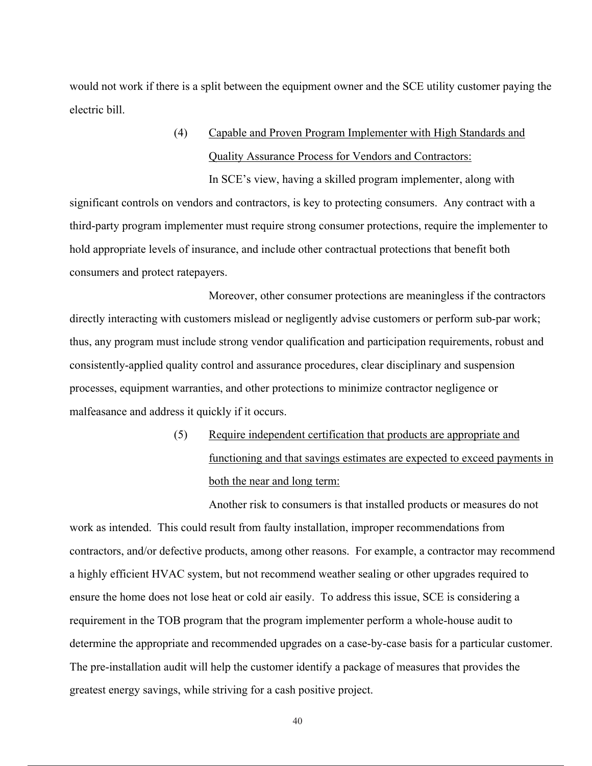would not work if there is a split between the equipment owner and the SCE utility customer paying the electric bill.

(4) Capable and Proven Program Implementer with High Standards and Quality Assurance Process for Vendors and Contractors:

In SCE's view, having a skilled program implementer, along with significant controls on vendors and contractors, is key to protecting consumers. Any contract with a third-party program implementer must require strong consumer protections, require the implementer to hold appropriate levels of insurance, and include other contractual protections that benefit both consumers and protect ratepayers.

Moreover, other consumer protections are meaningless if the contractors directly interacting with customers mislead or negligently advise customers or perform sub-par work; thus, any program must include strong vendor qualification and participation requirements, robust and consistently-applied quality control and assurance procedures, clear disciplinary and suspension processes, equipment warranties, and other protections to minimize contractor negligence or malfeasance and address it quickly if it occurs.

(5) Require independent certification that products are appropriate and functioning and that savings estimates are expected to exceed payments in both the near and long term:

Another risk to consumers is that installed products or measures do not work as intended. This could result from faulty installation, improper recommendations from contractors, and/or defective products, among other reasons. For example, a contractor may recommend a highly efficient HVAC system, but not recommend weather sealing or other upgrades required to ensure the home does not lose heat or cold air easily. To address this issue, SCE is considering a requirement in the TOB program that the program implementer perform a whole-house audit to determine the appropriate and recommended upgrades on a case-by-case basis for a particular customer. The pre-installation audit will help the customer identify a package of measures that provides the greatest energy savings, while striving for a cash positive project.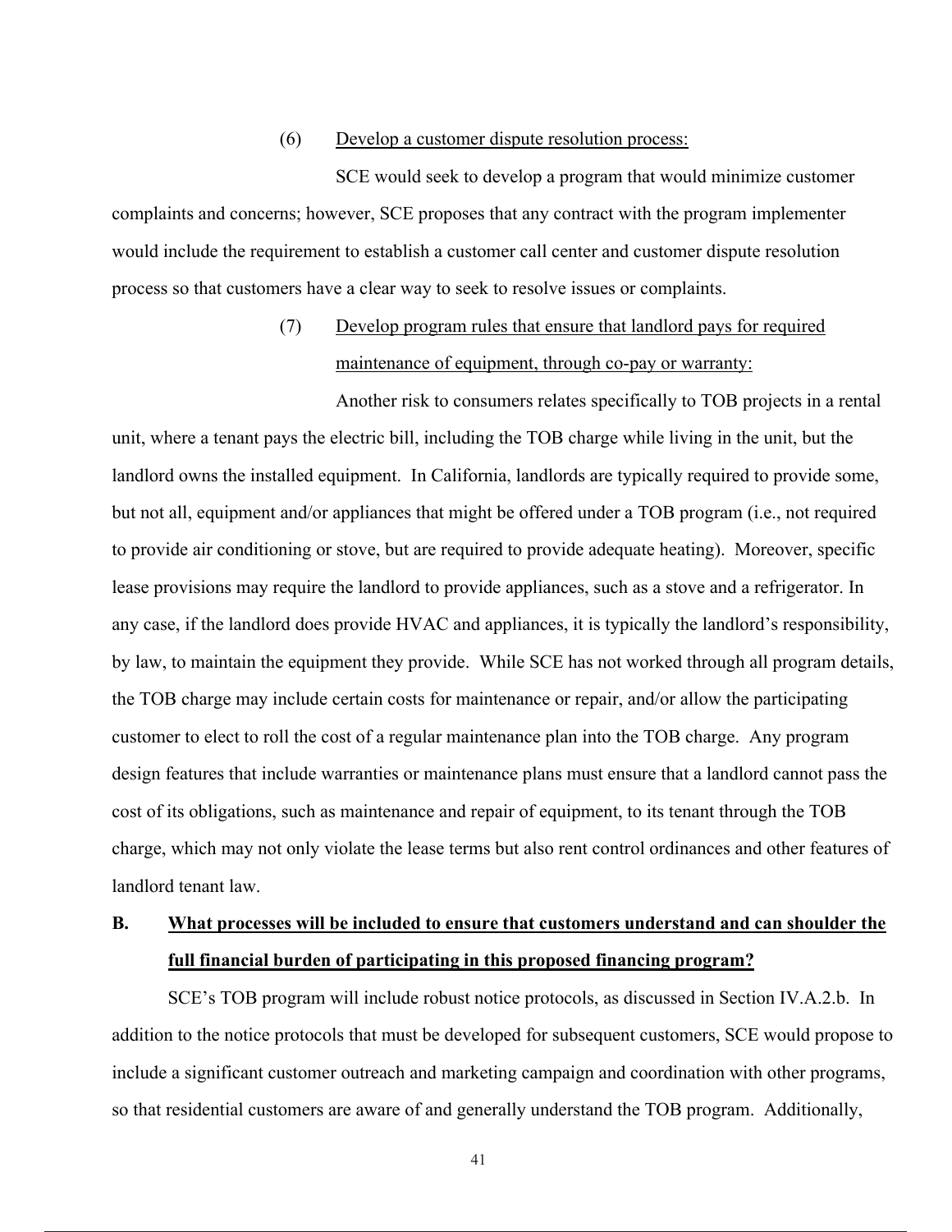(6) Develop a customer dispute resolution process:

SCE would seek to develop a program that would minimize customer complaints and concerns; however, SCE proposes that any contract with the program implementer would include the requirement to establish a customer call center and customer dispute resolution process so that customers have a clear way to seek to resolve issues or complaints.

(7) Develop program rules that ensure that landlord pays for required maintenance of equipment, through co-pay or warranty:

Another risk to consumers relates specifically to TOB projects in a rental unit, where a tenant pays the electric bill, including the TOB charge while living in the unit, but the landlord owns the installed equipment. In California, landlords are typically required to provide some, but not all, equipment and/or appliances that might be offered under a TOB program (i.e., not required to provide air conditioning or stove, but are required to provide adequate heating). Moreover, specific lease provisions may require the landlord to provide appliances, such as a stove and a refrigerator. In any case, if the landlord does provide HVAC and appliances, it is typically the landlord's responsibility, by law, to maintain the equipment they provide. While SCE has not worked through all program details, the TOB charge may include certain costs for maintenance or repair, and/or allow the participating customer to elect to roll the cost of a regular maintenance plan into the TOB charge. Any program design features that include warranties or maintenance plans must ensure that a landlord cannot pass the cost of its obligations, such as maintenance and repair of equipment, to its tenant through the TOB charge, which may not only violate the lease terms but also rent control ordinances and other features of landlord tenant law.

## B. What processes will be included to ensure that customers understand and can shoulder the full financial burden of participating in this proposed financing program?

SCE's TOB program will include robust notice protocols, as discussed in Section IV.A.2.b. In addition to the notice protocols that must be developed for subsequent customers, SCE would propose to include a significant customer outreach and marketing campaign and coordination with other programs, so that residential customers are aware of and generally understand the TOB program. Additionally,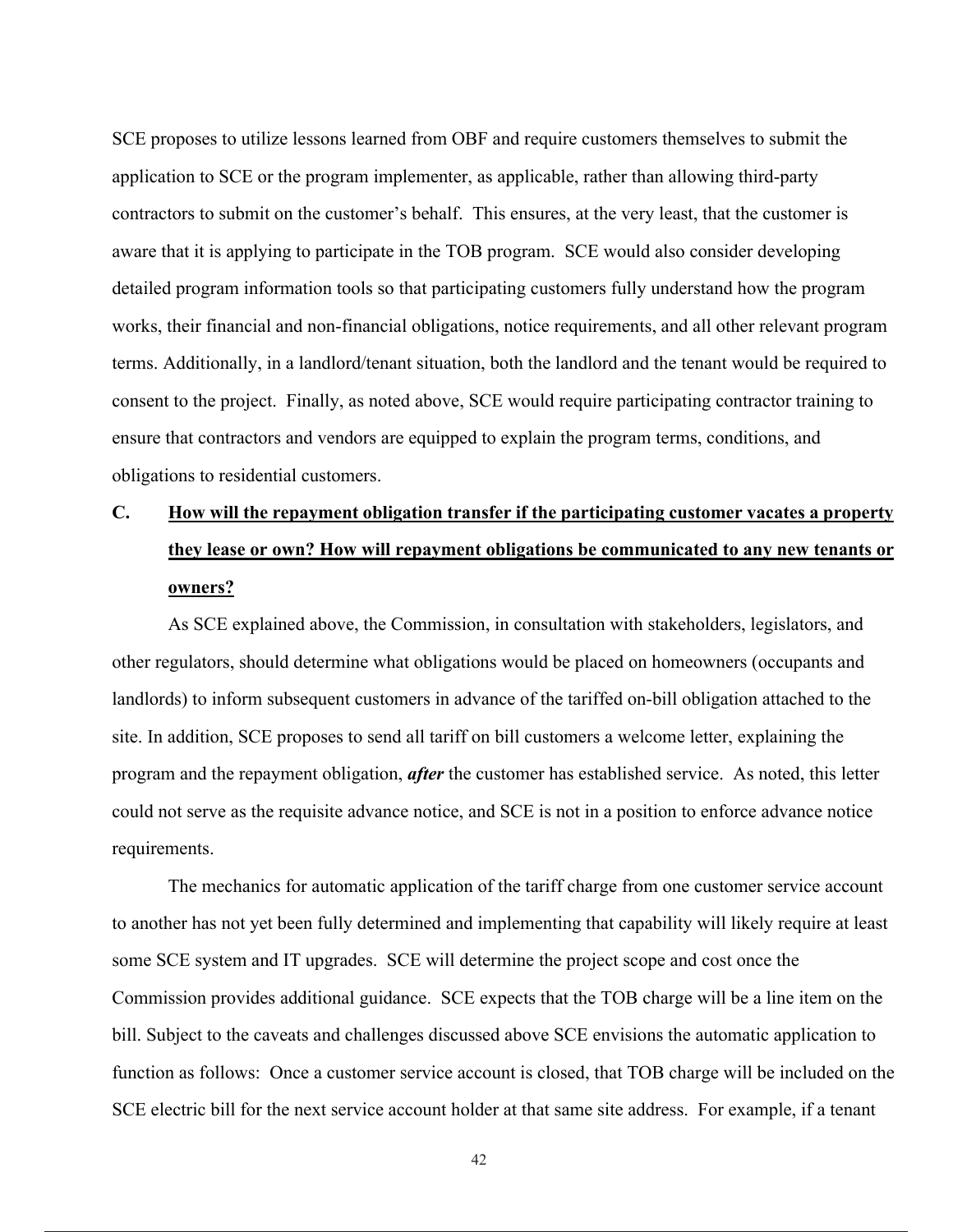SCE proposes to utilize lessons learned from OBF and require customers themselves to submit the application to SCE or the program implementer, as applicable, rather than allowing third-party contractors to submit on the customer's behalf. This ensures, at the very least, that the customer is aware that it is applying to participate in the TOB program. SCE would also consider developing detailed program information tools so that participating customers fully understand how the program works, their financial and non-financial obligations, notice requirements, and all other relevant program terms. Additionally, in a landlord/tenant situation, both the landlord and the tenant would be required to consent to the project. Finally, as noted above, SCE would require participating contractor training to ensure that contractors and vendors are equipped to explain the program terms, conditions, and obligations to residential customers.

### C. <u>How will the repayment obligation transfer if the participating customer vacates a property they lease or own? How will repayment obligations be communicated to any new tenants or owners?</u>

As SCE explained above, the Commission, in consultation with stakeholders, legislators, and other regulators, should determine what obligations would be placed on homeowners (occupants and landlords) to inform subsequent customers in advance of the tariffed on-bill obligation attached to the site. In addition, SCE proposes to send all tariff on bill customers a welcome letter, explaining the program and the repayment obligation, ***after*** the customer has established service. As noted, this letter could not serve as the requisite advance notice, and SCE is not in a position to enforce advance notice requirements.

The mechanics for automatic application of the tariff charge from one customer service account to another has not yet been fully determined and implementing that capability will likely require at least some SCE system and IT upgrades. SCE will determine the project scope and cost once the Commission provides additional guidance. SCE expects that the TOB charge will be a line item on the bill. Subject to the caveats and challenges discussed above SCE envisions the automatic application to function as follows: Once a customer service account is closed, that TOB charge will be included on the SCE electric bill for the next service account holder at that same site address. For example, if a tenant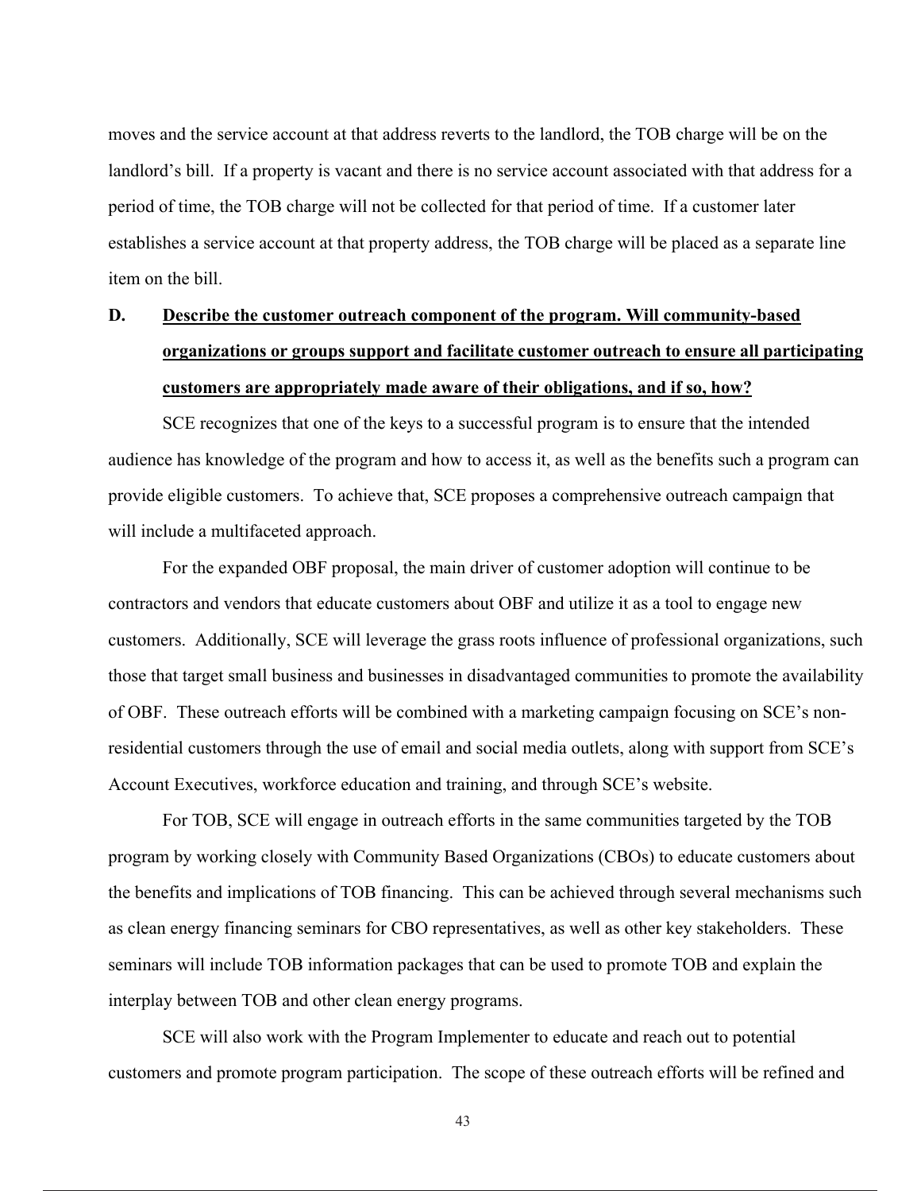moves and the service account at that address reverts to the landlord, the TOB charge will be on the landlord's bill. If a property is vacant and there is no service account associated with that address for a period of time, the TOB charge will not be collected for that period of time. If a customer later establishes a service account at that property address, the TOB charge will be placed as a separate line item on the bill.

### D. <u>Describe the customer outreach component of the program. Will community-based organizations or groups support and facilitate customer outreach to ensure all participating customers are appropriately made aware of their obligations, and if so, how?</u>

SCE recognizes that one of the keys to a successful program is to ensure that the intended audience has knowledge of the program and how to access it, as well as the benefits such a program can provide eligible customers. To achieve that, SCE proposes a comprehensive outreach campaign that will include a multifaceted approach.

For the expanded OBF proposal, the main driver of customer adoption will continue to be contractors and vendors that educate customers about OBF and utilize it as a tool to engage new customers. Additionally, SCE will leverage the grass roots influence of professional organizations, such those that target small business and businesses in disadvantaged communities to promote the availability of OBF. These outreach efforts will be combined with a marketing campaign focusing on SCE's non-residential customers through the use of email and social media outlets, along with support from SCE's Account Executives, workforce education and training, and through SCE's website.

For TOB, SCE will engage in outreach efforts in the same communities targeted by the TOB program by working closely with Community Based Organizations (CBOs) to educate customers about the benefits and implications of TOB financing. This can be achieved through several mechanisms such as clean energy financing seminars for CBO representatives, as well as other key stakeholders. These seminars will include TOB information packages that can be used to promote TOB and explain the interplay between TOB and other clean energy programs.

SCE will also work with the Program Implementer to educate and reach out to potential customers and promote program participation. The scope of these outreach efforts will be refined and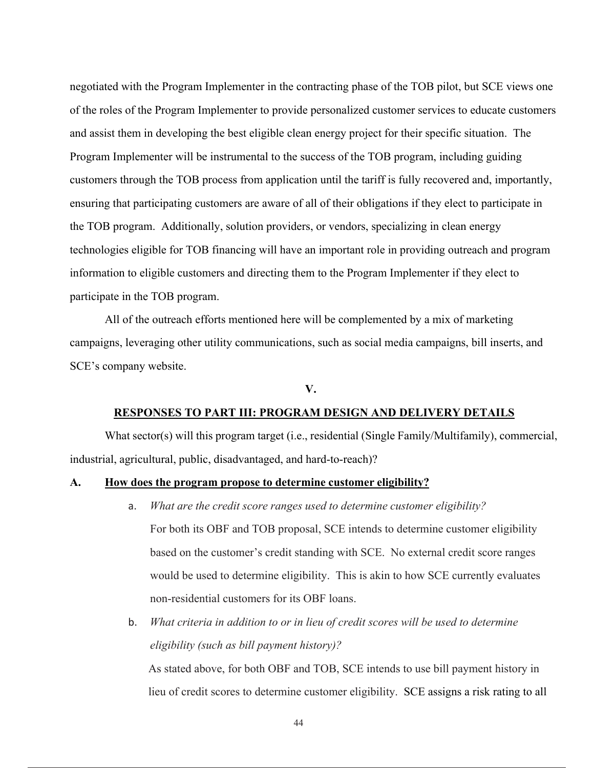negotiated with the Program Implementer in the contracting phase of the TOB pilot, but SCE views one of the roles of the Program Implementer to provide personalized customer services to educate customers and assist them in developing the best eligible clean energy project for their specific situation. The Program Implementer will be instrumental to the success of the TOB program, including guiding customers through the TOB process from application until the tariff is fully recovered and, importantly, ensuring that participating customers are aware of all of their obligations if they elect to participate in the TOB program. Additionally, solution providers, or vendors, specializing in clean energy technologies eligible for TOB financing will have an important role in providing outreach and program information to eligible customers and directing them to the Program Implementer if they elect to participate in the TOB program.

All of the outreach efforts mentioned here will be complemented by a mix of marketing campaigns, leveraging other utility communications, such as social media campaigns, bill inserts, and SCE's company website.

## V.

## RESPONSES TO PART III: PROGRAM DESIGN AND DELIVERY DETAILS

What sector(s) will this program target (i.e., residential (Single Family/Multifamily), commercial, industrial, agricultural, public, disadvantaged, and hard-to-reach)?

### A. How does the program propose to determine customer eligibility?

a. *What are the credit score ranges used to determine customer eligibility?*

   For both its OBF and TOB proposal, SCE intends to determine customer eligibility based on the customer's credit standing with SCE. No external credit score ranges would be used to determine eligibility. This is akin to how SCE currently evaluates non-residential customers for its OBF loans.

b. *What criteria in addition to or in lieu of credit scores will be used to determine eligibility (such as bill payment history)?*

   As stated above, for both OBF and TOB, SCE intends to use bill payment history in lieu of credit scores to determine customer eligibility. SCE assigns a risk rating to all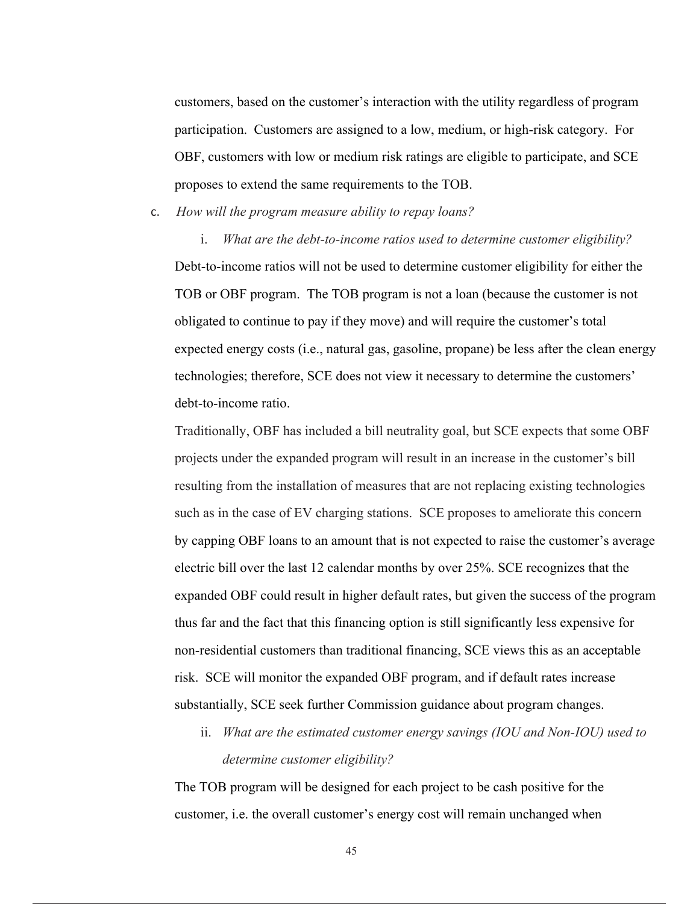customers, based on the customer's interaction with the utility regardless of program participation. Customers are assigned to a low, medium, or high-risk category. For OBF, customers with low or medium risk ratings are eligible to participate, and SCE proposes to extend the same requirements to the TOB.

c. *How will the program measure ability to repay loans?*

i. *What are the debt-to-income ratios used to determine customer eligibility?*

Debt-to-income ratios will not be used to determine customer eligibility for either the TOB or OBF program. The TOB program is not a loan (because the customer is not obligated to continue to pay if they move) and will require the customer's total expected energy costs (i.e., natural gas, gasoline, propane) be less after the clean energy technologies; therefore, SCE does not view it necessary to determine the customers' debt-to-income ratio.

Traditionally, OBF has included a bill neutrality goal, but SCE expects that some OBF projects under the expanded program will result in an increase in the customer's bill resulting from the installation of measures that are not replacing existing technologies such as in the case of EV charging stations. SCE proposes to ameliorate this concern by capping OBF loans to an amount that is not expected to raise the customer's average electric bill over the last 12 calendar months by over 25%. SCE recognizes that the expanded OBF could result in higher default rates, but given the success of the program thus far and the fact that this financing option is still significantly less expensive for non-residential customers than traditional financing, SCE views this as an acceptable risk. SCE will monitor the expanded OBF program, and if default rates increase substantially, SCE seek further Commission guidance about program changes.

ii. *What are the estimated customer energy savings (IOU and Non-IOU) used to determine customer eligibility?*

The TOB program will be designed for each project to be cash positive for the customer, i.e. the overall customer's energy cost will remain unchanged when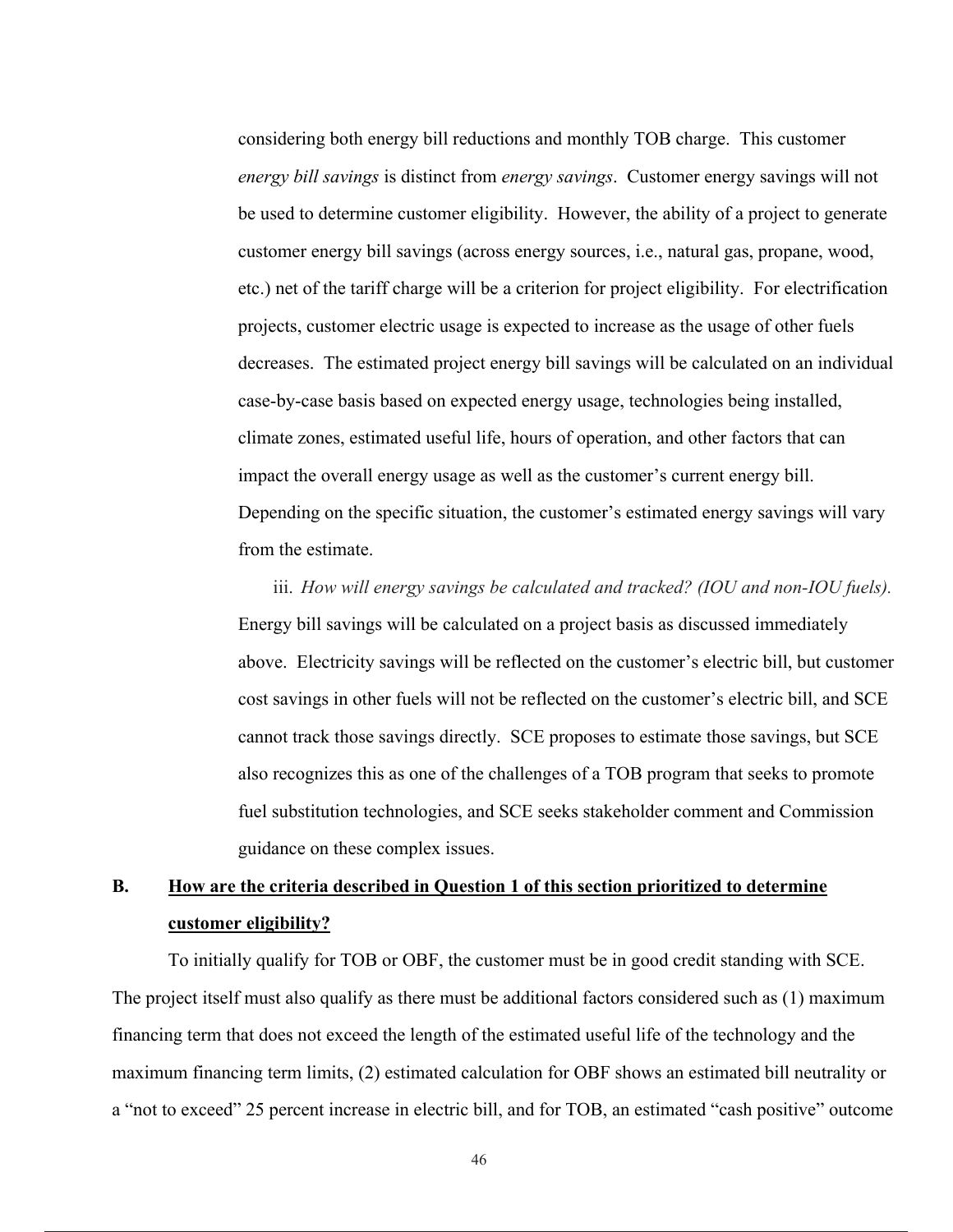considering both energy bill reductions and monthly TOB charge. This customer *energy bill savings* is distinct from *energy savings*. Customer energy savings will not be used to determine customer eligibility. However, the ability of a project to generate customer energy bill savings (across energy sources, i.e., natural gas, propane, wood, etc.) net of the tariff charge will be a criterion for project eligibility. For electrification projects, customer electric usage is expected to increase as the usage of other fuels decreases. The estimated project energy bill savings will be calculated on an individual case-by-case basis based on expected energy usage, technologies being installed, climate zones, estimated useful life, hours of operation, and other factors that can impact the overall energy usage as well as the customer's current energy bill. Depending on the specific situation, the customer's estimated energy savings will vary from the estimate.

iii. *How will energy savings be calculated and tracked? (IOU and non-IOU fuels).* Energy bill savings will be calculated on a project basis as discussed immediately above. Electricity savings will be reflected on the customer's electric bill, but customer cost savings in other fuels will not be reflected on the customer's electric bill, and SCE cannot track those savings directly. SCE proposes to estimate those savings, but SCE also recognizes this as one of the challenges of a TOB program that seeks to promote fuel substitution technologies, and SCE seeks stakeholder comment and Commission guidance on these complex issues.

## B. How are the criteria described in Question 1 of this section prioritized to determine customer eligibility?

To initially qualify for TOB or OBF, the customer must be in good credit standing with SCE. The project itself must also qualify as there must be additional factors considered such as (1) maximum financing term that does not exceed the length of the estimated useful life of the technology and the maximum financing term limits, (2) estimated calculation for OBF shows an estimated bill neutrality or a "not to exceed" 25 percent increase in electric bill, and for TOB, an estimated "cash positive" outcome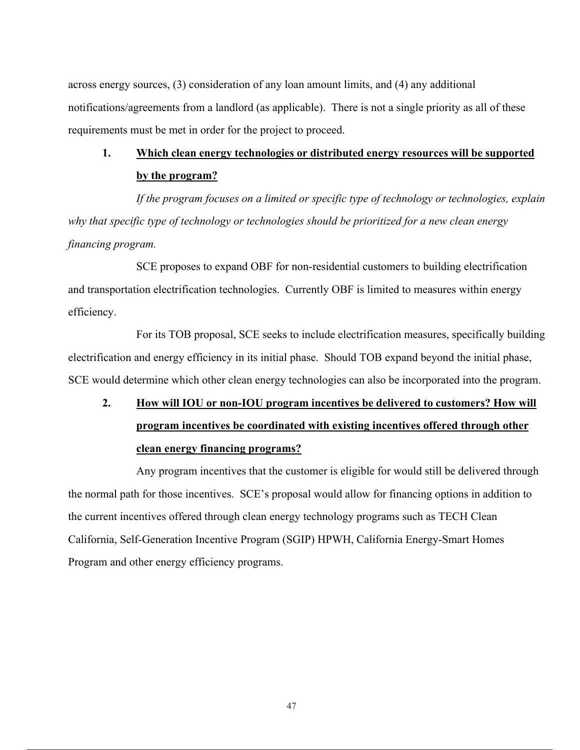across energy sources, (3) consideration of any loan amount limits, and (4) any additional notifications/agreements from a landlord (as applicable). There is not a single priority as all of these requirements must be met in order for the project to proceed.

1. **Which clean energy technologies or distributed energy resources will be supported by the program?**

*If the program focuses on a limited or specific type of technology or technologies, explain why that specific type of technology or technologies should be prioritized for a new clean energy financing program.*

SCE proposes to expand OBF for non-residential customers to building electrification and transportation electrification technologies. Currently OBF is limited to measures within energy efficiency.

For its TOB proposal, SCE seeks to include electrification measures, specifically building electrification and energy efficiency in its initial phase. Should TOB expand beyond the initial phase, SCE would determine which other clean energy technologies can also be incorporated into the program.

2. **How will IOU or non-IOU program incentives be delivered to customers? How will program incentives be coordinated with existing incentives offered through other clean energy financing programs?**

Any program incentives that the customer is eligible for would still be delivered through the normal path for those incentives. SCE's proposal would allow for financing options in addition to the current incentives offered through clean energy technology programs such as TECH Clean California, Self-Generation Incentive Program (SGIP) HPWH, California Energy-Smart Homes Program and other energy efficiency programs.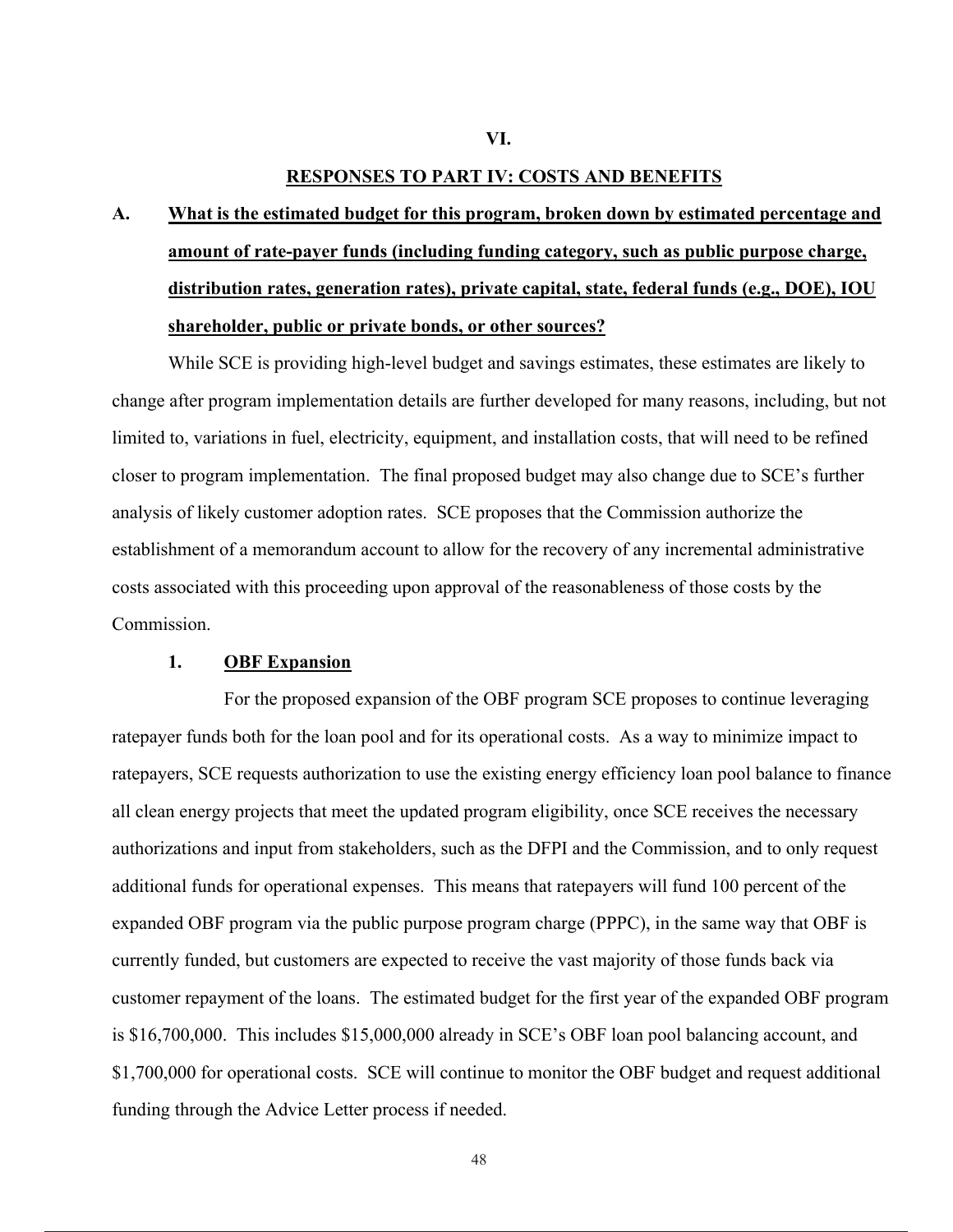# VI.

## RESPONSES TO PART IV: COSTS AND BENEFITS

### A. What is the estimated budget for this program, broken down by estimated percentage and amount of rate-payer funds (including funding category, such as public purpose charge, distribution rates, generation rates), private capital, state, federal funds (e.g., DOE), IOU shareholder, public or private bonds, or other sources?

While SCE is providing high-level budget and savings estimates, these estimates are likely to change after program implementation details are further developed for many reasons, including, but not limited to, variations in fuel, electricity, equipment, and installation costs, that will need to be refined closer to program implementation. The final proposed budget may also change due to SCE's further analysis of likely customer adoption rates. SCE proposes that the Commission authorize the establishment of a memorandum account to allow for the recovery of any incremental administrative costs associated with this proceeding upon approval of the reasonableness of those costs by the Commission.

#### 1. OBF Expansion

For the proposed expansion of the OBF program SCE proposes to continue leveraging ratepayer funds both for the loan pool and for its operational costs. As a way to minimize impact to ratepayers, SCE requests authorization to use the existing energy efficiency loan pool balance to finance all clean energy projects that meet the updated program eligibility, once SCE receives the necessary authorizations and input from stakeholders, such as the DFPI and the Commission, and to only request additional funds for operational expenses. This means that ratepayers will fund 100 percent of the expanded OBF program via the public purpose program charge (PPPC), in the same way that OBF is currently funded, but customers are expected to receive the vast majority of those funds back via customer repayment of the loans. The estimated budget for the first year of the expanded OBF program is $16,700,000. This includes $15,000,000 already in SCE's OBF loan pool balancing account, and $1,700,000 for operational costs. SCE will continue to monitor the OBF budget and request additional funding through the Advice Letter process if needed.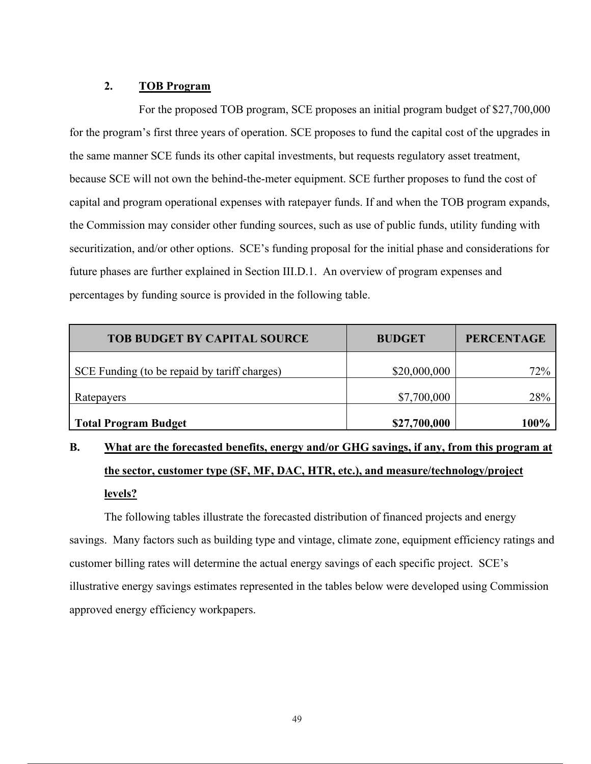### 2. TOB Program

For the proposed TOB program, SCE proposes an initial program budget of $27,700,000 for the program's first three years of operation. SCE proposes to fund the capital cost of the upgrades in the same manner SCE funds its other capital investments, but requests regulatory asset treatment, because SCE will not own the behind-the-meter equipment. SCE further proposes to fund the cost of capital and program operational expenses with ratepayer funds. If and when the TOB program expands, the Commission may consider other funding sources, such as use of public funds, utility funding with securitization, and/or other options. SCE's funding proposal for the initial phase and considerations for future phases are further explained in Section III.D.1. An overview of program expenses and percentages by funding source is provided in the following table.

| TOB BUDGET BY CAPITAL SOURCE | BUDGET | PERCENTAGE |
|---|---:|---:|
| SCE Funding (to be repaid by tariff charges) | $20,000,000 | 72% |
| Ratepayers | $7,700,000 | 28% |
| **Total Program Budget** | **$27,700,000** | **100%** |

## B. What are the forecasted benefits, energy and/or GHG savings, if any, from this program at the sector, customer type (SF, MF, DAC, HTR, etc.), and measure/technology/project levels?

The following tables illustrate the forecasted distribution of financed projects and energy savings. Many factors such as building type and vintage, climate zone, equipment efficiency ratings and customer billing rates will determine the actual energy savings of each specific project. SCE's illustrative energy savings estimates represented in the tables below were developed using Commission approved energy efficiency workpapers.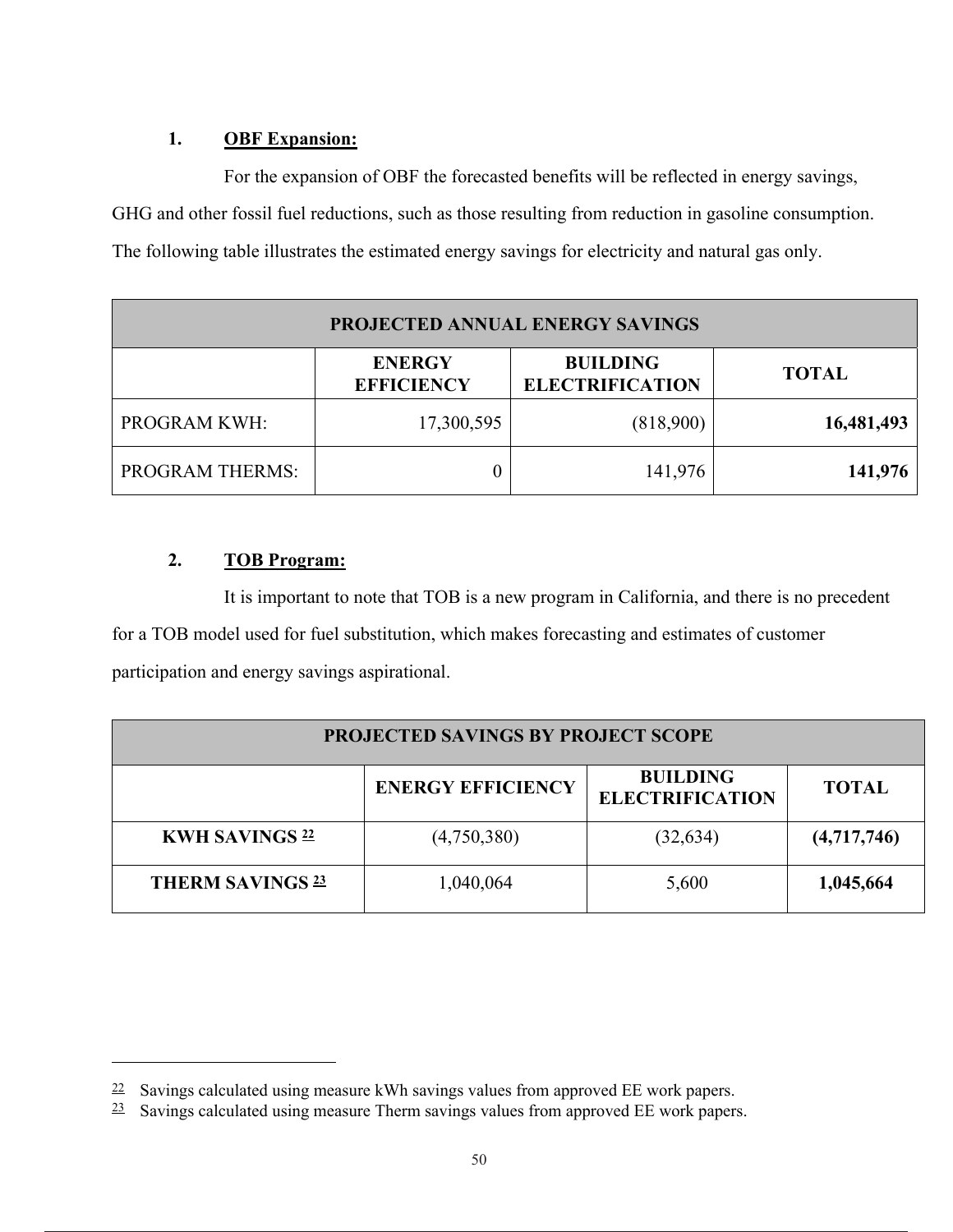1. **OBF Expansion:**

For the expansion of OBF the forecasted benefits will be reflected in energy savings, GHG and other fossil fuel reductions, such as those resulting from reduction in gasoline consumption. The following table illustrates the estimated energy savings for electricity and natural gas only.

| PROJECTED ANNUAL ENERGY SAVINGS | | | |
|---|---|---|---|
| | ENERGY EFFICIENCY | BUILDING ELECTRIFICATION | TOTAL |
| PROGRAM KWH: | 17,300,595 | (818,900) | **16,481,493** |
| PROGRAM THERMS: | 0 | 141,976 | **141,976** |

2. **TOB Program:**

It is important to note that TOB is a new program in California, and there is no precedent for a TOB model used for fuel substitution, which makes forecasting and estimates of customer participation and energy savings aspirational.

| PROJECTED SAVINGS BY PROJECT SCOPE | | | |
|---|---|---|---|
| | ENERGY EFFICIENCY | BUILDING ELECTRIFICATION | TOTAL |
| **KWH SAVINGS [22]** | (4,750,380) | (32,634) | **(4,717,746)** |
| **THERM SAVINGS [23]** | 1,040,064 | 5,600 | **1,045,664** |

---

[22] Savings calculated using measure kWh savings values from approved EE work papers.

[23] Savings calculated using measure Therm savings values from approved EE work papers.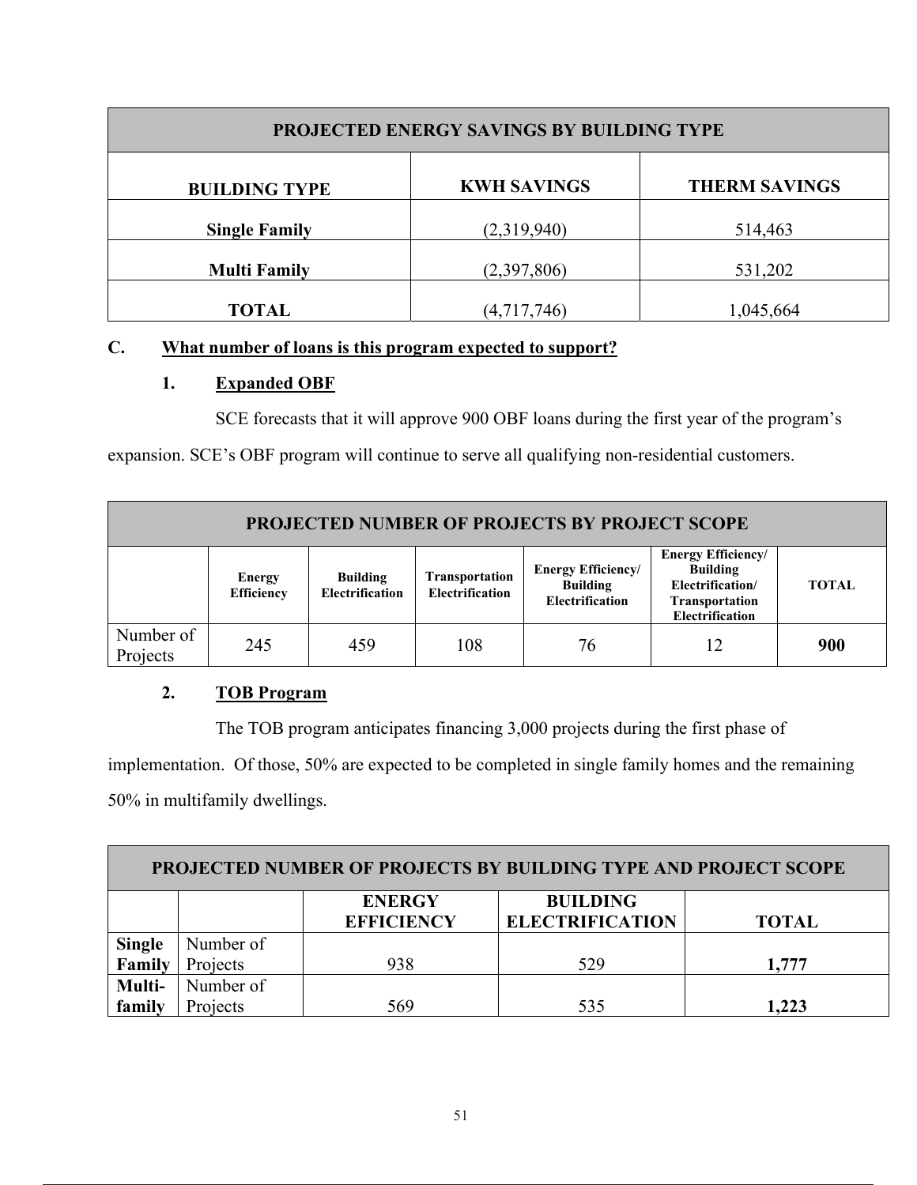| PROJECTED ENERGY SAVINGS BY BUILDING TYPE | | |
|---|---|---|
| **BUILDING TYPE** | **KWH SAVINGS** | **THERM SAVINGS** |
| **Single Family** | (2,319,940) | 514,463 |
| **Multi Family** | (2,397,806) | 531,202 |
| **TOTAL** | (4,717,746) | 1,045,664 |

**C. <u>What number of loans is this program expected to support?</u>**

**1. <u>Expanded OBF</u>**

SCE forecasts that it will approve 900 OBF loans during the first year of the program's expansion. SCE's OBF program will continue to serve all qualifying non-residential customers.

| PROJECTED NUMBER OF PROJECTS BY PROJECT SCOPE | | | | | | |
|---|---|---|---|---|---|---|
| | **Energy Efficiency** | **Building Electrification** | **Transportation Electrification** | **Energy Efficiency/ Building Electrification** | **Energy Efficiency/ Building Electrification/ Transportation Electrification** | **TOTAL** |
| Number of Projects | 245 | 459 | 108 | 76 | 12 | **900** |

**2. <u>TOB Program</u>**

The TOB program anticipates financing 3,000 projects during the first phase of implementation. Of those, 50% are expected to be completed in single family homes and the remaining 50% in multifamily dwellings.

| PROJECTED NUMBER OF PROJECTS BY BUILDING TYPE AND PROJECT SCOPE | | | | |
|---|---|---|---|---|
| | | **ENERGY EFFICIENCY** | **BUILDING ELECTRIFICATION** | **TOTAL** |
| **Single Family** | Number of Projects | 938 | 529 | **1,777** |
| **Multi-family** | Number of Projects | 569 | 535 | **1,223** |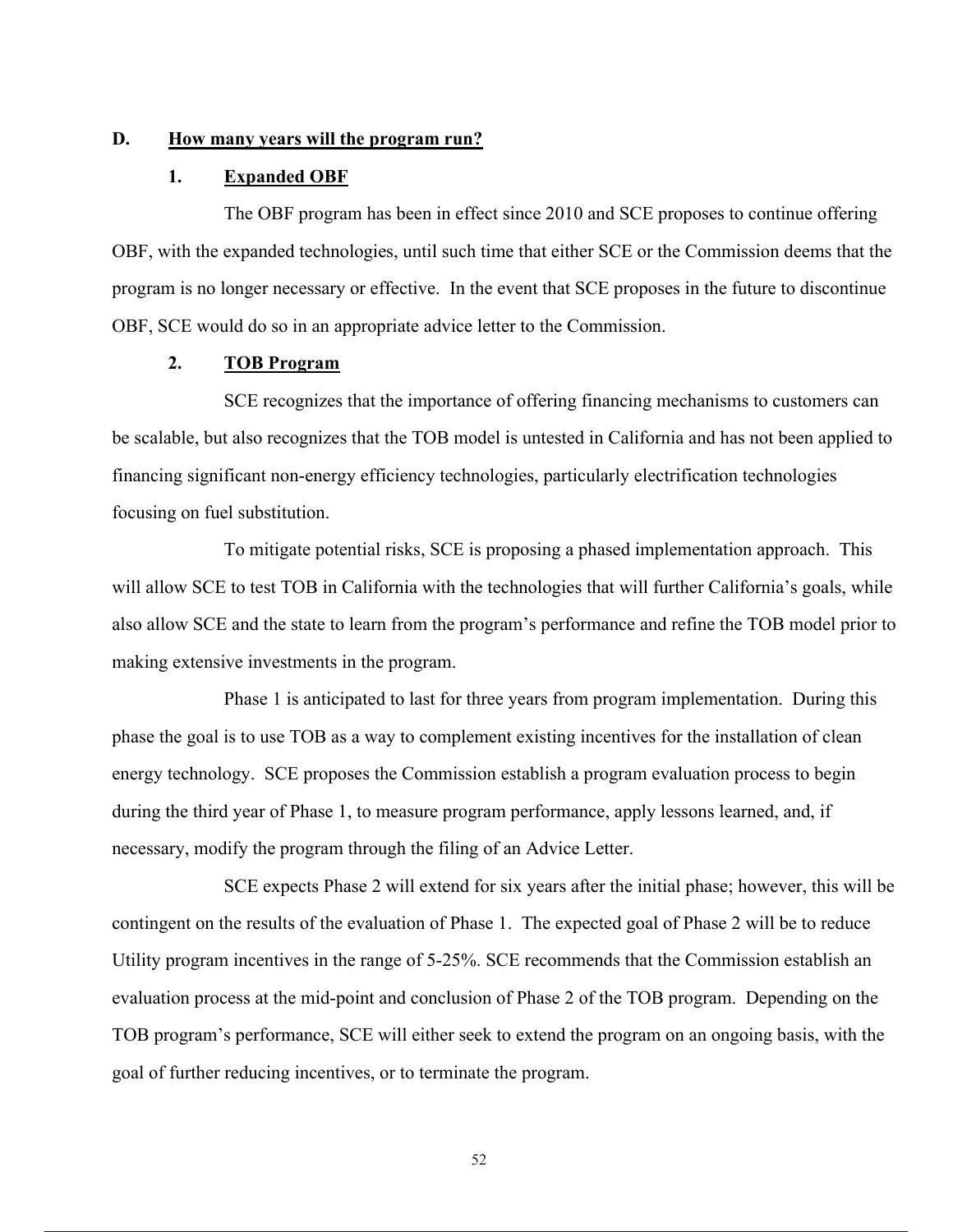## D. How many years will the program run?

### 1. Expanded OBF

The OBF program has been in effect since 2010 and SCE proposes to continue offering OBF, with the expanded technologies, until such time that either SCE or the Commission deems that the program is no longer necessary or effective. In the event that SCE proposes in the future to discontinue OBF, SCE would do so in an appropriate advice letter to the Commission.

### 2. TOB Program

SCE recognizes that the importance of offering financing mechanisms to customers can be scalable, but also recognizes that the TOB model is untested in California and has not been applied to financing significant non-energy efficiency technologies, particularly electrification technologies focusing on fuel substitution.

To mitigate potential risks, SCE is proposing a phased implementation approach. This will allow SCE to test TOB in California with the technologies that will further California's goals, while also allow SCE and the state to learn from the program's performance and refine the TOB model prior to making extensive investments in the program.

Phase 1 is anticipated to last for three years from program implementation. During this phase the goal is to use TOB as a way to complement existing incentives for the installation of clean energy technology. SCE proposes the Commission establish a program evaluation process to begin during the third year of Phase 1, to measure program performance, apply lessons learned, and, if necessary, modify the program through the filing of an Advice Letter.

SCE expects Phase 2 will extend for six years after the initial phase; however, this will be contingent on the results of the evaluation of Phase 1. The expected goal of Phase 2 will be to reduce Utility program incentives in the range of 5-25%. SCE recommends that the Commission establish an evaluation process at the mid-point and conclusion of Phase 2 of the TOB program. Depending on the TOB program's performance, SCE will either seek to extend the program on an ongoing basis, with the goal of further reducing incentives, or to terminate the program.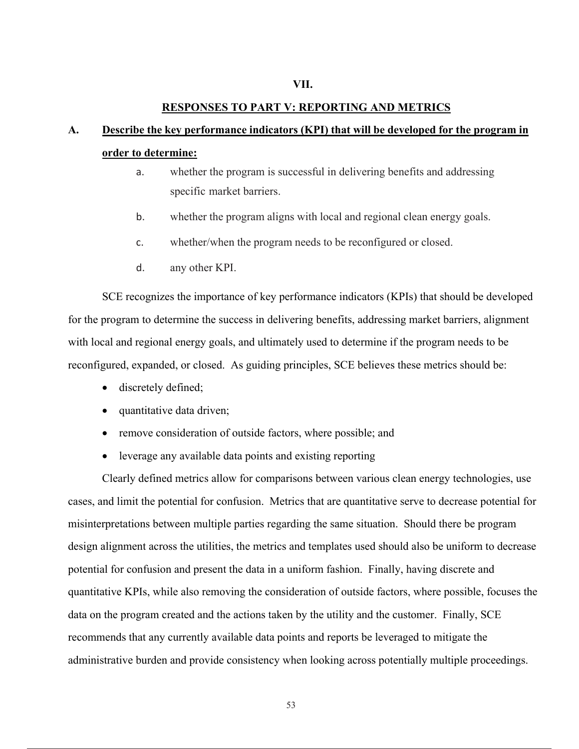# VII.

## RESPONSES TO PART V: REPORTING AND METRICS

### A. Describe the key performance indicators (KPI) that will be developed for the program in order to determine:

a. whether the program is successful in delivering benefits and addressing specific market barriers.

b. whether the program aligns with local and regional clean energy goals.

c. whether/when the program needs to be reconfigured or closed.

d. any other KPI.

SCE recognizes the importance of key performance indicators (KPIs) that should be developed for the program to determine the success in delivering benefits, addressing market barriers, alignment with local and regional energy goals, and ultimately used to determine if the program needs to be reconfigured, expanded, or closed. As guiding principles, SCE believes these metrics should be:

- discretely defined;
- quantitative data driven;
- remove consideration of outside factors, where possible; and
- leverage any available data points and existing reporting

Clearly defined metrics allow for comparisons between various clean energy technologies, use cases, and limit the potential for confusion. Metrics that are quantitative serve to decrease potential for misinterpretations between multiple parties regarding the same situation. Should there be program design alignment across the utilities, the metrics and templates used should also be uniform to decrease potential for confusion and present the data in a uniform fashion. Finally, having discrete and quantitative KPIs, while also removing the consideration of outside factors, where possible, focuses the data on the program created and the actions taken by the utility and the customer. Finally, SCE recommends that any currently available data points and reports be leveraged to mitigate the administrative burden and provide consistency when looking across potentially multiple proceedings.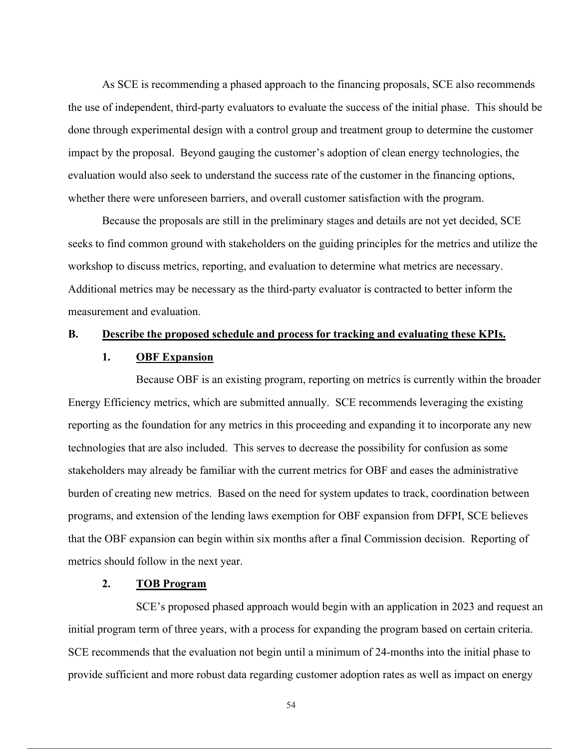As SCE is recommending a phased approach to the financing proposals, SCE also recommends the use of independent, third-party evaluators to evaluate the success of the initial phase. This should be done through experimental design with a control group and treatment group to determine the customer impact by the proposal. Beyond gauging the customer's adoption of clean energy technologies, the evaluation would also seek to understand the success rate of the customer in the financing options, whether there were unforeseen barriers, and overall customer satisfaction with the program.

Because the proposals are still in the preliminary stages and details are not yet decided, SCE seeks to find common ground with stakeholders on the guiding principles for the metrics and utilize the workshop to discuss metrics, reporting, and evaluation to determine what metrics are necessary. Additional metrics may be necessary as the third-party evaluator is contracted to better inform the measurement and evaluation.

## B. <u>Describe the proposed schedule and process for tracking and evaluating these KPIs.</u>

### 1. <u>OBF Expansion</u>

Because OBF is an existing program, reporting on metrics is currently within the broader Energy Efficiency metrics, which are submitted annually. SCE recommends leveraging the existing reporting as the foundation for any metrics in this proceeding and expanding it to incorporate any new technologies that are also included. This serves to decrease the possibility for confusion as some stakeholders may already be familiar with the current metrics for OBF and eases the administrative burden of creating new metrics. Based on the need for system updates to track, coordination between programs, and extension of the lending laws exemption for OBF expansion from DFPI, SCE believes that the OBF expansion can begin within six months after a final Commission decision. Reporting of metrics should follow in the next year.

### 2. <u>TOB Program</u>

SCE's proposed phased approach would begin with an application in 2023 and request an initial program term of three years, with a process for expanding the program based on certain criteria. SCE recommends that the evaluation not begin until a minimum of 24-months into the initial phase to provide sufficient and more robust data regarding customer adoption rates as well as impact on energy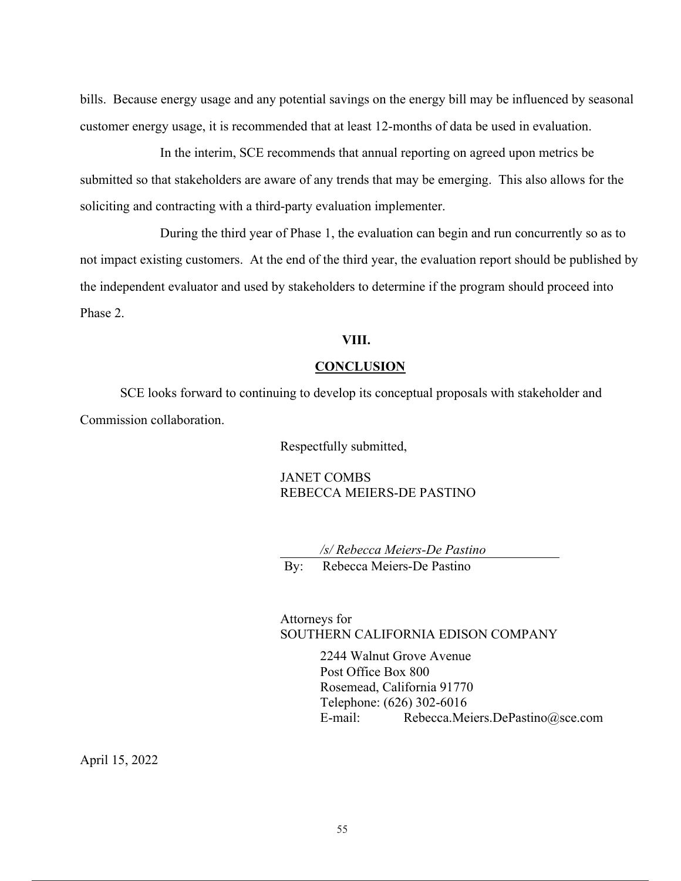bills. Because energy usage and any potential savings on the energy bill may be influenced by seasonal customer energy usage, it is recommended that at least 12-months of data be used in evaluation.

In the interim, SCE recommends that annual reporting on agreed upon metrics be submitted so that stakeholders are aware of any trends that may be emerging. This also allows for the soliciting and contracting with a third-party evaluation implementer.

During the third year of Phase 1, the evaluation can begin and run concurrently so as to not impact existing customers. At the end of the third year, the evaluation report should be published by the independent evaluator and used by stakeholders to determine if the program should proceed into Phase 2.

## VIII.

## CONCLUSION

SCE looks forward to continuing to develop its conceptual proposals with stakeholder and Commission collaboration.

Respectfully submitted,

JANET COMBS
REBECCA MEIERS-DE PASTINO

*/s/ Rebecca Meiers-De Pastino*

By: Rebecca Meiers-De Pastino

Attorneys for
SOUTHERN CALIFORNIA EDISON COMPANY

2244 Walnut Grove Avenue
Post Office Box 800
Rosemead, California 91770
Telephone: (626) 302-6016
E-mail: Rebecca.Meiers.DePastino@sce.com

April 15, 2022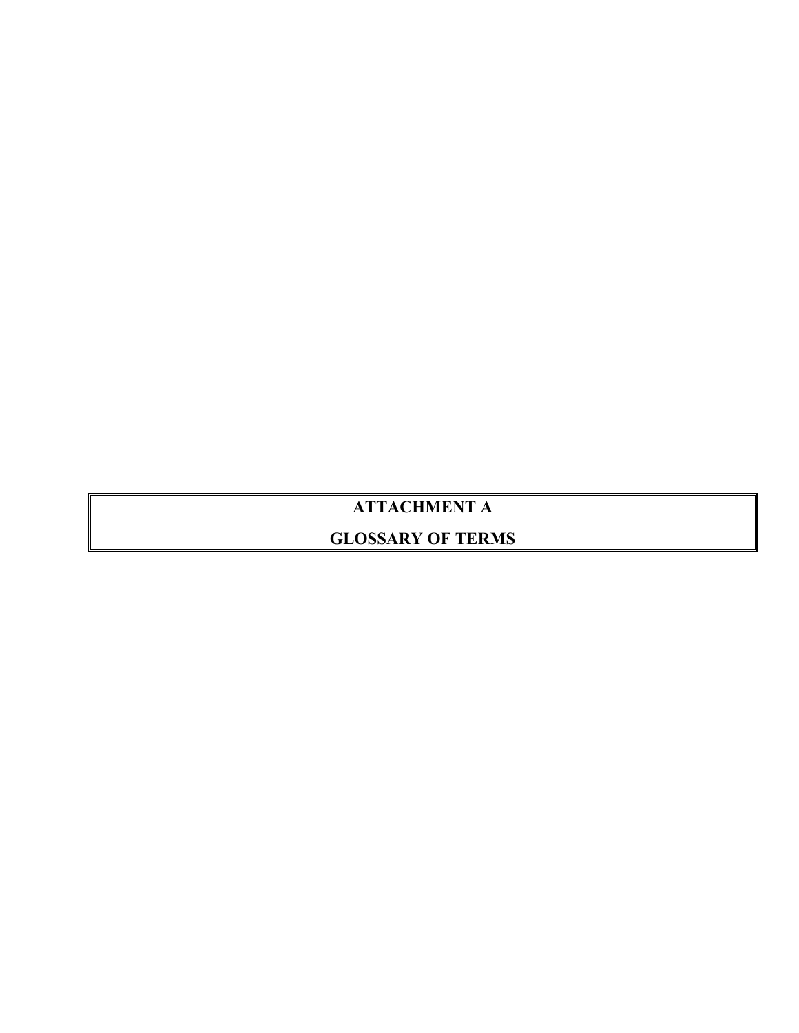# ATTACHMENT A

# GLOSSARY OF TERMS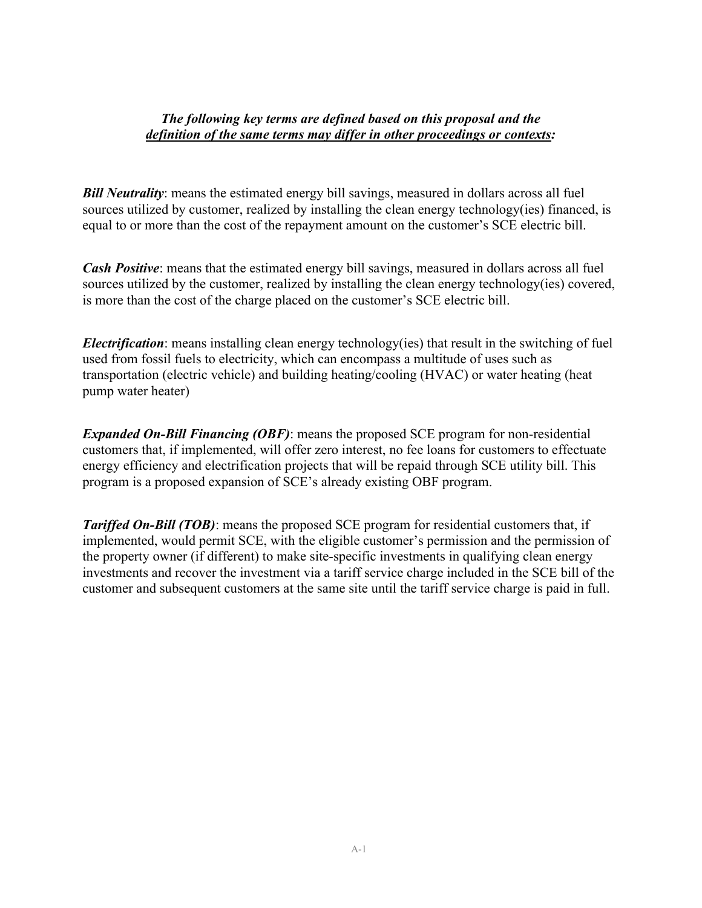***The following key terms are defined based on this proposal and the <u>definition of the same terms may differ in other proceedings or contexts</u>:***

***Bill Neutrality***: means the estimated energy bill savings, measured in dollars across all fuel sources utilized by customer, realized by installing the clean energy technology(ies) financed, is equal to or more than the cost of the repayment amount on the customer's SCE electric bill.

***Cash Positive***: means that the estimated energy bill savings, measured in dollars across all fuel sources utilized by the customer, realized by installing the clean energy technology(ies) covered, is more than the cost of the charge placed on the customer's SCE electric bill.

***Electrification***: means installing clean energy technology(ies) that result in the switching of fuel used from fossil fuels to electricity, which can encompass a multitude of uses such as transportation (electric vehicle) and building heating/cooling (HVAC) or water heating (heat pump water heater)

***Expanded On-Bill Financing (OBF)***: means the proposed SCE program for non-residential customers that, if implemented, will offer zero interest, no fee loans for customers to effectuate energy efficiency and electrification projects that will be repaid through SCE utility bill. This program is a proposed expansion of SCE's already existing OBF program.

***Tariffed On-Bill (TOB)***: means the proposed SCE program for residential customers that, if implemented, would permit SCE, with the eligible customer's permission and the permission of the property owner (if different) to make site-specific investments in qualifying clean energy investments and recover the investment via a tariff service charge included in the SCE bill of the customer and subsequent customers at the same site until the tariff service charge is paid in full.